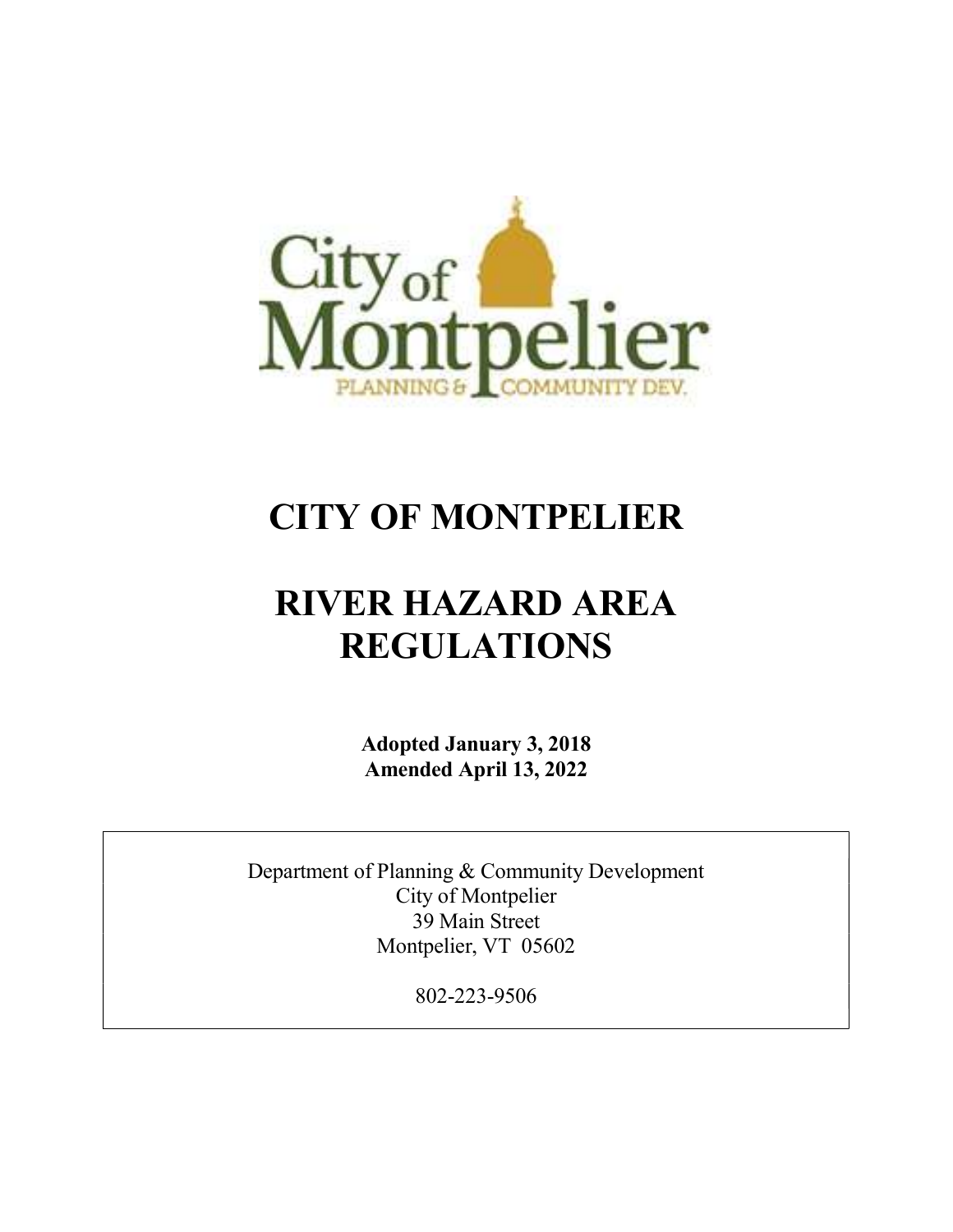# CITY OF MONTPELIER

# RIVER HAZARD AREA REGULATIONS

**Adopted January 3, 2018**
**Amended April 13, 2022**

Department of Planning & Community Development
City of Montpelier
39 Main Street
Montpelier, VT 05602

802-223-9506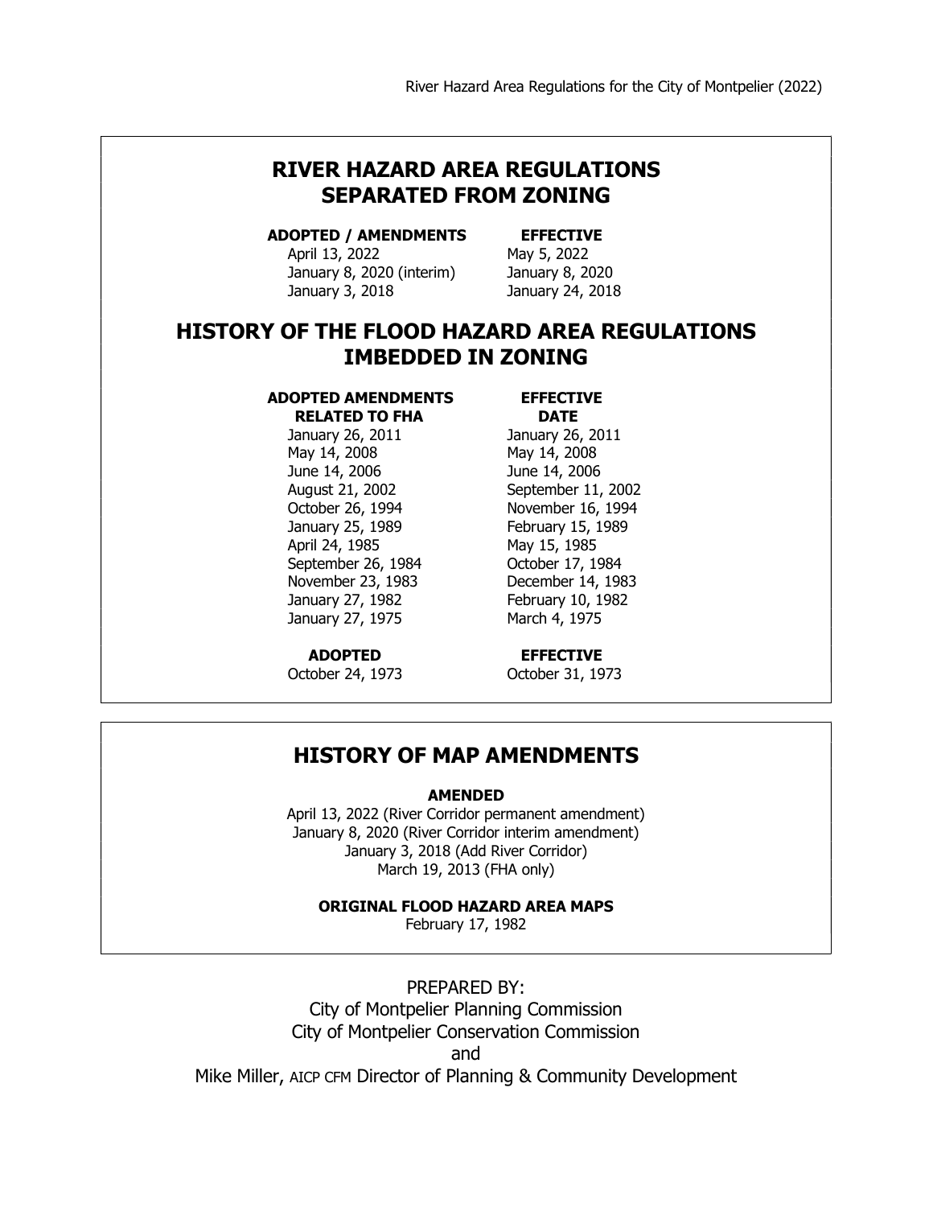## RIVER HAZARD AREA REGULATIONS SEPARATED FROM ZONING

| ADOPTED / AMENDMENTS | EFFECTIVE |
|---|---|
| April 13, 2022 | May 5, 2022 |
| January 8, 2020 (interim) | January 8, 2020 |
| January 3, 2018 | January 24, 2018 |

## HISTORY OF THE FLOOD HAZARD AREA REGULATIONS IMBEDDED IN ZONING

| ADOPTED AMENDMENTS RELATED TO FHA | EFFECTIVE DATE |
|---|---|
| January 26, 2011 | January 26, 2011 |
| May 14, 2008 | May 14, 2008 |
| June 14, 2006 | June 14, 2006 |
| August 21, 2002 | September 11, 2002 |
| October 26, 1994 | November 16, 1994 |
| January 25, 1989 | February 15, 1989 |
| April 24, 1985 | May 15, 1985 |
| September 26, 1984 | October 17, 1984 |
| November 23, 1983 | December 14, 1983 |
| January 27, 1982 | February 10, 1982 |
| January 27, 1975 | March 4, 1975 |

| ADOPTED | EFFECTIVE |
|---|---|
| October 24, 1973 | October 31, 1973 |

## HISTORY OF MAP AMENDMENTS

**AMENDED**

April 13, 2022 (River Corridor permanent amendment)
January 8, 2020 (River Corridor interim amendment)
January 3, 2018 (Add River Corridor)
March 19, 2013 (FHA only)

**ORIGINAL FLOOD HAZARD AREA MAPS**

February 17, 1982

PREPARED BY:
City of Montpelier Planning Commission
City of Montpelier Conservation Commission
and
Mike Miller, AICP CFM Director of Planning & Community Development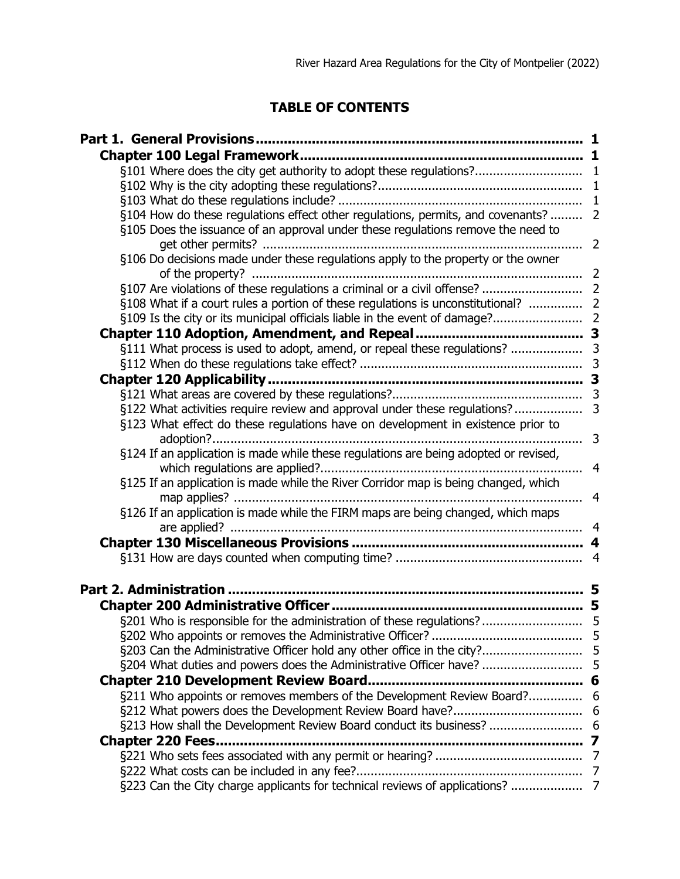## TABLE OF CONTENTS

**Part 1. General Provisions** ........ 1

**Chapter 100 Legal Framework** ........ 1

§101 Where does the city get authority to adopt these regulations? ........ 1

§102 Why is the city adopting these regulations? ........ 1

§103 What do these regulations include? ........ 1

§104 How do these regulations effect other regulations, permits, and covenants? ........ 2

§105 Does the issuance of an approval under these regulations remove the need to get other permits? ........ 2

§106 Do decisions made under these regulations apply to the property or the owner of the property? ........ 2

§107 Are violations of these regulations a criminal or a civil offense? ........ 2

§108 What if a court rules a portion of these regulations is unconstitutional? ........ 2

§109 Is the city or its municipal officials liable in the event of damage? ........ 2

**Chapter 110 Adoption, Amendment, and Repeal** ........ 3

§111 What process is used to adopt, amend, or repeal these regulations? ........ 3

§112 When do these regulations take effect? ........ 3

**Chapter 120 Applicability** ........ 3

§121 What areas are covered by these regulations? ........ 3

§122 What activities require review and approval under these regulations? ........ 3

§123 What effect do these regulations have on development in existence prior to adoption? ........ 3

§124 If an application is made while these regulations are being adopted or revised, which regulations are applied? ........ 4

§125 If an application is made while the River Corridor map is being changed, which map applies? ........ 4

§126 If an application is made while the FIRM maps are being changed, which maps are applied? ........ 4

**Chapter 130 Miscellaneous Provisions** ........ 4

§131 How are days counted when computing time? ........ 4

**Part 2. Administration** ........ 5

**Chapter 200 Administrative Officer** ........ 5

§201 Who is responsible for the administration of these regulations? ........ 5

§202 Who appoints or removes the Administrative Officer? ........ 5

§203 Can the Administrative Officer hold any other office in the city? ........ 5

§204 What duties and powers does the Administrative Officer have? ........ 5

**Chapter 210 Development Review Board** ........ 6

§211 Who appoints or removes members of the Development Review Board? ........ 6

§212 What powers does the Development Review Board have? ........ 6

§213 How shall the Development Review Board conduct its business? ........ 6

**Chapter 220 Fees** ........ 7

§221 Who sets fees associated with any permit or hearing? ........ 7

§222 What costs can be included in any fee? ........ 7

§223 Can the City charge applicants for technical reviews of applications? ........ 7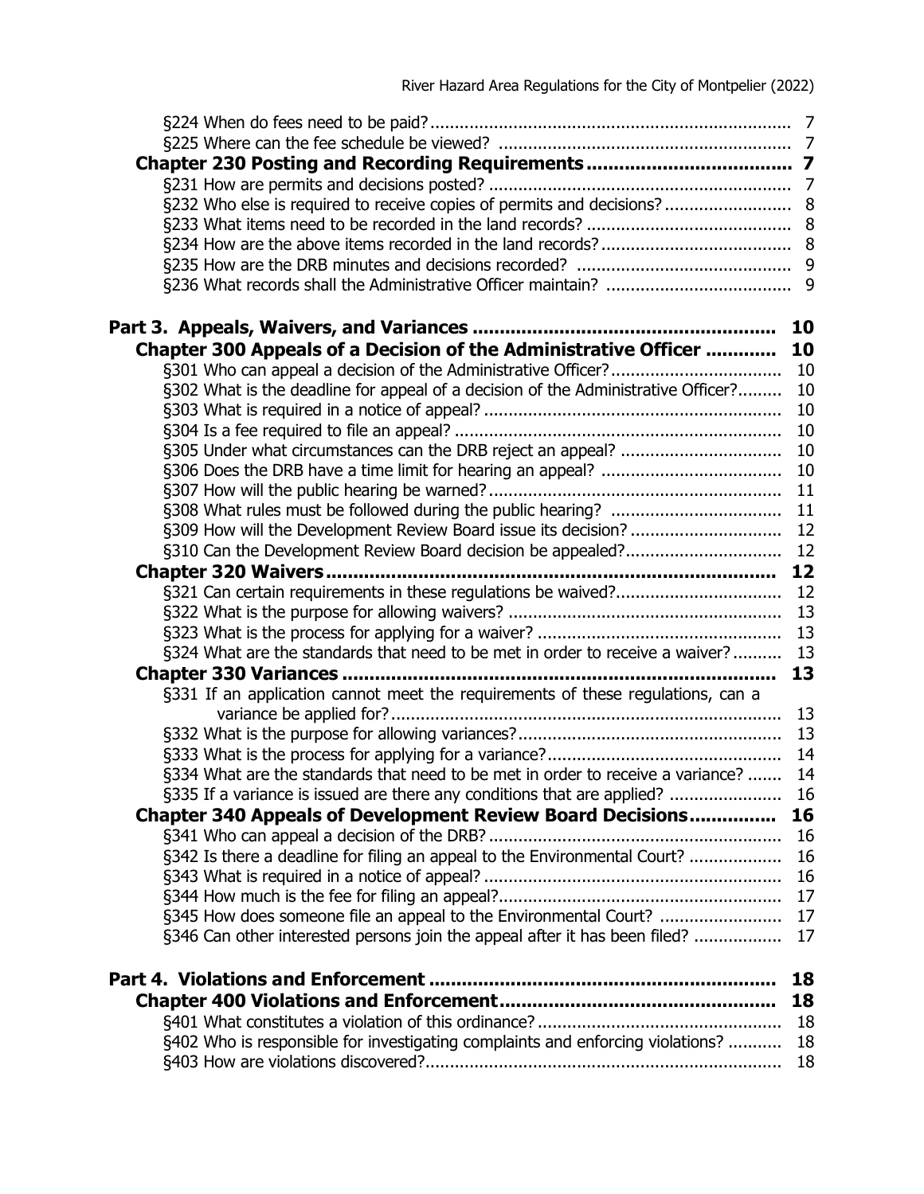§224 When do fees need to be paid? ........................................................................ 7
§225 Where can the fee schedule be viewed? ........................................................... 7

**Chapter 230 Posting and Recording Requirements ..................................... 7**

§231 How are permits and decisions posted? ............................................................. 7
§232 Who else is required to receive copies of permits and decisions? .......................... 8
§233 What items need to be recorded in the land records? .......................................... 8
§234 How are the above items recorded in the land records? ....................................... 8
§235 How are the DRB minutes and decisions recorded? ............................................ 9
§236 What records shall the Administrative Officer maintain? ...................................... 9

**Part 3. Appeals, Waivers, and Variances ....................................................... 10**

**Chapter 300 Appeals of a Decision of the Administrative Officer ............ 10**

§301 Who can appeal a decision of the Administrative Officer? .................................. 10
§302 What is the deadline for appeal of a decision of the Administrative Officer? ......... 10
§303 What is required in a notice of appeal? ............................................................ 10
§304 Is a fee required to file an appeal? .................................................................. 10
§305 Under what circumstances can the DRB reject an appeal? ................................. 10
§306 Does the DRB have a time limit for hearing an appeal? ..................................... 10
§307 How will the public hearing be warned? ........................................................... 11
§308 What rules must be followed during the public hearing? ................................... 11
§309 How will the Development Review Board issue its decision? ............................... 12
§310 Can the Development Review Board decision be appealed? ................................ 12

**Chapter 320 Waivers ..................................................................................... 12**

§321 Can certain requirements in these regulations be waived? ................................. 12
§322 What is the purpose for allowing waivers? ........................................................ 13
§323 What is the process for applying for a waiver? ................................................. 13
§324 What are the standards that need to be met in order to receive a waiver? .......... 13

**Chapter 330 Variances ................................................................................... 13**

§331 If an application cannot meet the requirements of these regulations, can a variance be applied for? ........................................................................................ 13
§332 What is the purpose for allowing variances? ...................................................... 13
§333 What is the process for applying for a variance? ................................................ 14
§334 What are the standards that need to be met in order to receive a variance? ....... 14
§335 If a variance is issued are there any conditions that are applied? ....................... 16

**Chapter 340 Appeals of Development Review Board Decisions ............... 16**

§341 Who can appeal a decision of the DRB? ........................................................... 16
§342 Is there a deadline for filing an appeal to the Environmental Court? ................... 16
§343 What is required in a notice of appeal? ............................................................ 16
§344 How much is the fee for filing an appeal? ......................................................... 17
§345 How does someone file an appeal to the Environmental Court? ......................... 17
§346 Can other interested persons join the appeal after it has been filed? ................. 17

**Part 4. Violations and Enforcement ................................................................ 18**

**Chapter 400 Violations and Enforcement ..................................................... 18**

§401 What constitutes a violation of this ordinance? .................................................. 18
§402 Who is responsible for investigating complaints and enforcing violations? ........... 18
§403 How are violations discovered? ........................................................................ 18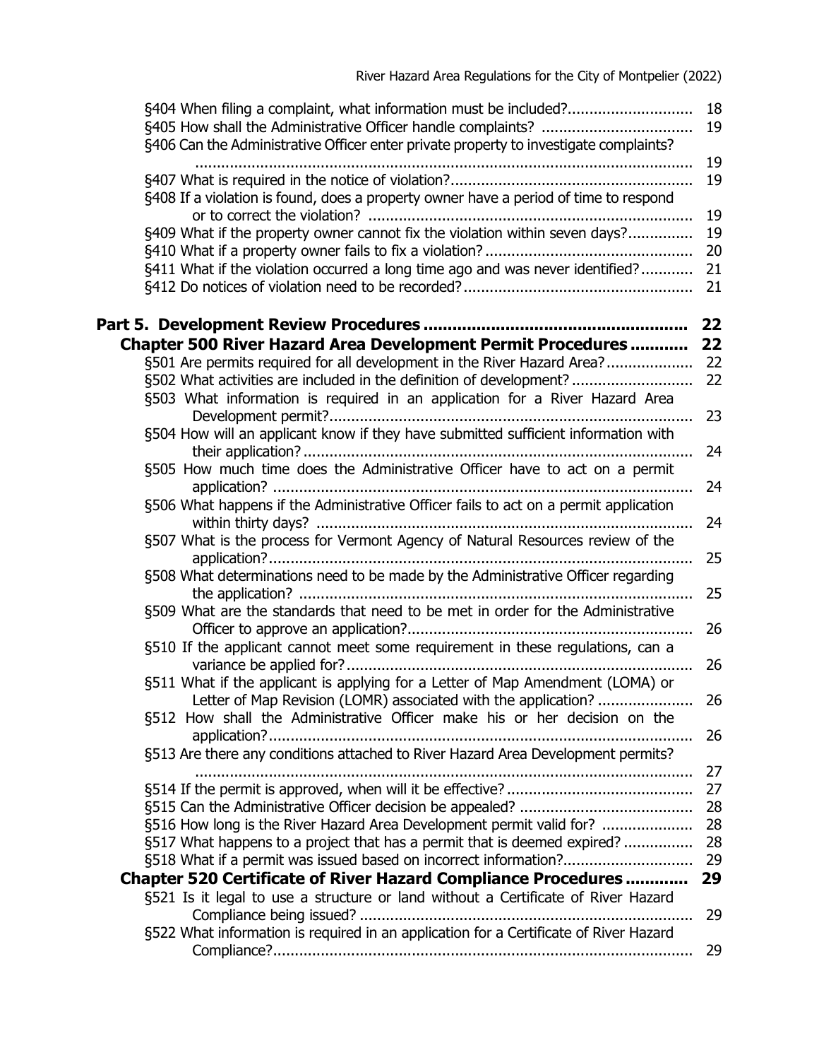§404 When filing a complaint, what information must be included? ............................ 18
§405 How shall the Administrative Officer handle complaints? .................................. 19
§406 Can the Administrative Officer enter private property to investigate complaints? ................................................................................................................ 19
§407 What is required in the notice of violation? ...................................................... 19
§408 If a violation is found, does a property owner have a period of time to respond or to correct the violation? ......................................................................... 19
§409 What if the property owner cannot fix the violation within seven days? .............. 19
§410 What if a property owner fails to fix a violation? ............................................... 20
§411 What if the violation occurred a long time ago and was never identified? ........... 21
§412 Do notices of violation need to be recorded? .................................................... 21

**Part 5. Development Review Procedures ..................................................... 22**

**Chapter 500 River Hazard Area Development Permit Procedures ........... 22**

§501 Are permits required for all development in the River Hazard Area? ................... 22
§502 What activities are included in the definition of development? ........................... 22
§503 What information is required in an application for a River Hazard Area Development permit? ................................................................................. 23
§504 How will an applicant know if they have submitted sufficient information with their application? ........................................................................................ 24
§505 How much time does the Administrative Officer have to act on a permit application? ............................................................................................... 24
§506 What happens if the Administrative Officer fails to act on a permit application within thirty days? ..................................................................................... 24
§507 What is the process for Vermont Agency of Natural Resources review of the application? ................................................................................................ 25
§508 What determinations need to be made by the Administrative Officer regarding the application? ......................................................................................... 25
§509 What are the standards that need to be met in order for the Administrative Officer to approve an application? ................................................................ 26
§510 If the applicant cannot meet some requirement in these regulations, can a variance be applied for? .............................................................................. 26
§511 What if the applicant is applying for a Letter of Map Amendment (LOMA) or Letter of Map Revision (LOMR) associated with the application? ..................... 26
§512 How shall the Administrative Officer make his or her decision on the application? ................................................................................................ 26
§513 Are there any conditions attached to River Hazard Area Development permits? ................................................................................................................ 27
§514 If the permit is approved, when will it be effective? .......................................... 27
§515 Can the Administrative Officer decision be appealed? ....................................... 28
§516 How long is the River Hazard Area Development permit valid for? .................... 28
§517 What happens to a project that has a permit that is deemed expired? ............... 28
§518 What if a permit was issued based on incorrect information? ............................. 29

**Chapter 520 Certificate of River Hazard Compliance Procedures ............ 29**

§521 Is it legal to use a structure or land without a Certificate of River Hazard Compliance being issued? ............................................................................ 29
§522 What information is required in an application for a Certificate of River Hazard Compliance? ............................................................................................... 29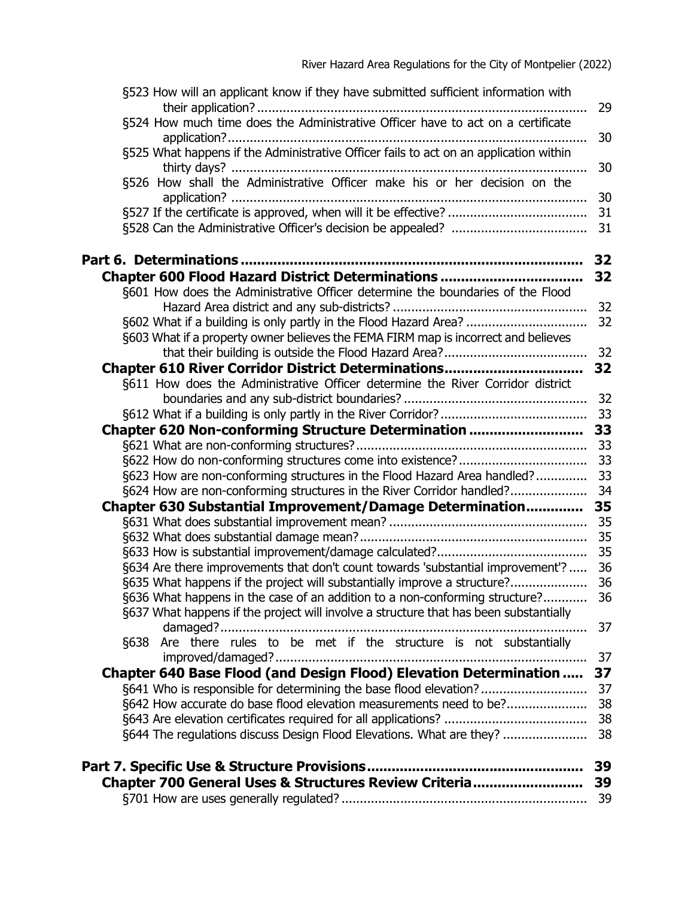§523 How will an applicant know if they have submitted sufficient information with their application? .......... 29
§524 How much time does the Administrative Officer have to act on a certificate application? .......... 30
§525 What happens if the Administrative Officer fails to act on an application within thirty days? .......... 30
§526 How shall the Administrative Officer make his or her decision on the application? .......... 30
§527 If the certificate is approved, when will it be effective? .......... 31
§528 Can the Administrative Officer's decision be appealed? .......... 31

**Part 6. Determinations .......... 32**

**Chapter 600 Flood Hazard District Determinations .......... 32**

§601 How does the Administrative Officer determine the boundaries of the Flood Hazard Area district and any sub-districts? .......... 32
§602 What if a building is only partly in the Flood Hazard Area? .......... 32
§603 What if a property owner believes the FEMA FIRM map is incorrect and believes that their building is outside the Flood Hazard Area? .......... 32

**Chapter 610 River Corridor District Determinations .......... 32**

§611 How does the Administrative Officer determine the River Corridor district boundaries and any sub-district boundaries? .......... 32
§612 What if a building is only partly in the River Corridor? .......... 33

**Chapter 620 Non-conforming Structure Determination .......... 33**

§621 What are non-conforming structures? .......... 33
§622 How do non-conforming structures come into existence? .......... 33
§623 How are non-conforming structures in the Flood Hazard Area handled? .......... 33
§624 How are non-conforming structures in the River Corridor handled? .......... 34

**Chapter 630 Substantial Improvement/Damage Determination .......... 35**

§631 What does substantial improvement mean? .......... 35
§632 What does substantial damage mean? .......... 35
§633 How is substantial improvement/damage calculated? .......... 35
§634 Are there improvements that don't count towards 'substantial improvement'? .......... 36
§635 What happens if the project will substantially improve a structure? .......... 36
§636 What happens in the case of an addition to a non-conforming structure? .......... 36
§637 What happens if the project will involve a structure that has been substantially damaged? .......... 37
§638 Are there rules to be met if the structure is not substantially improved/damaged? .......... 37

**Chapter 640 Base Flood (and Design Flood) Elevation Determination .......... 37**

§641 Who is responsible for determining the base flood elevation? .......... 37
§642 How accurate do base flood elevation measurements need to be? .......... 38
§643 Are elevation certificates required for all applications? .......... 38
§644 The regulations discuss Design Flood Elevations. What are they? .......... 38

**Part 7. Specific Use & Structure Provisions .......... 39**

**Chapter 700 General Uses & Structures Review Criteria .......... 39**

§701 How are uses generally regulated? .......... 39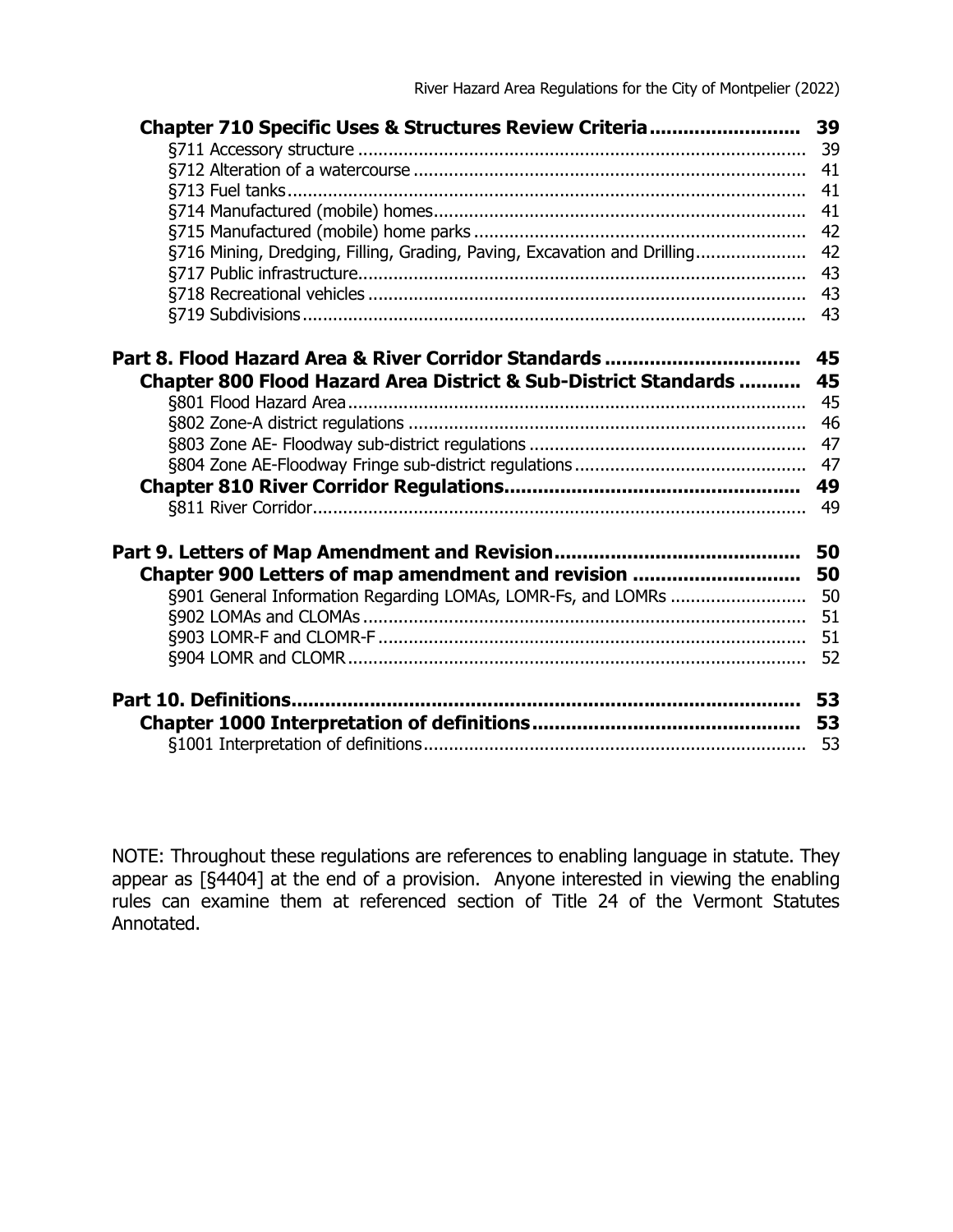**Chapter 710 Specific Uses & Structures Review Criteria .......................... 39**

§711 Accessory structure ........................................................................................ 39
§712 Alteration of a watercourse ............................................................................. 41
§713 Fuel tanks....................................................................................................... 41
§714 Manufactured (mobile) homes.......................................................................... 41
§715 Manufactured (mobile) home parks ................................................................. 42
§716 Mining, Dredging, Filling, Grading, Paving, Excavation and Drilling...................... 42
§717 Public infrastructure......................................................................................... 43
§718 Recreational vehicles ....................................................................................... 43
§719 Subdivisions.................................................................................................... 43

**Part 8. Flood Hazard Area & River Corridor Standards .................................. 45**

**Chapter 800 Flood Hazard Area District & Sub-District Standards ........... 45**

§801 Flood Hazard Area........................................................................................... 45
§802 Zone-A district regulations ............................................................................... 46
§803 Zone AE- Floodway sub-district regulations ....................................................... 47
§804 Zone AE-Floodway Fringe sub-district regulations .............................................. 47

**Chapter 810 River Corridor Regulations.................................................... 49**

§811 River Corridor.................................................................................................. 49

**Part 9. Letters of Map Amendment and Revision........................................... 50**

**Chapter 900 Letters of map amendment and revision ............................. 50**

§901 General Information Regarding LOMAs, LOMR-Fs, and LOMRs ........................... 50
§902 LOMAs and CLOMAs ........................................................................................ 51
§903 LOMR-F and CLOMR-F ..................................................................................... 51
§904 LOMR and CLOMR........................................................................................... 52

**Part 10. Definitions.......................................................................................... 53**

**Chapter 1000 Interpretation of definitions............................................... 53**

§1001 Interpretation of definitions............................................................................ 53

NOTE: Throughout these regulations are references to enabling language in statute. They appear as [§4404] at the end of a provision. Anyone interested in viewing the enabling rules can examine them at referenced section of Title 24 of the Vermont Statutes Annotated.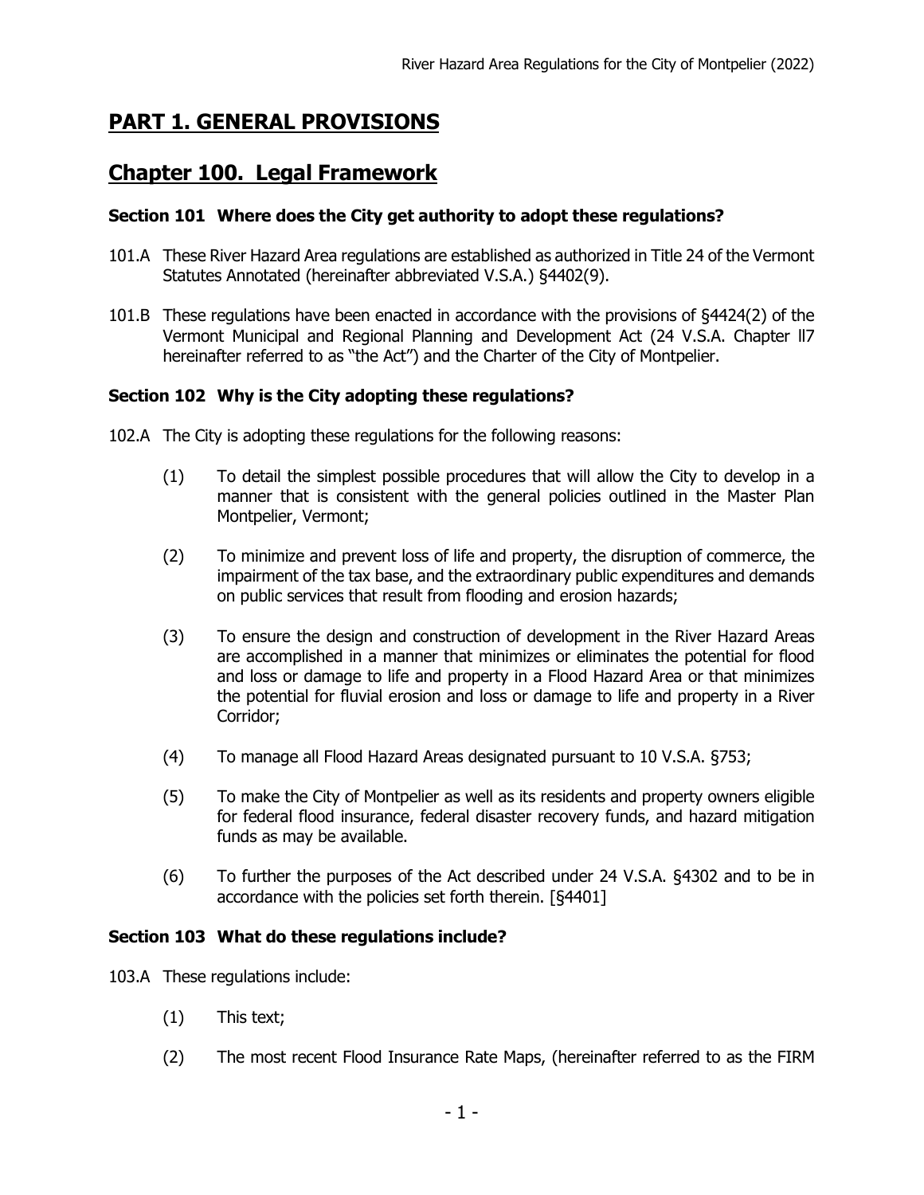# PART 1. GENERAL PROVISIONS

## Chapter 100. Legal Framework

### Section 101 Where does the City get authority to adopt these regulations?

101.A These River Hazard Area regulations are established as authorized in Title 24 of the Vermont Statutes Annotated (hereinafter abbreviated V.S.A.) §4402(9).

101.B These regulations have been enacted in accordance with the provisions of §4424(2) of the Vermont Municipal and Regional Planning and Development Act (24 V.S.A. Chapter ll7 hereinafter referred to as "the Act") and the Charter of the City of Montpelier.

### Section 102 Why is the City adopting these regulations?

102.A The City is adopting these regulations for the following reasons:

(1) To detail the simplest possible procedures that will allow the City to develop in a manner that is consistent with the general policies outlined in the Master Plan Montpelier, Vermont;

(2) To minimize and prevent loss of life and property, the disruption of commerce, the impairment of the tax base, and the extraordinary public expenditures and demands on public services that result from flooding and erosion hazards;

(3) To ensure the design and construction of development in the River Hazard Areas are accomplished in a manner that minimizes or eliminates the potential for flood and loss or damage to life and property in a Flood Hazard Area or that minimizes the potential for fluvial erosion and loss or damage to life and property in a River Corridor;

(4) To manage all Flood Hazard Areas designated pursuant to 10 V.S.A. §753;

(5) To make the City of Montpelier as well as its residents and property owners eligible for federal flood insurance, federal disaster recovery funds, and hazard mitigation funds as may be available.

(6) To further the purposes of the Act described under 24 V.S.A. §4302 and to be in accordance with the policies set forth therein. [§4401]

### Section 103 What do these regulations include?

103.A These regulations include:

(1) This text;

(2) The most recent Flood Insurance Rate Maps, (hereinafter referred to as the FIRM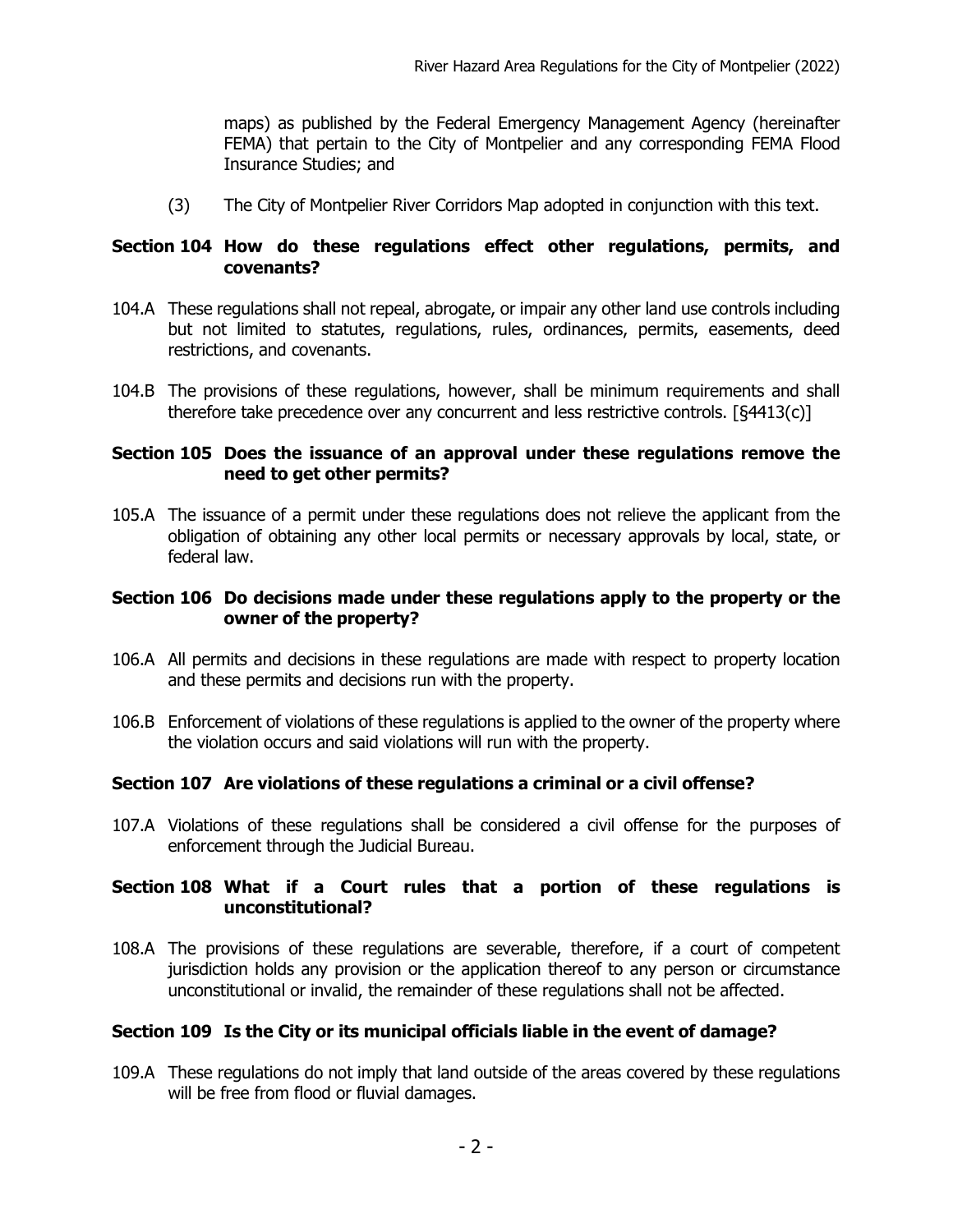maps) as published by the Federal Emergency Management Agency (hereinafter FEMA) that pertain to the City of Montpelier and any corresponding FEMA Flood Insurance Studies; and

(3) The City of Montpelier River Corridors Map adopted in conjunction with this text.

### Section 104 How do these regulations effect other regulations, permits, and covenants?

104.A These regulations shall not repeal, abrogate, or impair any other land use controls including but not limited to statutes, regulations, rules, ordinances, permits, easements, deed restrictions, and covenants.

104.B The provisions of these regulations, however, shall be minimum requirements and shall therefore take precedence over any concurrent and less restrictive controls. [§4413(c)]

### Section 105 Does the issuance of an approval under these regulations remove the need to get other permits?

105.A The issuance of a permit under these regulations does not relieve the applicant from the obligation of obtaining any other local permits or necessary approvals by local, state, or federal law.

### Section 106 Do decisions made under these regulations apply to the property or the owner of the property?

106.A All permits and decisions in these regulations are made with respect to property location and these permits and decisions run with the property.

106.B Enforcement of violations of these regulations is applied to the owner of the property where the violation occurs and said violations will run with the property.

### Section 107 Are violations of these regulations a criminal or a civil offense?

107.A Violations of these regulations shall be considered a civil offense for the purposes of enforcement through the Judicial Bureau.

### Section 108 What if a Court rules that a portion of these regulations is unconstitutional?

108.A The provisions of these regulations are severable, therefore, if a court of competent jurisdiction holds any provision or the application thereof to any person or circumstance unconstitutional or invalid, the remainder of these regulations shall not be affected.

### Section 109 Is the City or its municipal officials liable in the event of damage?

109.A These regulations do not imply that land outside of the areas covered by these regulations will be free from flood or fluvial damages.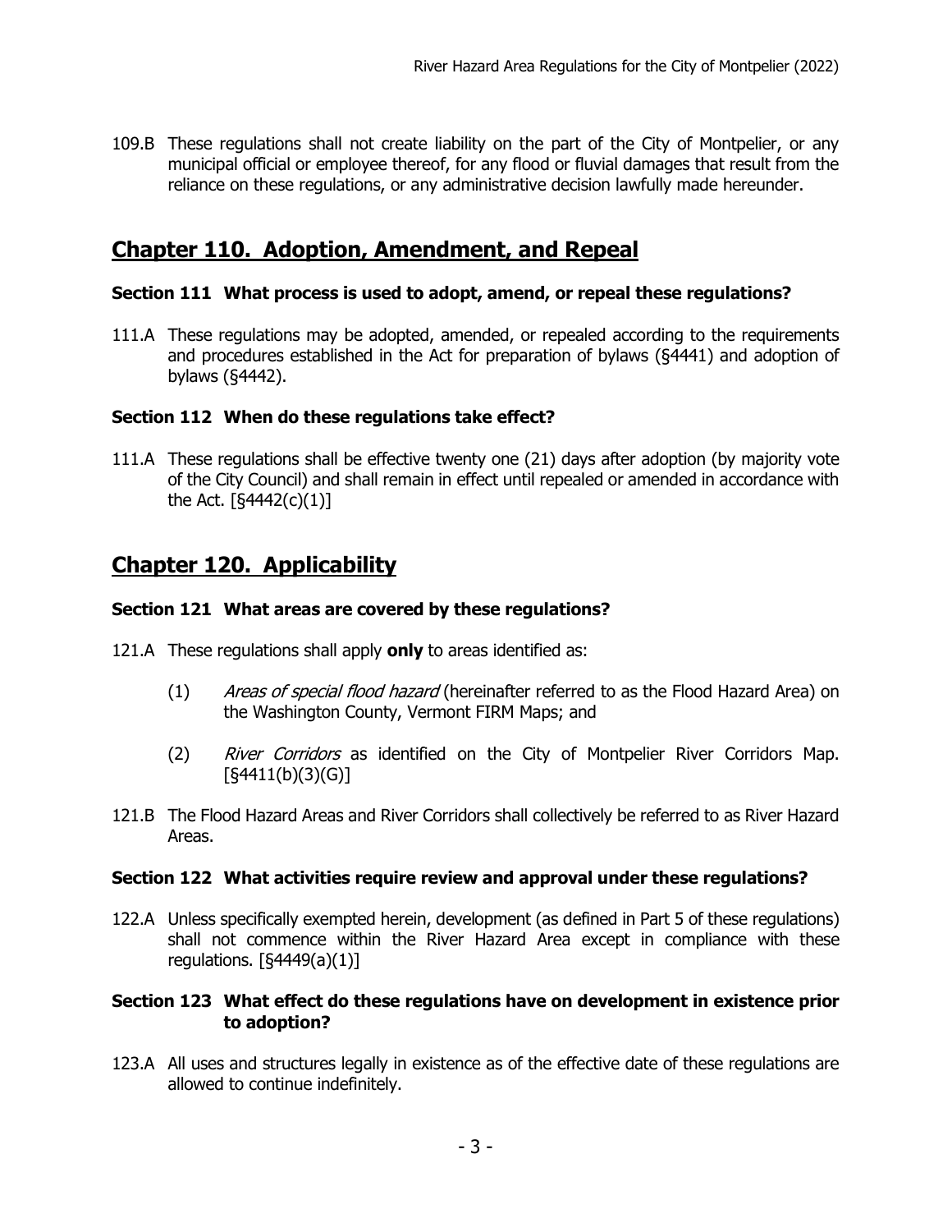109.B These regulations shall not create liability on the part of the City of Montpelier, or any municipal official or employee thereof, for any flood or fluvial damages that result from the reliance on these regulations, or any administrative decision lawfully made hereunder.

## Chapter 110. Adoption, Amendment, and Repeal

### Section 111 What process is used to adopt, amend, or repeal these regulations?

111.A These regulations may be adopted, amended, or repealed according to the requirements and procedures established in the Act for preparation of bylaws (§4441) and adoption of bylaws (§4442).

### Section 112 When do these regulations take effect?

111.A These regulations shall be effective twenty one (21) days after adoption (by majority vote of the City Council) and shall remain in effect until repealed or amended in accordance with the Act. [§4442(c)(1)]

## Chapter 120. Applicability

### Section 121 What areas are covered by these regulations?

121.A These regulations shall apply **only** to areas identified as:

(1) *Areas of special flood hazard* (hereinafter referred to as the Flood Hazard Area) on the Washington County, Vermont FIRM Maps; and

(2) *River Corridors* as identified on the City of Montpelier River Corridors Map. [§4411(b)(3)(G)]

121.B The Flood Hazard Areas and River Corridors shall collectively be referred to as River Hazard Areas.

### Section 122 What activities require review and approval under these regulations?

122.A Unless specifically exempted herein, development (as defined in Part 5 of these regulations) shall not commence within the River Hazard Area except in compliance with these regulations. [§4449(a)(1)]

### Section 123 What effect do these regulations have on development in existence prior to adoption?

123.A All uses and structures legally in existence as of the effective date of these regulations are allowed to continue indefinitely.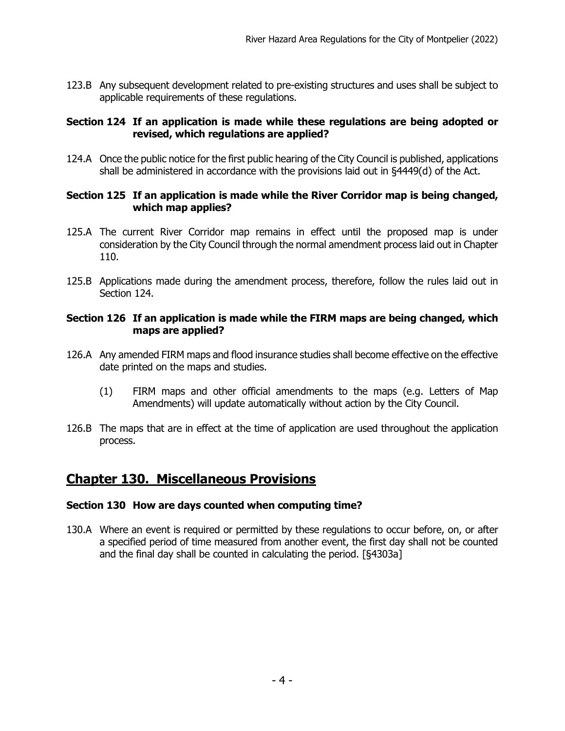123.B Any subsequent development related to pre-existing structures and uses shall be subject to applicable requirements of these regulations.

### Section 124 If an application is made while these regulations are being adopted or revised, which regulations are applied?

124.A Once the public notice for the first public hearing of the City Council is published, applications shall be administered in accordance with the provisions laid out in §4449(d) of the Act.

### Section 125 If an application is made while the River Corridor map is being changed, which map applies?

125.A The current River Corridor map remains in effect until the proposed map is under consideration by the City Council through the normal amendment process laid out in Chapter 110.

125.B Applications made during the amendment process, therefore, follow the rules laid out in Section 124.

### Section 126 If an application is made while the FIRM maps are being changed, which maps are applied?

126.A Any amended FIRM maps and flood insurance studies shall become effective on the effective date printed on the maps and studies.

(1) FIRM maps and other official amendments to the maps (e.g. Letters of Map Amendments) will update automatically without action by the City Council.

126.B The maps that are in effect at the time of application are used throughout the application process.

## Chapter 130. Miscellaneous Provisions

### Section 130 How are days counted when computing time?

130.A Where an event is required or permitted by these regulations to occur before, on, or after a specified period of time measured from another event, the first day shall not be counted and the final day shall be counted in calculating the period. [§4303a]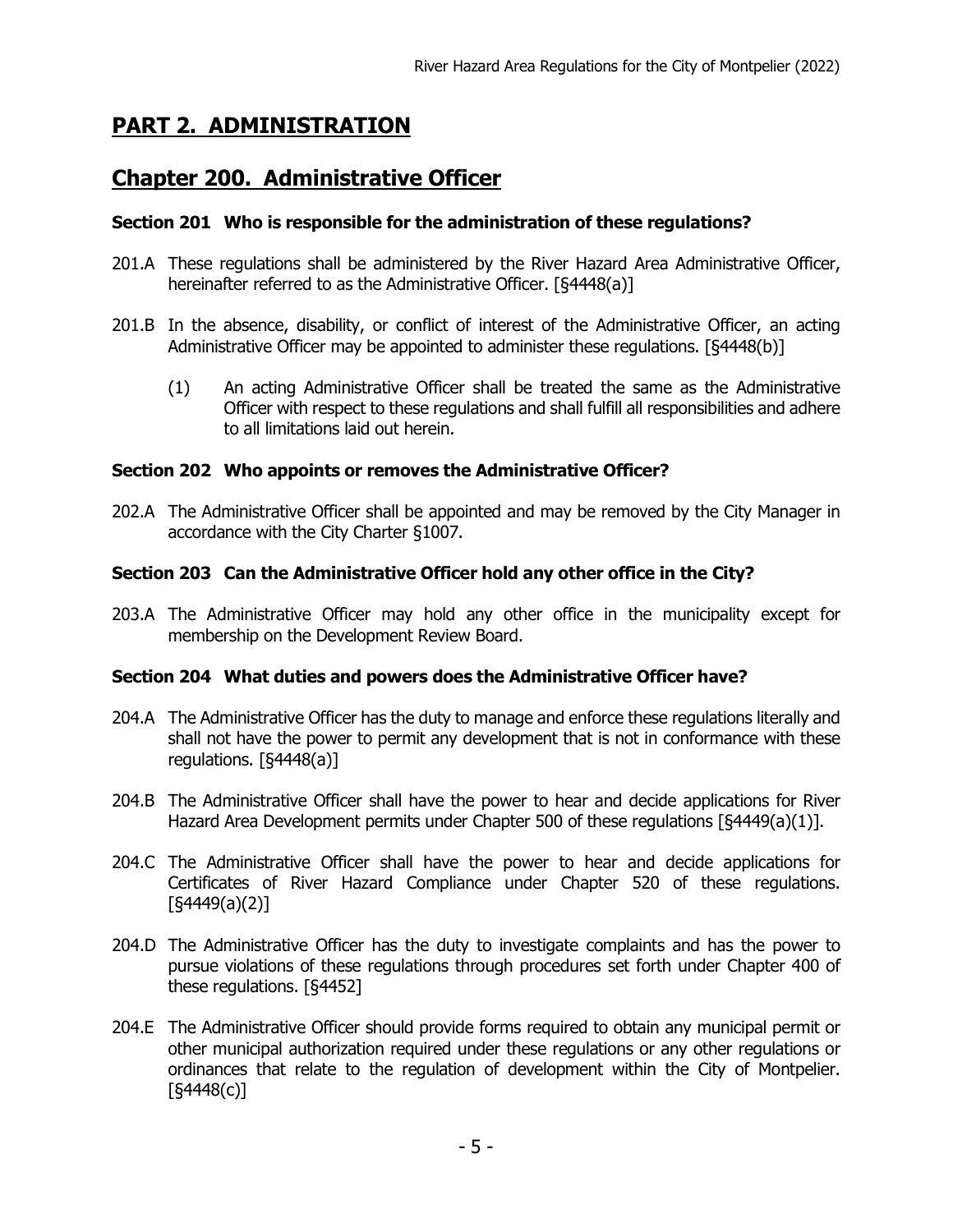# PART 2. ADMINISTRATION

## Chapter 200. Administrative Officer

### Section 201 Who is responsible for the administration of these regulations?

201.A These regulations shall be administered by the River Hazard Area Administrative Officer, hereinafter referred to as the Administrative Officer. [§4448(a)]

201.B In the absence, disability, or conflict of interest of the Administrative Officer, an acting Administrative Officer may be appointed to administer these regulations. [§4448(b)]

(1) An acting Administrative Officer shall be treated the same as the Administrative Officer with respect to these regulations and shall fulfill all responsibilities and adhere to all limitations laid out herein.

### Section 202 Who appoints or removes the Administrative Officer?

202.A The Administrative Officer shall be appointed and may be removed by the City Manager in accordance with the City Charter §1007.

### Section 203 Can the Administrative Officer hold any other office in the City?

203.A The Administrative Officer may hold any other office in the municipality except for membership on the Development Review Board.

### Section 204 What duties and powers does the Administrative Officer have?

204.A The Administrative Officer has the duty to manage and enforce these regulations literally and shall not have the power to permit any development that is not in conformance with these regulations. [§4448(a)]

204.B The Administrative Officer shall have the power to hear and decide applications for River Hazard Area Development permits under Chapter 500 of these regulations [§4449(a)(1)].

204.C The Administrative Officer shall have the power to hear and decide applications for Certificates of River Hazard Compliance under Chapter 520 of these regulations. [§4449(a)(2)]

204.D The Administrative Officer has the duty to investigate complaints and has the power to pursue violations of these regulations through procedures set forth under Chapter 400 of these regulations. [§4452]

204.E The Administrative Officer should provide forms required to obtain any municipal permit or other municipal authorization required under these regulations or any other regulations or ordinances that relate to the regulation of development within the City of Montpelier. [§4448(c)]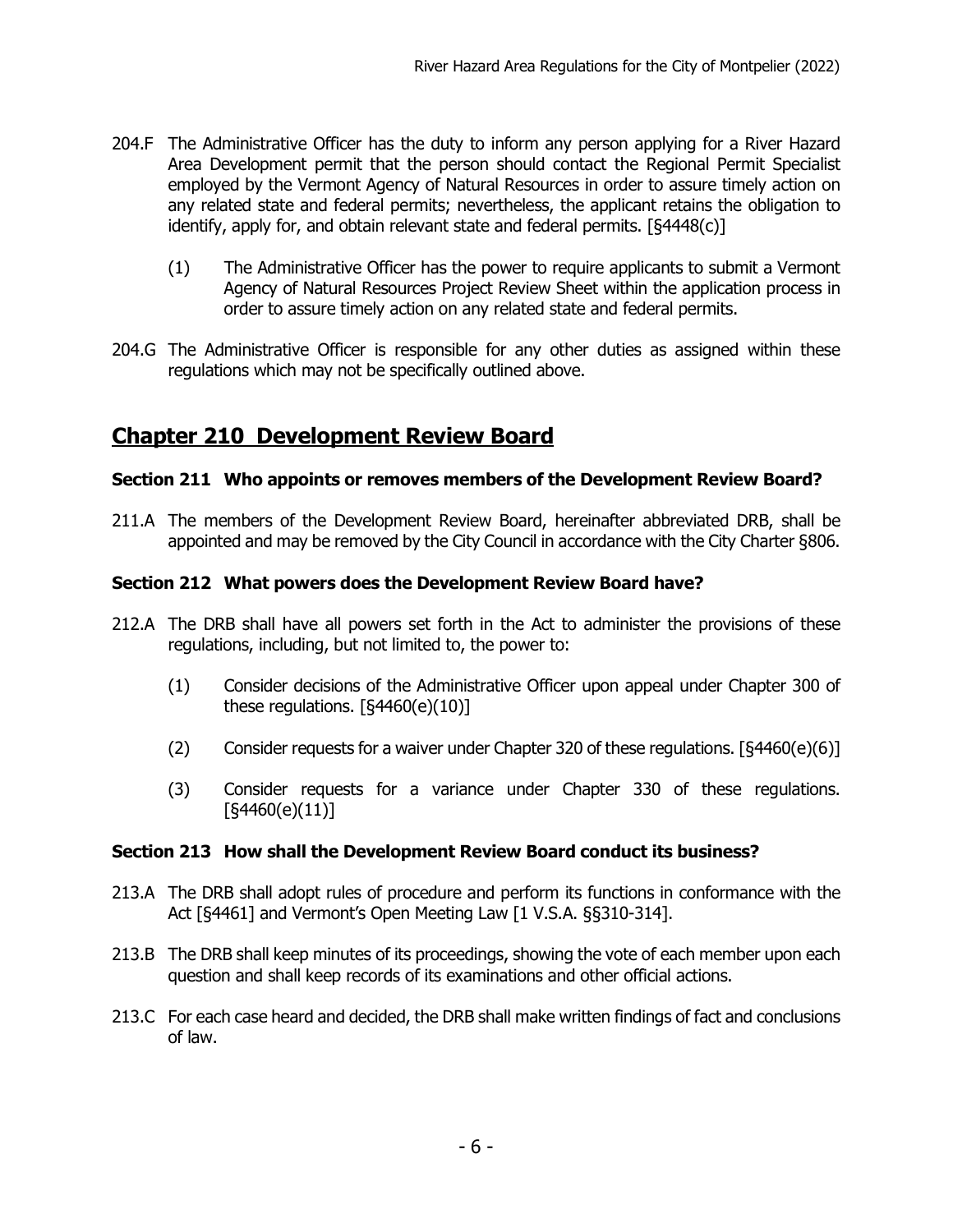204.F The Administrative Officer has the duty to inform any person applying for a River Hazard Area Development permit that the person should contact the Regional Permit Specialist employed by the Vermont Agency of Natural Resources in order to assure timely action on any related state and federal permits; nevertheless, the applicant retains the obligation to identify, apply for, and obtain relevant state and federal permits. [§4448(c)]

(1) The Administrative Officer has the power to require applicants to submit a Vermont Agency of Natural Resources Project Review Sheet within the application process in order to assure timely action on any related state and federal permits.

204.G The Administrative Officer is responsible for any other duties as assigned within these regulations which may not be specifically outlined above.

## Chapter 210 Development Review Board

### Section 211 Who appoints or removes members of the Development Review Board?

211.A The members of the Development Review Board, hereinafter abbreviated DRB, shall be appointed and may be removed by the City Council in accordance with the City Charter §806.

### Section 212 What powers does the Development Review Board have?

212.A The DRB shall have all powers set forth in the Act to administer the provisions of these regulations, including, but not limited to, the power to:

(1) Consider decisions of the Administrative Officer upon appeal under Chapter 300 of these regulations. [§4460(e)(10)]

(2) Consider requests for a waiver under Chapter 320 of these regulations. [§4460(e)(6)]

(3) Consider requests for a variance under Chapter 330 of these regulations. [§4460(e)(11)]

### Section 213 How shall the Development Review Board conduct its business?

213.A The DRB shall adopt rules of procedure and perform its functions in conformance with the Act [§4461] and Vermont's Open Meeting Law [1 V.S.A. §§310-314].

213.B The DRB shall keep minutes of its proceedings, showing the vote of each member upon each question and shall keep records of its examinations and other official actions.

213.C For each case heard and decided, the DRB shall make written findings of fact and conclusions of law.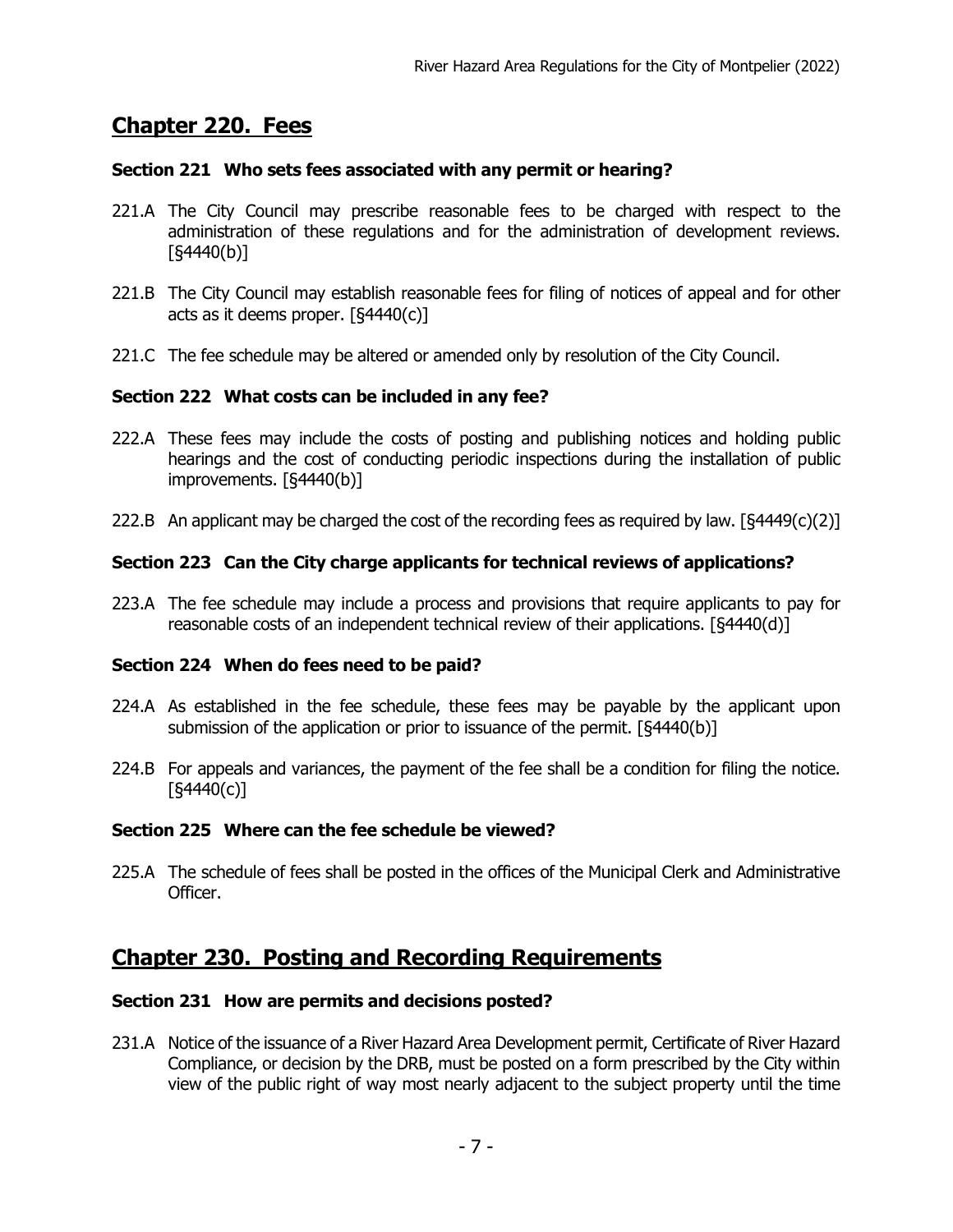## Chapter 220. Fees

### Section 221 Who sets fees associated with any permit or hearing?

221.A The City Council may prescribe reasonable fees to be charged with respect to the administration of these regulations and for the administration of development reviews. [§4440(b)]

221.B The City Council may establish reasonable fees for filing of notices of appeal and for other acts as it deems proper. [§4440(c)]

221.C The fee schedule may be altered or amended only by resolution of the City Council.

### Section 222 What costs can be included in any fee?

222.A These fees may include the costs of posting and publishing notices and holding public hearings and the cost of conducting periodic inspections during the installation of public improvements. [§4440(b)]

222.B An applicant may be charged the cost of the recording fees as required by law. [§4449(c)(2)]

### Section 223 Can the City charge applicants for technical reviews of applications?

223.A The fee schedule may include a process and provisions that require applicants to pay for reasonable costs of an independent technical review of their applications. [§4440(d)]

### Section 224 When do fees need to be paid?

224.A As established in the fee schedule, these fees may be payable by the applicant upon submission of the application or prior to issuance of the permit. [§4440(b)]

224.B For appeals and variances, the payment of the fee shall be a condition for filing the notice. [§4440(c)]

### Section 225 Where can the fee schedule be viewed?

225.A The schedule of fees shall be posted in the offices of the Municipal Clerk and Administrative Officer.

## Chapter 230. Posting and Recording Requirements

### Section 231 How are permits and decisions posted?

231.A Notice of the issuance of a River Hazard Area Development permit, Certificate of River Hazard Compliance, or decision by the DRB, must be posted on a form prescribed by the City within view of the public right of way most nearly adjacent to the subject property until the time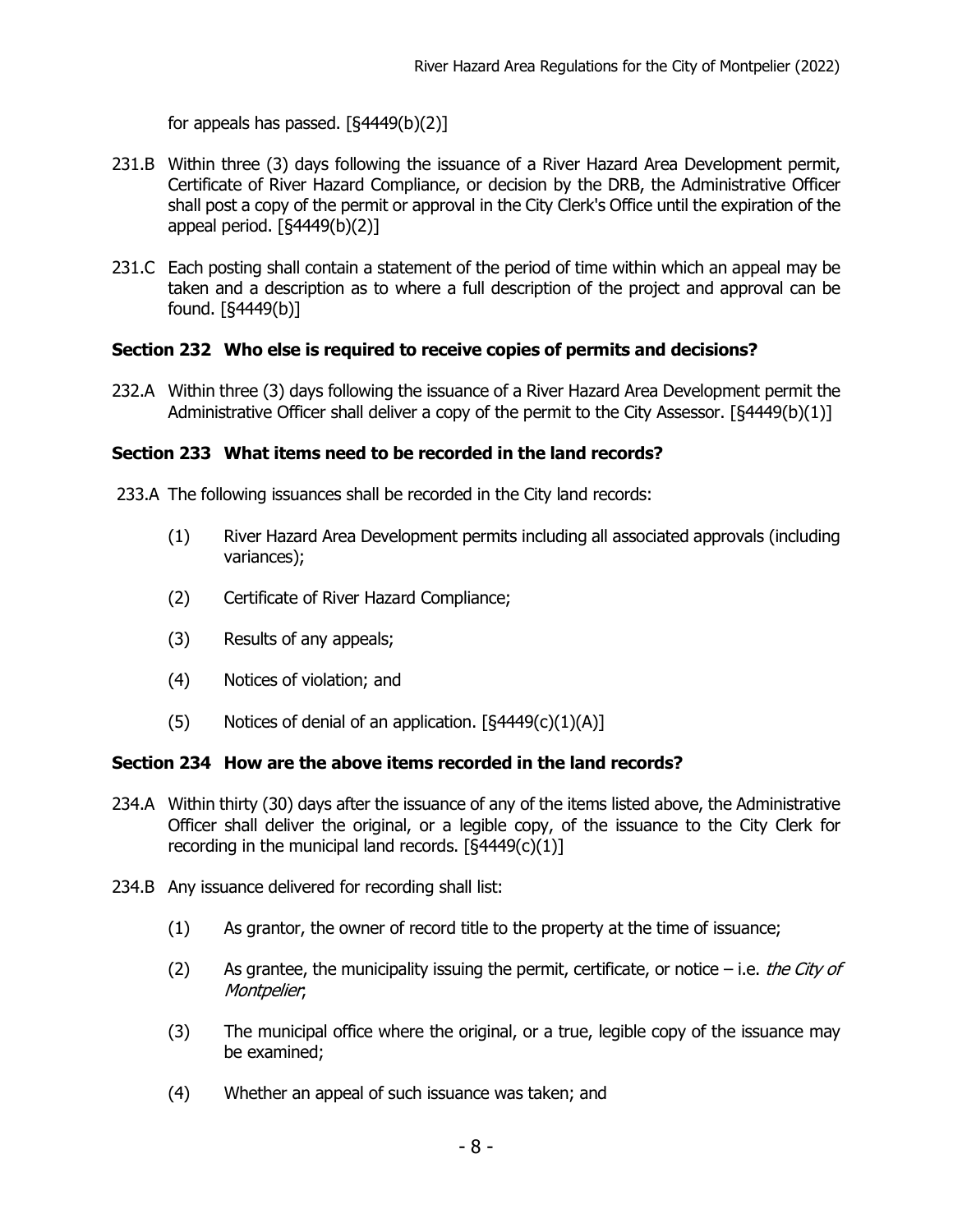for appeals has passed. [§4449(b)(2)]

231.B Within three (3) days following the issuance of a River Hazard Area Development permit, Certificate of River Hazard Compliance, or decision by the DRB, the Administrative Officer shall post a copy of the permit or approval in the City Clerk's Office until the expiration of the appeal period. [§4449(b)(2)]

231.C Each posting shall contain a statement of the period of time within which an appeal may be taken and a description as to where a full description of the project and approval can be found. [§4449(b)]

### Section 232 Who else is required to receive copies of permits and decisions?

232.A Within three (3) days following the issuance of a River Hazard Area Development permit the Administrative Officer shall deliver a copy of the permit to the City Assessor. [§4449(b)(1)]

### Section 233 What items need to be recorded in the land records?

233.A The following issuances shall be recorded in the City land records:

(1) River Hazard Area Development permits including all associated approvals (including variances);

(2) Certificate of River Hazard Compliance;

(3) Results of any appeals;

(4) Notices of violation; and

(5) Notices of denial of an application. [§4449(c)(1)(A)]

### Section 234 How are the above items recorded in the land records?

234.A Within thirty (30) days after the issuance of any of the items listed above, the Administrative Officer shall deliver the original, or a legible copy, of the issuance to the City Clerk for recording in the municipal land records. [§4449(c)(1)]

234.B Any issuance delivered for recording shall list:

(1) As grantor, the owner of record title to the property at the time of issuance;

(2) As grantee, the municipality issuing the permit, certificate, or notice – i.e. *the City of Montpelier*;

(3) The municipal office where the original, or a true, legible copy of the issuance may be examined;

(4) Whether an appeal of such issuance was taken; and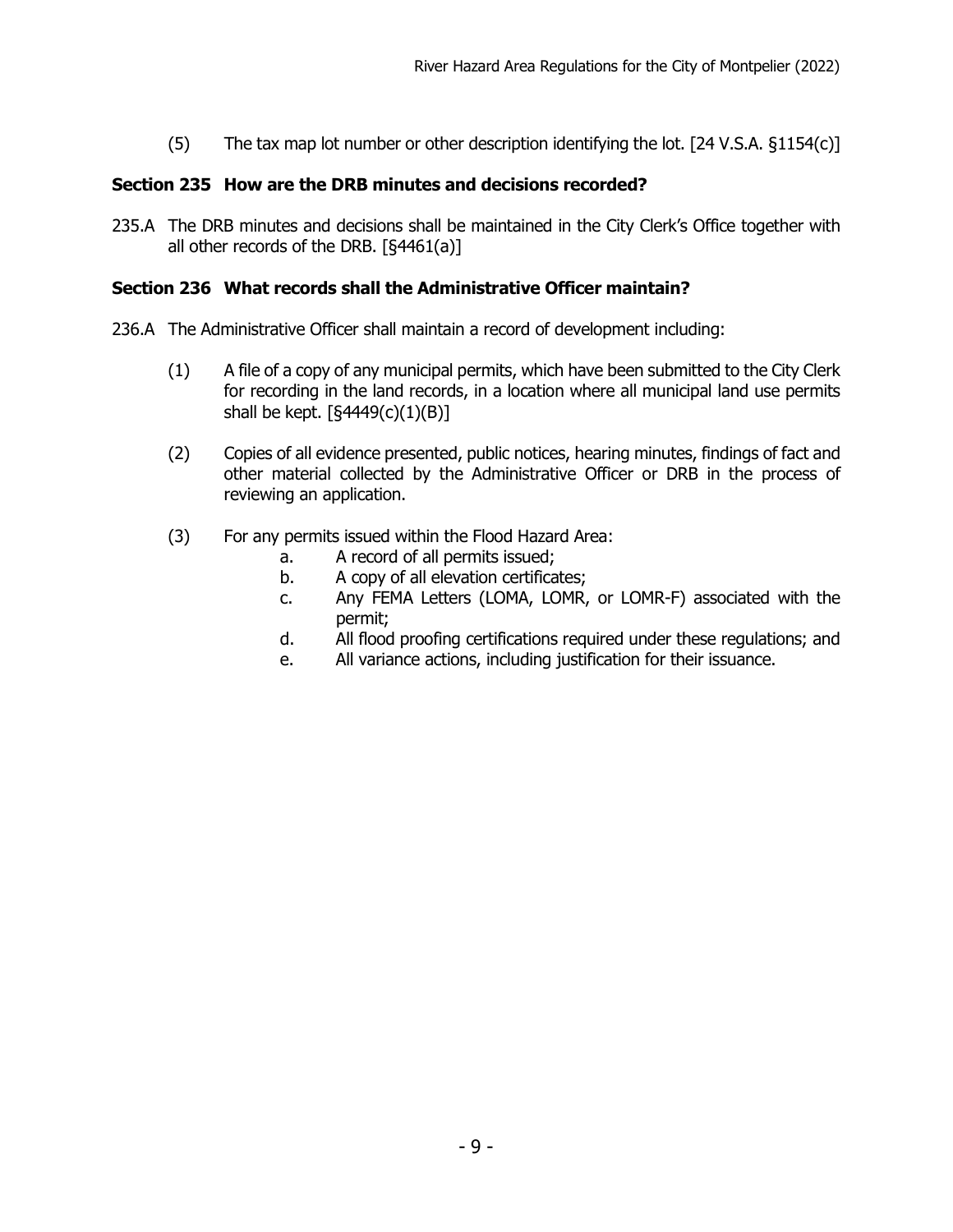(5) The tax map lot number or other description identifying the lot. [24 V.S.A. §1154(c)]

### Section 235 How are the DRB minutes and decisions recorded?

235.A The DRB minutes and decisions shall be maintained in the City Clerk's Office together with all other records of the DRB. [§4461(a)]

### Section 236 What records shall the Administrative Officer maintain?

236.A The Administrative Officer shall maintain a record of development including:

(1) A file of a copy of any municipal permits, which have been submitted to the City Clerk for recording in the land records, in a location where all municipal land use permits shall be kept. [§4449(c)(1)(B)]

(2) Copies of all evidence presented, public notices, hearing minutes, findings of fact and other material collected by the Administrative Officer or DRB in the process of reviewing an application.

(3) For any permits issued within the Flood Hazard Area:

  a. A record of all permits issued;
  b. A copy of all elevation certificates;
  c. Any FEMA Letters (LOMA, LOMR, or LOMR-F) associated with the permit;
  d. All flood proofing certifications required under these regulations; and
  e. All variance actions, including justification for their issuance.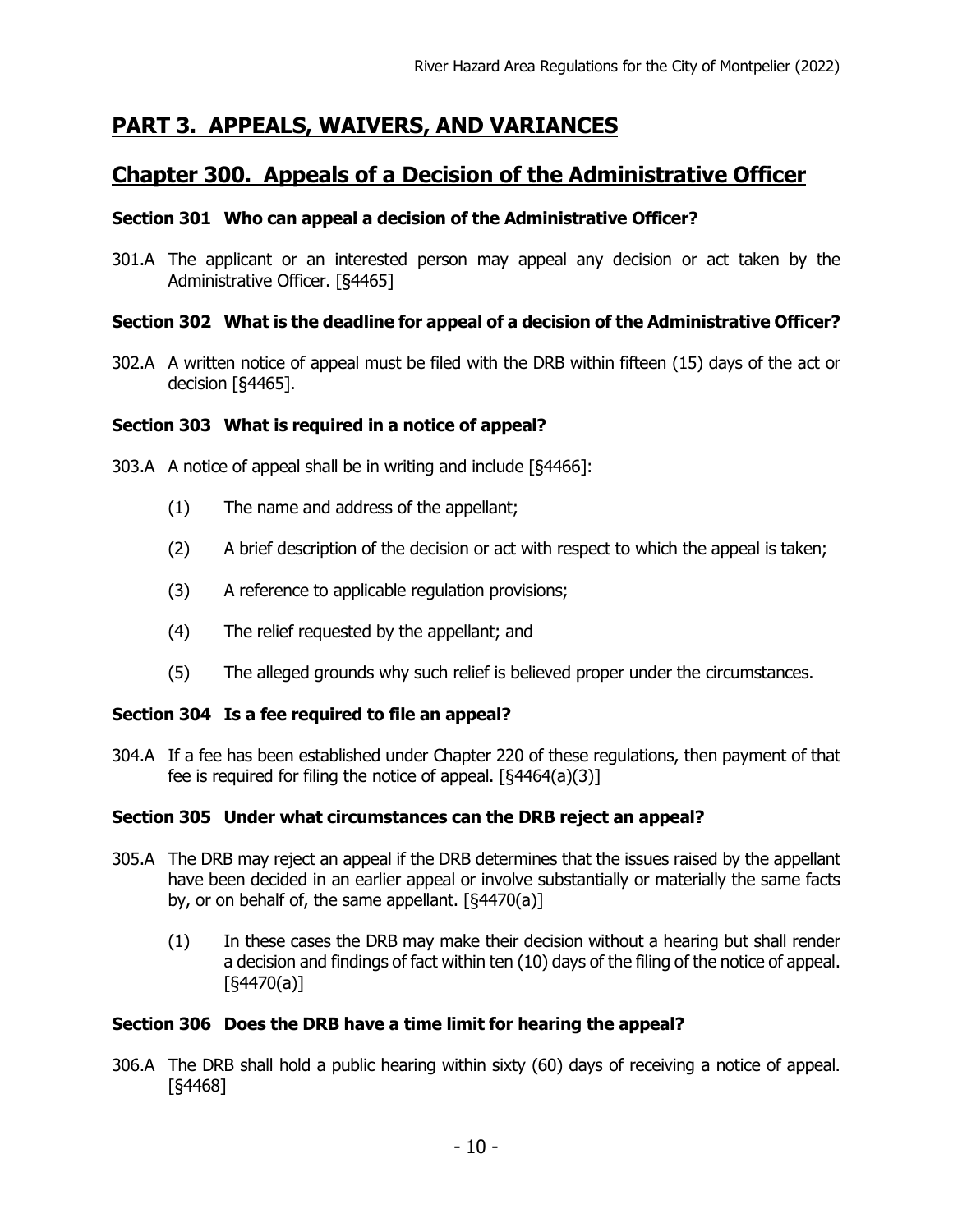# PART 3. APPEALS, WAIVERS, AND VARIANCES

## Chapter 300. Appeals of a Decision of the Administrative Officer

### Section 301 Who can appeal a decision of the Administrative Officer?

301.A The applicant or an interested person may appeal any decision or act taken by the Administrative Officer. [§4465]

### Section 302 What is the deadline for appeal of a decision of the Administrative Officer?

302.A A written notice of appeal must be filed with the DRB within fifteen (15) days of the act or decision [§4465].

### Section 303 What is required in a notice of appeal?

303.A A notice of appeal shall be in writing and include [§4466]:

(1) The name and address of the appellant;

(2) A brief description of the decision or act with respect to which the appeal is taken;

(3) A reference to applicable regulation provisions;

(4) The relief requested by the appellant; and

(5) The alleged grounds why such relief is believed proper under the circumstances.

### Section 304 Is a fee required to file an appeal?

304.A If a fee has been established under Chapter 220 of these regulations, then payment of that fee is required for filing the notice of appeal. [§4464(a)(3)]

### Section 305 Under what circumstances can the DRB reject an appeal?

305.A The DRB may reject an appeal if the DRB determines that the issues raised by the appellant have been decided in an earlier appeal or involve substantially or materially the same facts by, or on behalf of, the same appellant. [§4470(a)]

(1) In these cases the DRB may make their decision without a hearing but shall render a decision and findings of fact within ten (10) days of the filing of the notice of appeal. [§4470(a)]

### Section 306 Does the DRB have a time limit for hearing the appeal?

306.A The DRB shall hold a public hearing within sixty (60) days of receiving a notice of appeal. [§4468]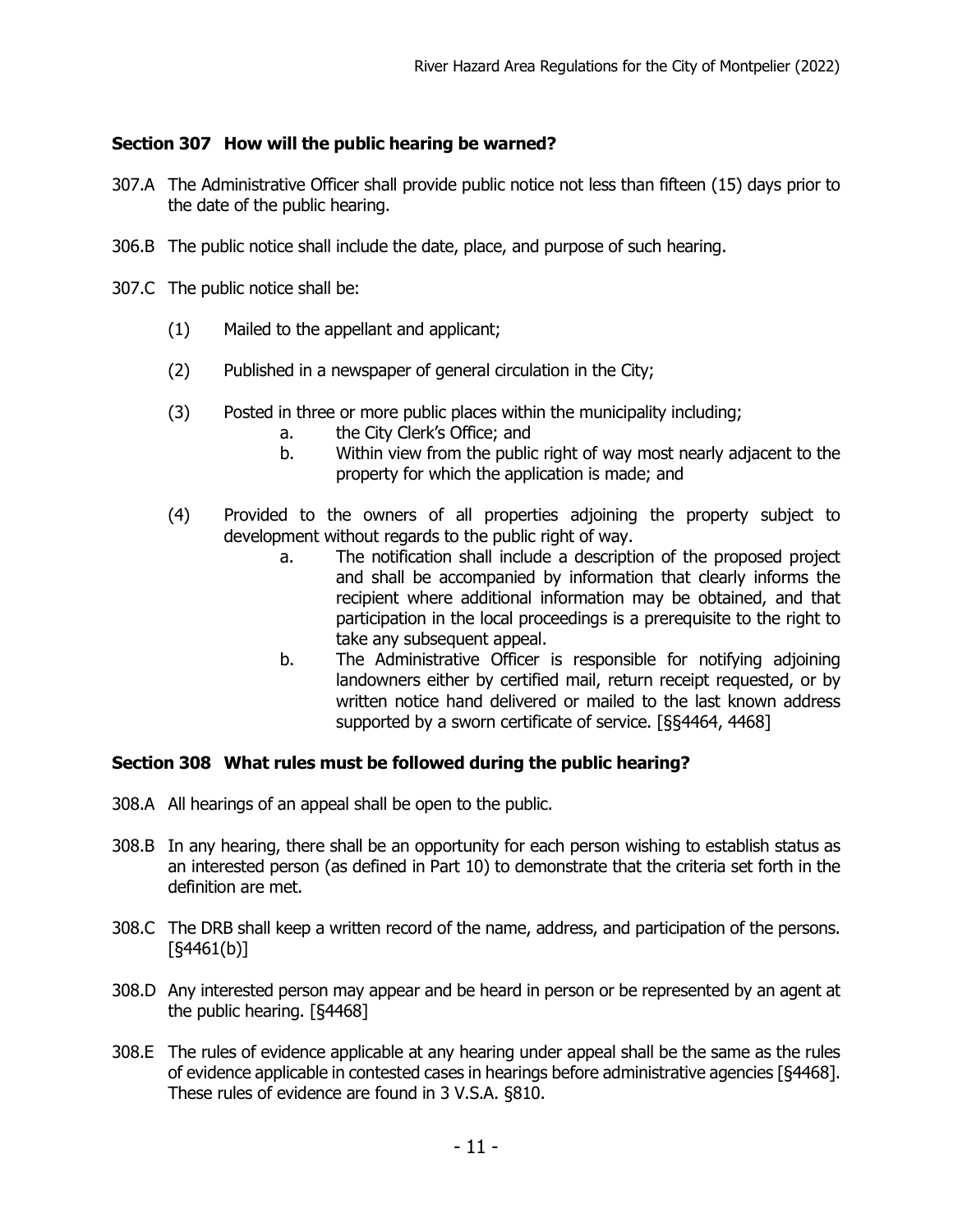### Section 307 How will the public hearing be warned?

307.A The Administrative Officer shall provide public notice not less than fifteen (15) days prior to the date of the public hearing.

306.B The public notice shall include the date, place, and purpose of such hearing.

307.C The public notice shall be:

(1) Mailed to the appellant and applicant;

(2) Published in a newspaper of general circulation in the City;

(3) Posted in three or more public places within the municipality including;
   a. the City Clerk's Office; and
   b. Within view from the public right of way most nearly adjacent to the property for which the application is made; and

(4) Provided to the owners of all properties adjoining the property subject to development without regards to the public right of way.
   a. The notification shall include a description of the proposed project and shall be accompanied by information that clearly informs the recipient where additional information may be obtained, and that participation in the local proceedings is a prerequisite to the right to take any subsequent appeal.
   b. The Administrative Officer is responsible for notifying adjoining landowners either by certified mail, return receipt requested, or by written notice hand delivered or mailed to the last known address supported by a sworn certificate of service. [§§4464, 4468]

### Section 308 What rules must be followed during the public hearing?

308.A All hearings of an appeal shall be open to the public.

308.B In any hearing, there shall be an opportunity for each person wishing to establish status as an interested person (as defined in Part 10) to demonstrate that the criteria set forth in the definition are met.

308.C The DRB shall keep a written record of the name, address, and participation of the persons. [§4461(b)]

308.D Any interested person may appear and be heard in person or be represented by an agent at the public hearing. [§4468]

308.E The rules of evidence applicable at any hearing under appeal shall be the same as the rules of evidence applicable in contested cases in hearings before administrative agencies [§4468]. These rules of evidence are found in 3 V.S.A. §810.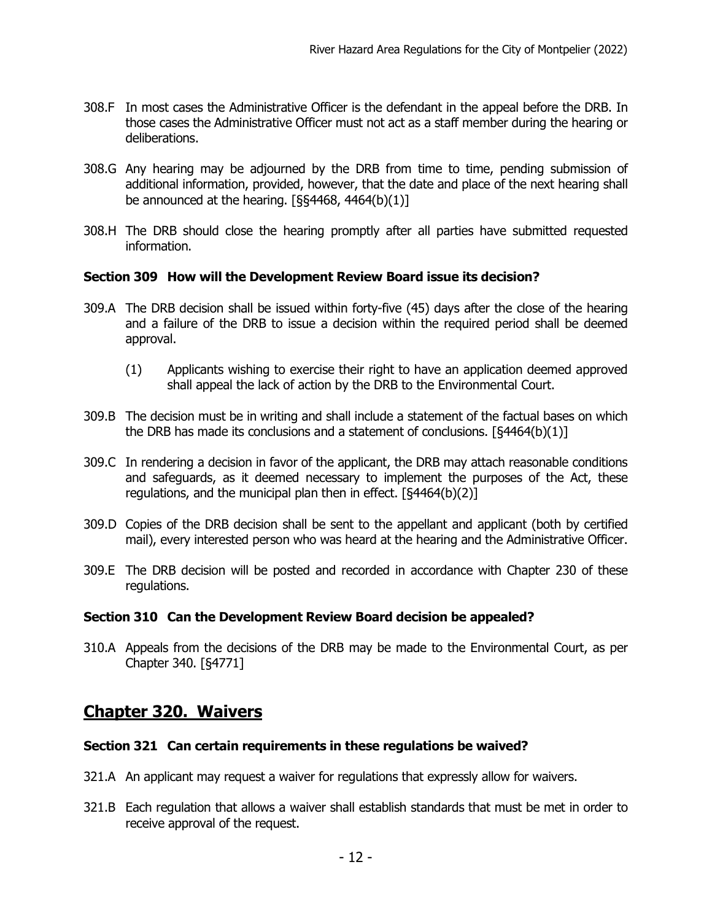308.F In most cases the Administrative Officer is the defendant in the appeal before the DRB. In those cases the Administrative Officer must not act as a staff member during the hearing or deliberations.

308.G Any hearing may be adjourned by the DRB from time to time, pending submission of additional information, provided, however, that the date and place of the next hearing shall be announced at the hearing. [§§4468, 4464(b)(1)]

308.H The DRB should close the hearing promptly after all parties have submitted requested information.

### Section 309 How will the Development Review Board issue its decision?

309.A The DRB decision shall be issued within forty-five (45) days after the close of the hearing and a failure of the DRB to issue a decision within the required period shall be deemed approval.

(1) Applicants wishing to exercise their right to have an application deemed approved shall appeal the lack of action by the DRB to the Environmental Court.

309.B The decision must be in writing and shall include a statement of the factual bases on which the DRB has made its conclusions and a statement of conclusions. [§4464(b)(1)]

309.C In rendering a decision in favor of the applicant, the DRB may attach reasonable conditions and safeguards, as it deemed necessary to implement the purposes of the Act, these regulations, and the municipal plan then in effect. [§4464(b)(2)]

309.D Copies of the DRB decision shall be sent to the appellant and applicant (both by certified mail), every interested person who was heard at the hearing and the Administrative Officer.

309.E The DRB decision will be posted and recorded in accordance with Chapter 230 of these regulations.

### Section 310 Can the Development Review Board decision be appealed?

310.A Appeals from the decisions of the DRB may be made to the Environmental Court, as per Chapter 340. [§4771]

## Chapter 320. Waivers

### Section 321 Can certain requirements in these regulations be waived?

321.A An applicant may request a waiver for regulations that expressly allow for waivers.

321.B Each regulation that allows a waiver shall establish standards that must be met in order to receive approval of the request.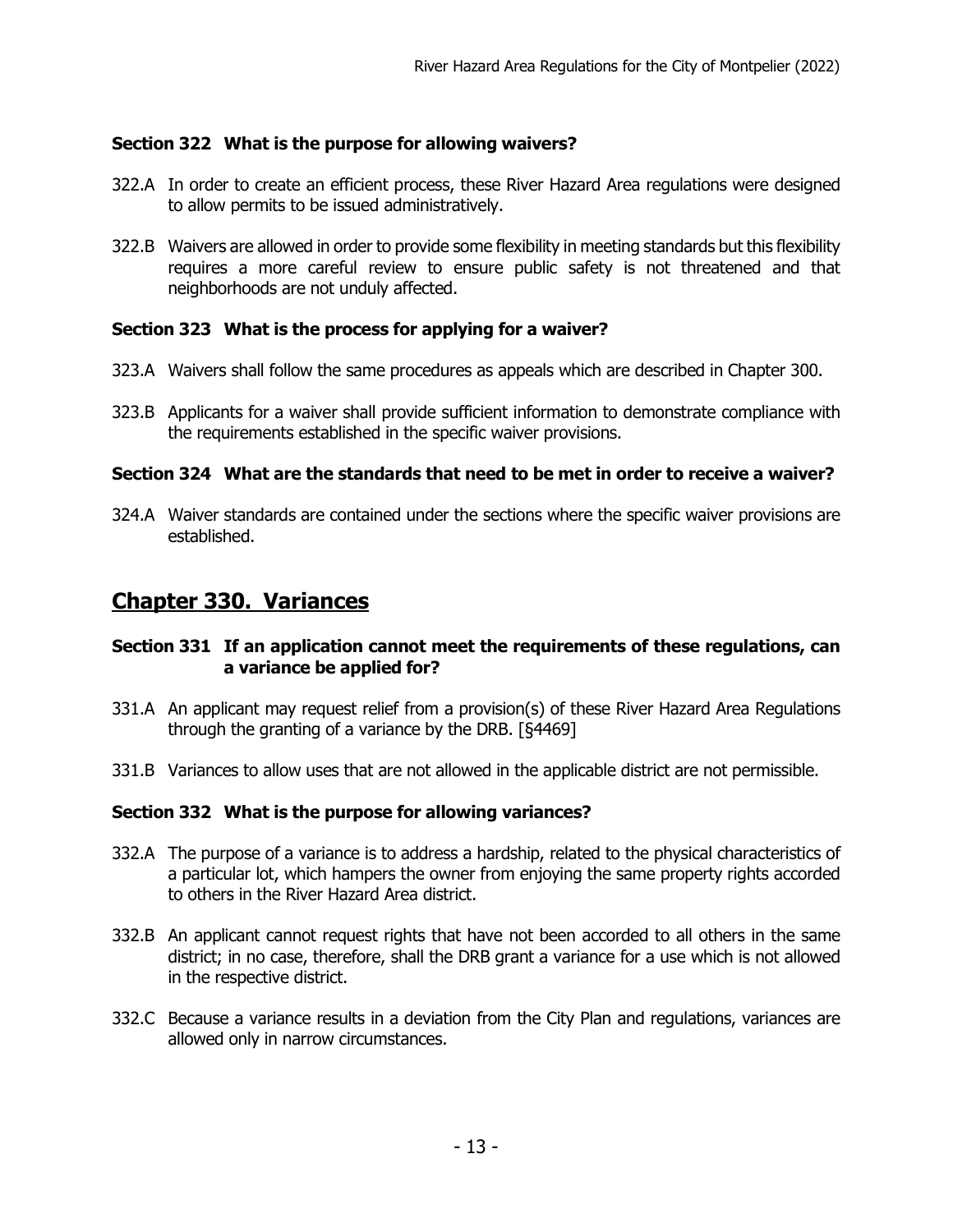### Section 322 What is the purpose for allowing waivers?

322.A In order to create an efficient process, these River Hazard Area regulations were designed to allow permits to be issued administratively.

322.B Waivers are allowed in order to provide some flexibility in meeting standards but this flexibility requires a more careful review to ensure public safety is not threatened and that neighborhoods are not unduly affected.

### Section 323 What is the process for applying for a waiver?

323.A Waivers shall follow the same procedures as appeals which are described in Chapter 300.

323.B Applicants for a waiver shall provide sufficient information to demonstrate compliance with the requirements established in the specific waiver provisions.

### Section 324 What are the standards that need to be met in order to receive a waiver?

324.A Waiver standards are contained under the sections where the specific waiver provisions are established.

## Chapter 330. Variances

### Section 331 If an application cannot meet the requirements of these regulations, can a variance be applied for?

331.A An applicant may request relief from a provision(s) of these River Hazard Area Regulations through the granting of a variance by the DRB. [§4469]

331.B Variances to allow uses that are not allowed in the applicable district are not permissible.

### Section 332 What is the purpose for allowing variances?

332.A The purpose of a variance is to address a hardship, related to the physical characteristics of a particular lot, which hampers the owner from enjoying the same property rights accorded to others in the River Hazard Area district.

332.B An applicant cannot request rights that have not been accorded to all others in the same district; in no case, therefore, shall the DRB grant a variance for a use which is not allowed in the respective district.

332.C Because a variance results in a deviation from the City Plan and regulations, variances are allowed only in narrow circumstances.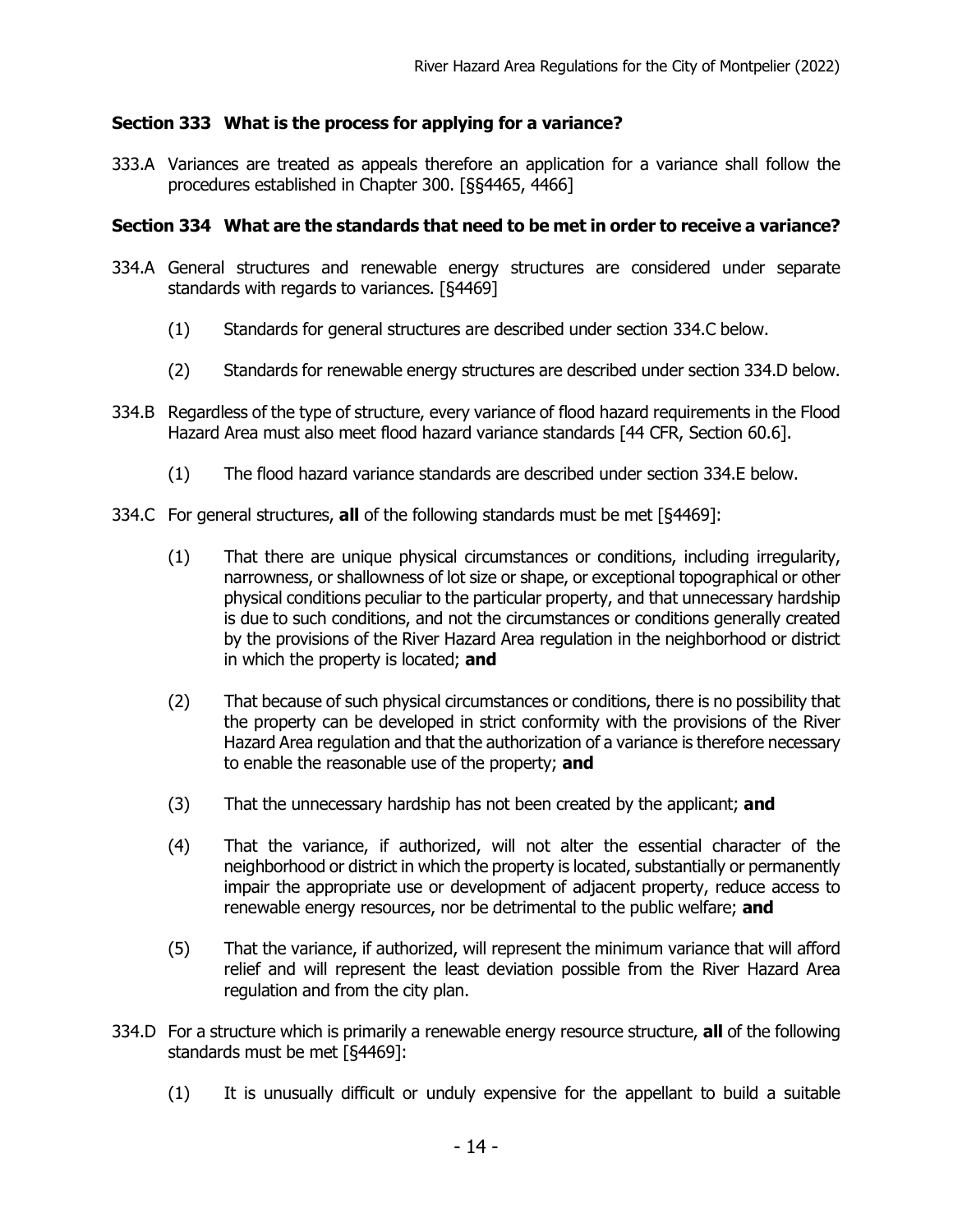### Section 333 What is the process for applying for a variance?

333.A Variances are treated as appeals therefore an application for a variance shall follow the procedures established in Chapter 300. [§§4465, 4466]

### Section 334 What are the standards that need to be met in order to receive a variance?

334.A General structures and renewable energy structures are considered under separate standards with regards to variances. [§4469]

- (1) Standards for general structures are described under section 334.C below.
- (2) Standards for renewable energy structures are described under section 334.D below.

334.B Regardless of the type of structure, every variance of flood hazard requirements in the Flood Hazard Area must also meet flood hazard variance standards [44 CFR, Section 60.6].

- (1) The flood hazard variance standards are described under section 334.E below.

334.C For general structures, **all** of the following standards must be met [§4469]:

- (1) That there are unique physical circumstances or conditions, including irregularity, narrowness, or shallowness of lot size or shape, or exceptional topographical or other physical conditions peculiar to the particular property, and that unnecessary hardship is due to such conditions, and not the circumstances or conditions generally created by the provisions of the River Hazard Area regulation in the neighborhood or district in which the property is located; **and**
- (2) That because of such physical circumstances or conditions, there is no possibility that the property can be developed in strict conformity with the provisions of the River Hazard Area regulation and that the authorization of a variance is therefore necessary to enable the reasonable use of the property; **and**
- (3) That the unnecessary hardship has not been created by the applicant; **and**
- (4) That the variance, if authorized, will not alter the essential character of the neighborhood or district in which the property is located, substantially or permanently impair the appropriate use or development of adjacent property, reduce access to renewable energy resources, nor be detrimental to the public welfare; **and**
- (5) That the variance, if authorized, will represent the minimum variance that will afford relief and will represent the least deviation possible from the River Hazard Area regulation and from the city plan.

334.D For a structure which is primarily a renewable energy resource structure, **all** of the following standards must be met [§4469]:

- (1) It is unusually difficult or unduly expensive for the appellant to build a suitable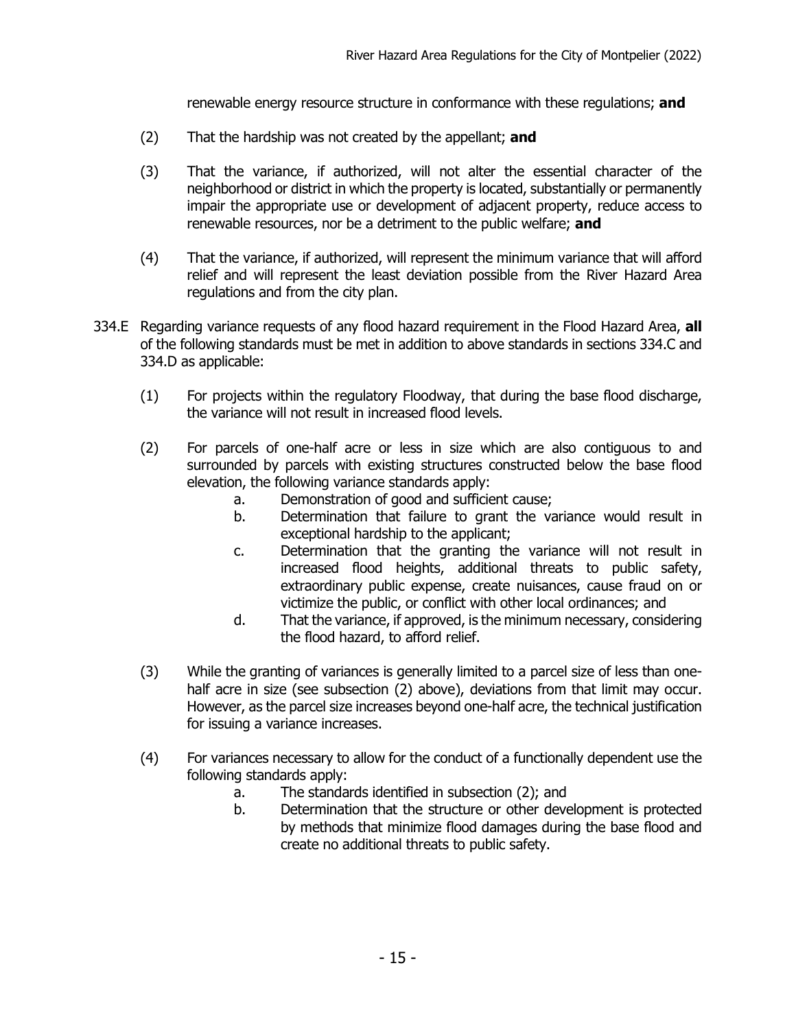renewable energy resource structure in conformance with these regulations; **and**

(2) That the hardship was not created by the appellant; **and**

(3) That the variance, if authorized, will not alter the essential character of the neighborhood or district in which the property is located, substantially or permanently impair the appropriate use or development of adjacent property, reduce access to renewable resources, nor be a detriment to the public welfare; **and**

(4) That the variance, if authorized, will represent the minimum variance that will afford relief and will represent the least deviation possible from the River Hazard Area regulations and from the city plan.

334.E Regarding variance requests of any flood hazard requirement in the Flood Hazard Area, **all** of the following standards must be met in addition to above standards in sections 334.C and 334.D as applicable:

(1) For projects within the regulatory Floodway, that during the base flood discharge, the variance will not result in increased flood levels.

(2) For parcels of one-half acre or less in size which are also contiguous to and surrounded by parcels with existing structures constructed below the base flood elevation, the following variance standards apply:

  a. Demonstration of good and sufficient cause;
  b. Determination that failure to grant the variance would result in exceptional hardship to the applicant;
  c. Determination that the granting the variance will not result in increased flood heights, additional threats to public safety, extraordinary public expense, create nuisances, cause fraud on or victimize the public, or conflict with other local ordinances; and
  d. That the variance, if approved, is the minimum necessary, considering the flood hazard, to afford relief.

(3) While the granting of variances is generally limited to a parcel size of less than one-half acre in size (see subsection (2) above), deviations from that limit may occur. However, as the parcel size increases beyond one-half acre, the technical justification for issuing a variance increases.

(4) For variances necessary to allow for the conduct of a functionally dependent use the following standards apply:

  a. The standards identified in subsection (2); and
  b. Determination that the structure or other development is protected by methods that minimize flood damages during the base flood and create no additional threats to public safety.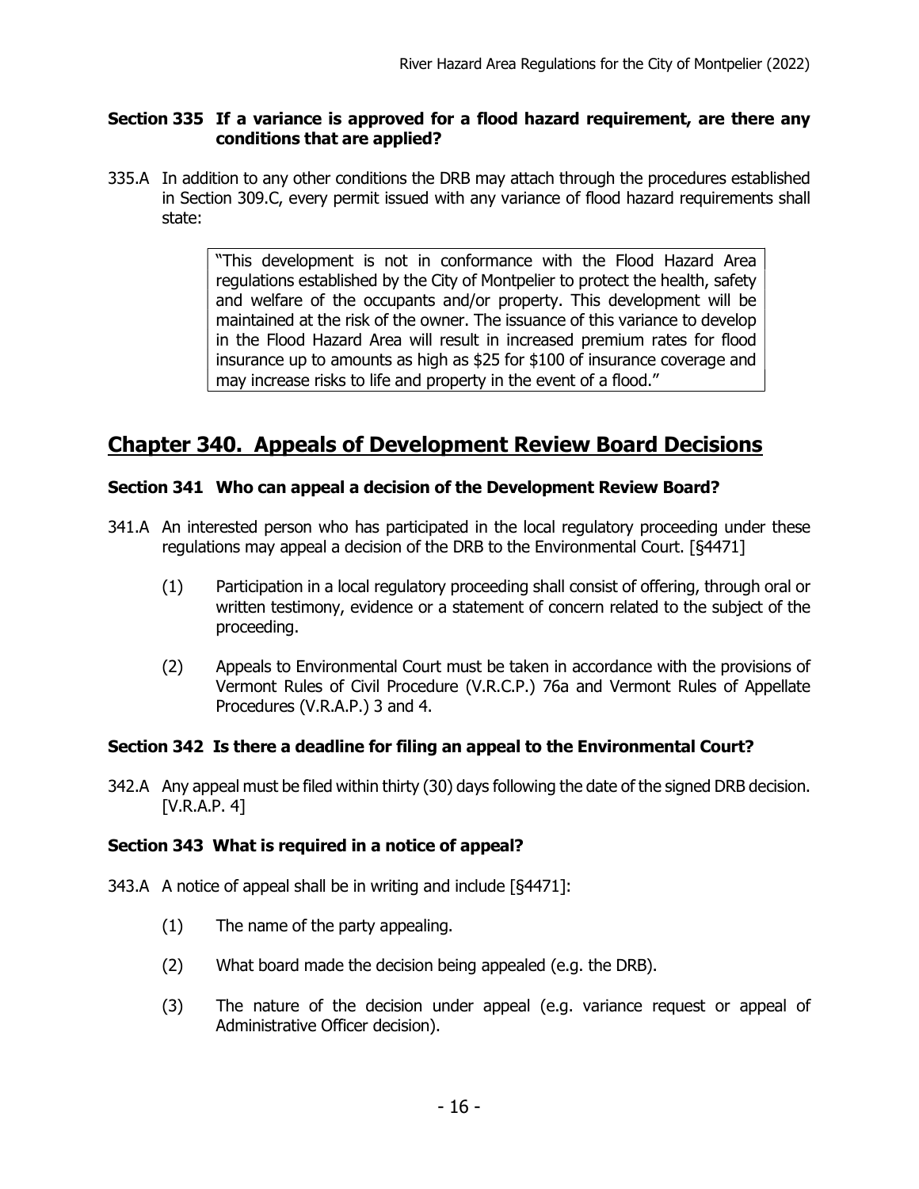### Section 335 If a variance is approved for a flood hazard requirement, are there any conditions that are applied?

335.A In addition to any other conditions the DRB may attach through the procedures established in Section 309.C, every permit issued with any variance of flood hazard requirements shall state:

> "This development is not in conformance with the Flood Hazard Area regulations established by the City of Montpelier to protect the health, safety and welfare of the occupants and/or property. This development will be maintained at the risk of the owner. The issuance of this variance to develop in the Flood Hazard Area will result in increased premium rates for flood insurance up to amounts as high as $25 for $100 of insurance coverage and may increase risks to life and property in the event of a flood."

## Chapter 340. Appeals of Development Review Board Decisions

### Section 341 Who can appeal a decision of the Development Review Board?

341.A An interested person who has participated in the local regulatory proceeding under these regulations may appeal a decision of the DRB to the Environmental Court. [§4471]

(1) Participation in a local regulatory proceeding shall consist of offering, through oral or written testimony, evidence or a statement of concern related to the subject of the proceeding.

(2) Appeals to Environmental Court must be taken in accordance with the provisions of Vermont Rules of Civil Procedure (V.R.C.P.) 76a and Vermont Rules of Appellate Procedures (V.R.A.P.) 3 and 4.

### Section 342 Is there a deadline for filing an appeal to the Environmental Court?

342.A Any appeal must be filed within thirty (30) days following the date of the signed DRB decision. [V.R.A.P. 4]

### Section 343 What is required in a notice of appeal?

343.A A notice of appeal shall be in writing and include [§4471]:

(1) The name of the party appealing.

(2) What board made the decision being appealed (e.g. the DRB).

(3) The nature of the decision under appeal (e.g. variance request or appeal of Administrative Officer decision).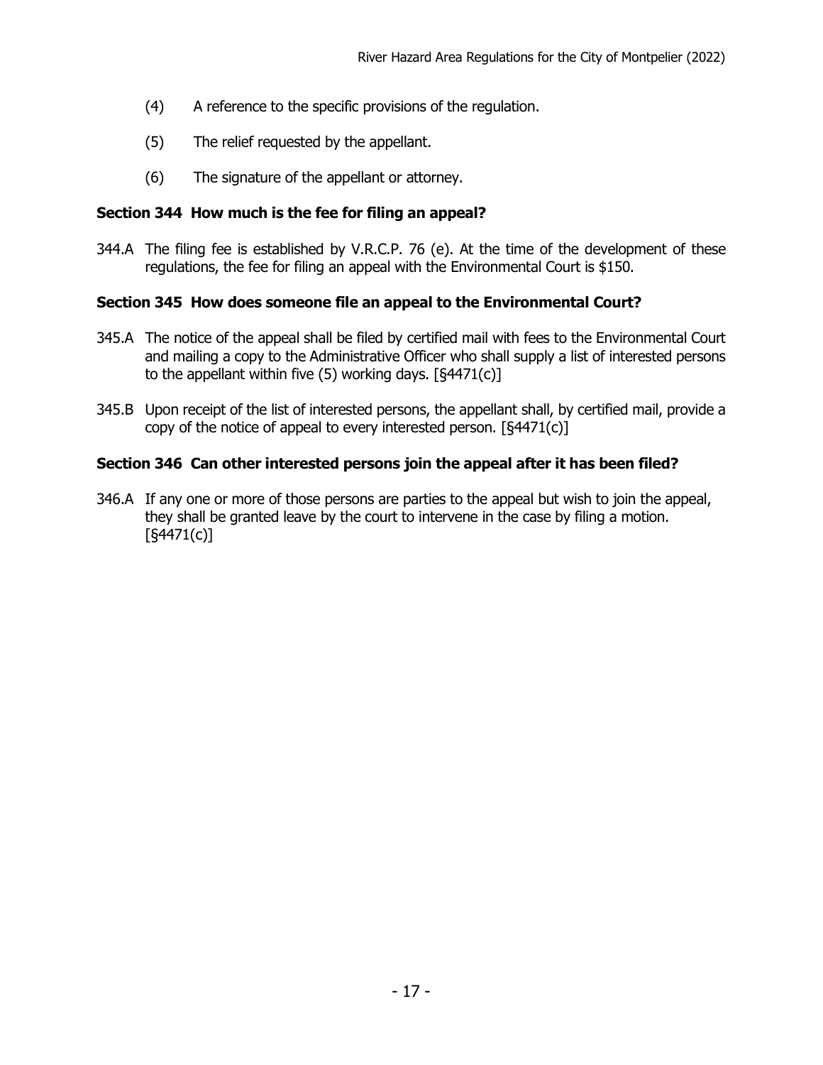(4) A reference to the specific provisions of the regulation.

(5) The relief requested by the appellant.

(6) The signature of the appellant or attorney.

### Section 344 How much is the fee for filing an appeal?

344.A The filing fee is established by V.R.C.P. 76 (e). At the time of the development of these regulations, the fee for filing an appeal with the Environmental Court is $150.

### Section 345 How does someone file an appeal to the Environmental Court?

345.A The notice of the appeal shall be filed by certified mail with fees to the Environmental Court and mailing a copy to the Administrative Officer who shall supply a list of interested persons to the appellant within five (5) working days. [§4471(c)]

345.B Upon receipt of the list of interested persons, the appellant shall, by certified mail, provide a copy of the notice of appeal to every interested person. [§4471(c)]

### Section 346 Can other interested persons join the appeal after it has been filed?

346.A If any one or more of those persons are parties to the appeal but wish to join the appeal, they shall be granted leave by the court to intervene in the case by filing a motion. [§4471(c)]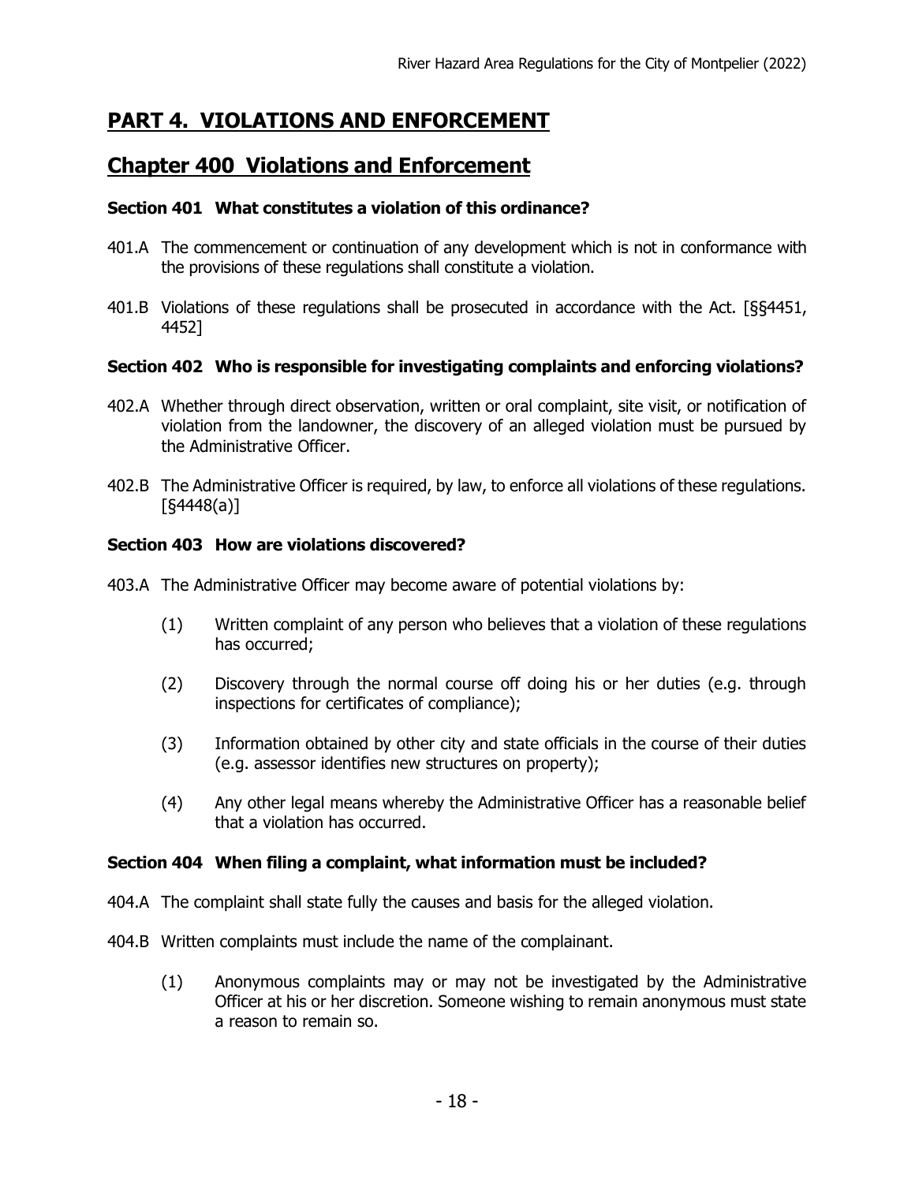# PART 4. VIOLATIONS AND ENFORCEMENT

## Chapter 400 Violations and Enforcement

### Section 401 What constitutes a violation of this ordinance?

401.A The commencement or continuation of any development which is not in conformance with the provisions of these regulations shall constitute a violation.

401.B Violations of these regulations shall be prosecuted in accordance with the Act. [§§4451, 4452]

### Section 402 Who is responsible for investigating complaints and enforcing violations?

402.A Whether through direct observation, written or oral complaint, site visit, or notification of violation from the landowner, the discovery of an alleged violation must be pursued by the Administrative Officer.

402.B The Administrative Officer is required, by law, to enforce all violations of these regulations. [§4448(a)]

### Section 403 How are violations discovered?

403.A The Administrative Officer may become aware of potential violations by:

(1) Written complaint of any person who believes that a violation of these regulations has occurred;

(2) Discovery through the normal course off doing his or her duties (e.g. through inspections for certificates of compliance);

(3) Information obtained by other city and state officials in the course of their duties (e.g. assessor identifies new structures on property);

(4) Any other legal means whereby the Administrative Officer has a reasonable belief that a violation has occurred.

### Section 404 When filing a complaint, what information must be included?

404.A The complaint shall state fully the causes and basis for the alleged violation.

404.B Written complaints must include the name of the complainant.

(1) Anonymous complaints may or may not be investigated by the Administrative Officer at his or her discretion. Someone wishing to remain anonymous must state a reason to remain so.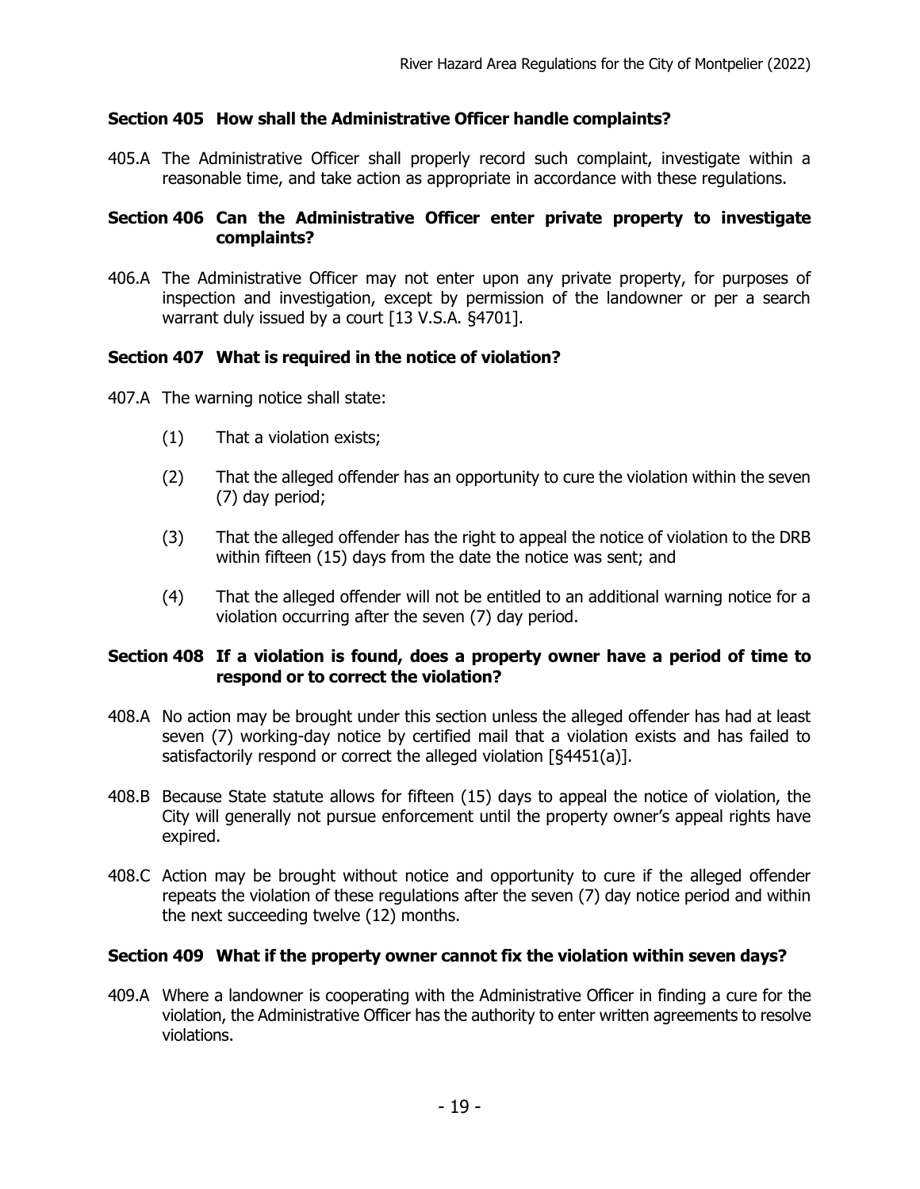### Section 405 How shall the Administrative Officer handle complaints?

405.A The Administrative Officer shall properly record such complaint, investigate within a reasonable time, and take action as appropriate in accordance with these regulations.

### Section 406 Can the Administrative Officer enter private property to investigate complaints?

406.A The Administrative Officer may not enter upon any private property, for purposes of inspection and investigation, except by permission of the landowner or per a search warrant duly issued by a court [13 V.S.A. §4701].

### Section 407 What is required in the notice of violation?

407.A The warning notice shall state:

(1) That a violation exists;

(2) That the alleged offender has an opportunity to cure the violation within the seven (7) day period;

(3) That the alleged offender has the right to appeal the notice of violation to the DRB within fifteen (15) days from the date the notice was sent; and

(4) That the alleged offender will not be entitled to an additional warning notice for a violation occurring after the seven (7) day period.

### Section 408 If a violation is found, does a property owner have a period of time to respond or to correct the violation?

408.A No action may be brought under this section unless the alleged offender has had at least seven (7) working-day notice by certified mail that a violation exists and has failed to satisfactorily respond or correct the alleged violation [§4451(a)].

408.B Because State statute allows for fifteen (15) days to appeal the notice of violation, the City will generally not pursue enforcement until the property owner's appeal rights have expired.

408.C Action may be brought without notice and opportunity to cure if the alleged offender repeats the violation of these regulations after the seven (7) day notice period and within the next succeeding twelve (12) months.

### Section 409 What if the property owner cannot fix the violation within seven days?

409.A Where a landowner is cooperating with the Administrative Officer in finding a cure for the violation, the Administrative Officer has the authority to enter written agreements to resolve violations.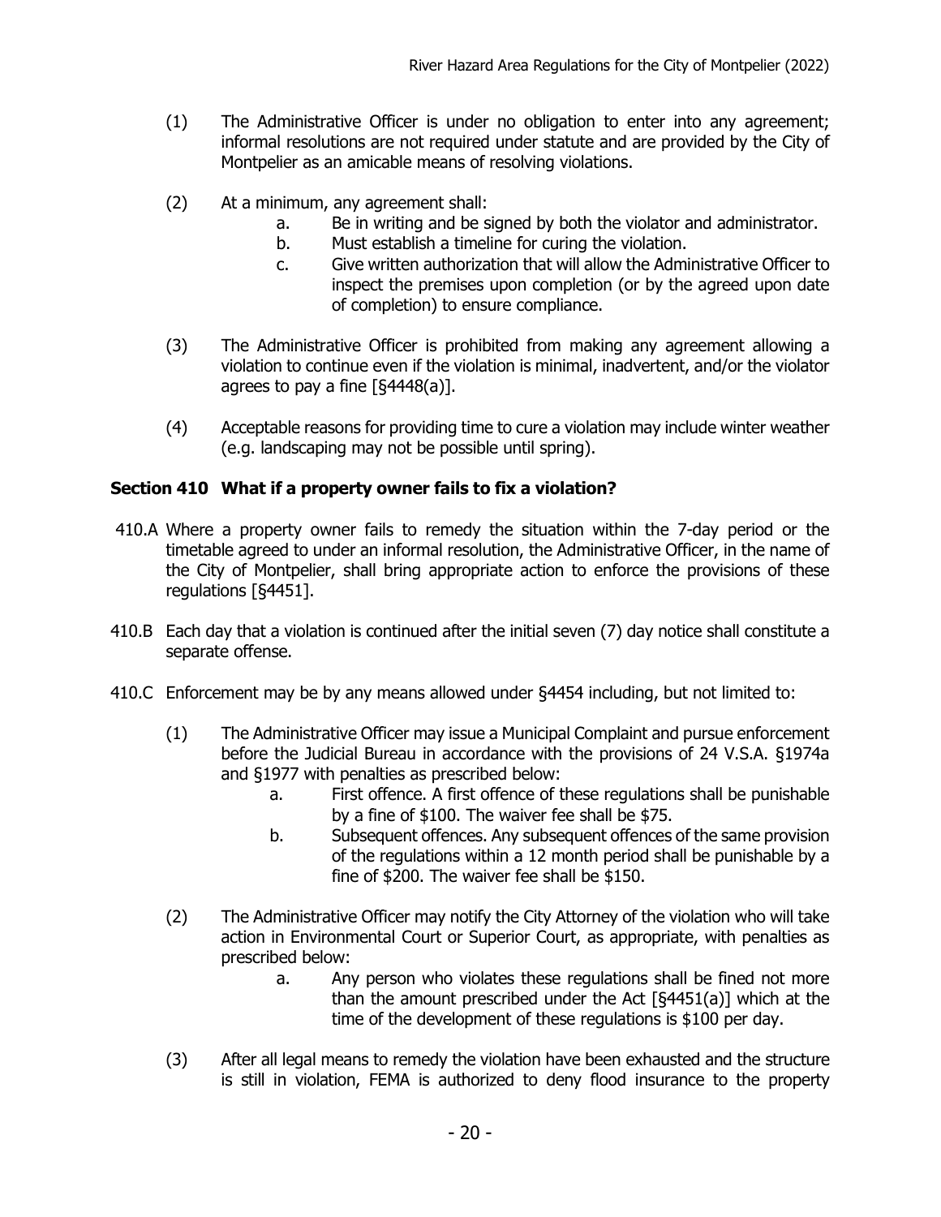(1) The Administrative Officer is under no obligation to enter into any agreement; informal resolutions are not required under statute and are provided by the City of Montpelier as an amicable means of resolving violations.

(2) At a minimum, any agreement shall:

   a. Be in writing and be signed by both the violator and administrator.
   b. Must establish a timeline for curing the violation.
   c. Give written authorization that will allow the Administrative Officer to inspect the premises upon completion (or by the agreed upon date of completion) to ensure compliance.

(3) The Administrative Officer is prohibited from making any agreement allowing a violation to continue even if the violation is minimal, inadvertent, and/or the violator agrees to pay a fine [§4448(a)].

(4) Acceptable reasons for providing time to cure a violation may include winter weather (e.g. landscaping may not be possible until spring).

### Section 410 What if a property owner fails to fix a violation?

410.A Where a property owner fails to remedy the situation within the 7-day period or the timetable agreed to under an informal resolution, the Administrative Officer, in the name of the City of Montpelier, shall bring appropriate action to enforce the provisions of these regulations [§4451].

410.B Each day that a violation is continued after the initial seven (7) day notice shall constitute a separate offense.

410.C Enforcement may be by any means allowed under §4454 including, but not limited to:

(1) The Administrative Officer may issue a Municipal Complaint and pursue enforcement before the Judicial Bureau in accordance with the provisions of 24 V.S.A. §1974a and §1977 with penalties as prescribed below:

   a. First offence. A first offence of these regulations shall be punishable by a fine of $100. The waiver fee shall be $75.
   b. Subsequent offences. Any subsequent offences of the same provision of the regulations within a 12 month period shall be punishable by a fine of $200. The waiver fee shall be $150.

(2) The Administrative Officer may notify the City Attorney of the violation who will take action in Environmental Court or Superior Court, as appropriate, with penalties as prescribed below:

   a. Any person who violates these regulations shall be fined not more than the amount prescribed under the Act [§4451(a)] which at the time of the development of these regulations is $100 per day.

(3) After all legal means to remedy the violation have been exhausted and the structure is still in violation, FEMA is authorized to deny flood insurance to the property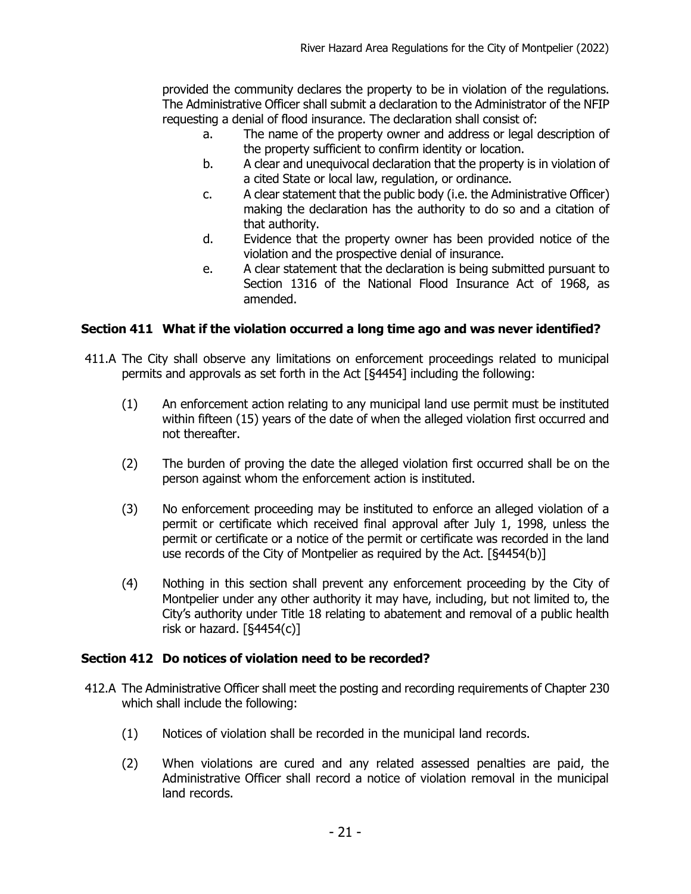provided the community declares the property to be in violation of the regulations. The Administrative Officer shall submit a declaration to the Administrator of the NFIP requesting a denial of flood insurance. The declaration shall consist of:

a. The name of the property owner and address or legal description of the property sufficient to confirm identity or location.

b. A clear and unequivocal declaration that the property is in violation of a cited State or local law, regulation, or ordinance.

c. A clear statement that the public body (i.e. the Administrative Officer) making the declaration has the authority to do so and a citation of that authority.

d. Evidence that the property owner has been provided notice of the violation and the prospective denial of insurance.

e. A clear statement that the declaration is being submitted pursuant to Section 1316 of the National Flood Insurance Act of 1968, as amended.

### Section 411 What if the violation occurred a long time ago and was never identified?

411.A The City shall observe any limitations on enforcement proceedings related to municipal permits and approvals as set forth in the Act [§4454] including the following:

(1) An enforcement action relating to any municipal land use permit must be instituted within fifteen (15) years of the date of when the alleged violation first occurred and not thereafter.

(2) The burden of proving the date the alleged violation first occurred shall be on the person against whom the enforcement action is instituted.

(3) No enforcement proceeding may be instituted to enforce an alleged violation of a permit or certificate which received final approval after July 1, 1998, unless the permit or certificate or a notice of the permit or certificate was recorded in the land use records of the City of Montpelier as required by the Act. [§4454(b)]

(4) Nothing in this section shall prevent any enforcement proceeding by the City of Montpelier under any other authority it may have, including, but not limited to, the City's authority under Title 18 relating to abatement and removal of a public health risk or hazard. [§4454(c)]

### Section 412 Do notices of violation need to be recorded?

412.A The Administrative Officer shall meet the posting and recording requirements of Chapter 230 which shall include the following:

(1) Notices of violation shall be recorded in the municipal land records.

(2) When violations are cured and any related assessed penalties are paid, the Administrative Officer shall record a notice of violation removal in the municipal land records.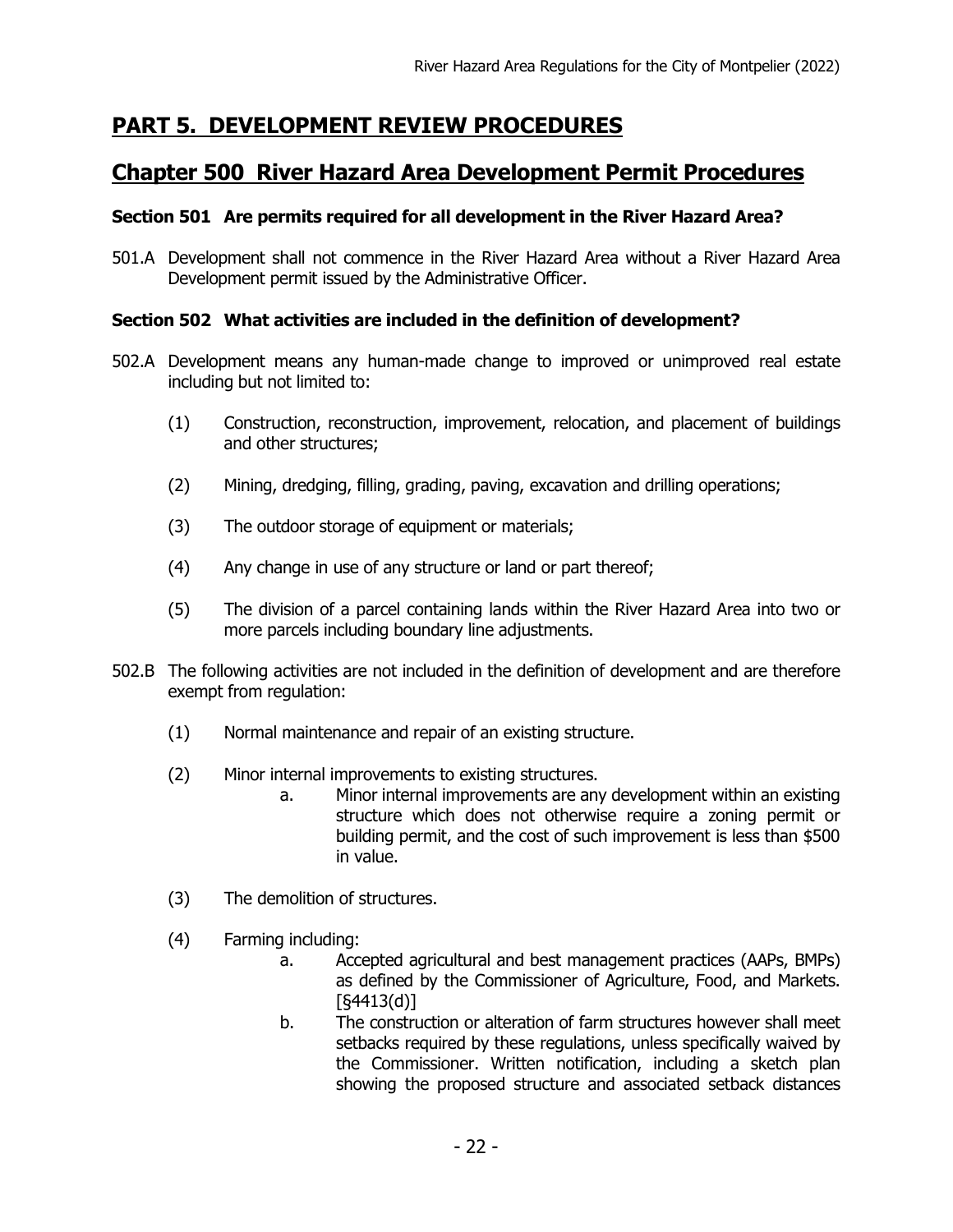# PART 5. DEVELOPMENT REVIEW PROCEDURES

## Chapter 500 River Hazard Area Development Permit Procedures

### Section 501 Are permits required for all development in the River Hazard Area?

501.A Development shall not commence in the River Hazard Area without a River Hazard Area Development permit issued by the Administrative Officer.

### Section 502 What activities are included in the definition of development?

502.A Development means any human-made change to improved or unimproved real estate including but not limited to:

(1) Construction, reconstruction, improvement, relocation, and placement of buildings and other structures;

(2) Mining, dredging, filling, grading, paving, excavation and drilling operations;

(3) The outdoor storage of equipment or materials;

(4) Any change in use of any structure or land or part thereof;

(5) The division of a parcel containing lands within the River Hazard Area into two or more parcels including boundary line adjustments.

502.B The following activities are not included in the definition of development and are therefore exempt from regulation:

(1) Normal maintenance and repair of an existing structure.

(2) Minor internal improvements to existing structures.

  a. Minor internal improvements are any development within an existing structure which does not otherwise require a zoning permit or building permit, and the cost of such improvement is less than $500 in value.

(3) The demolition of structures.

(4) Farming including:

  a. Accepted agricultural and best management practices (AAPs, BMPs) as defined by the Commissioner of Agriculture, Food, and Markets. [§4413(d)]

  b. The construction or alteration of farm structures however shall meet setbacks required by these regulations, unless specifically waived by the Commissioner. Written notification, including a sketch plan showing the proposed structure and associated setback distances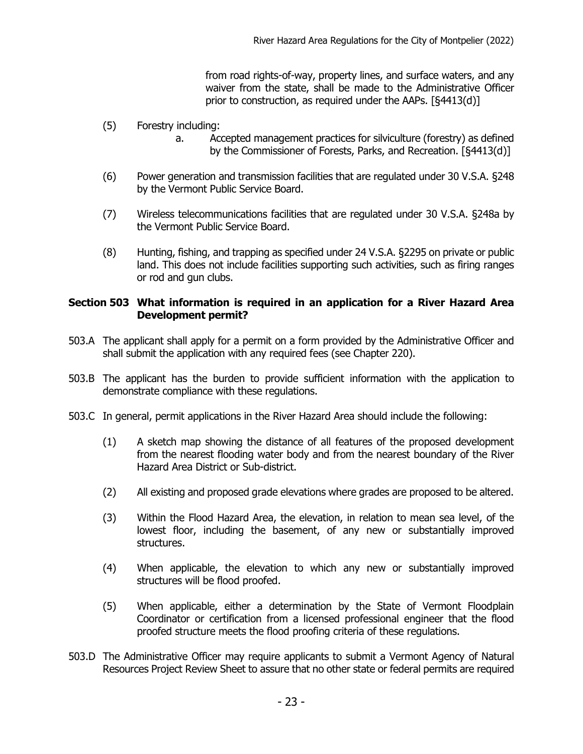from road rights-of-way, property lines, and surface waters, and any waiver from the state, shall be made to the Administrative Officer prior to construction, as required under the AAPs. [§4413(d)]

(5) Forestry including:

a. Accepted management practices for silviculture (forestry) as defined by the Commissioner of Forests, Parks, and Recreation. [§4413(d)]

(6) Power generation and transmission facilities that are regulated under 30 V.S.A. §248 by the Vermont Public Service Board.

(7) Wireless telecommunications facilities that are regulated under 30 V.S.A. §248a by the Vermont Public Service Board.

(8) Hunting, fishing, and trapping as specified under 24 V.S.A. §2295 on private or public land. This does not include facilities supporting such activities, such as firing ranges or rod and gun clubs.

### Section 503 What information is required in an application for a River Hazard Area Development permit?

503.A The applicant shall apply for a permit on a form provided by the Administrative Officer and shall submit the application with any required fees (see Chapter 220).

503.B The applicant has the burden to provide sufficient information with the application to demonstrate compliance with these regulations.

503.C In general, permit applications in the River Hazard Area should include the following:

(1) A sketch map showing the distance of all features of the proposed development from the nearest flooding water body and from the nearest boundary of the River Hazard Area District or Sub-district.

(2) All existing and proposed grade elevations where grades are proposed to be altered.

(3) Within the Flood Hazard Area, the elevation, in relation to mean sea level, of the lowest floor, including the basement, of any new or substantially improved structures.

(4) When applicable, the elevation to which any new or substantially improved structures will be flood proofed.

(5) When applicable, either a determination by the State of Vermont Floodplain Coordinator or certification from a licensed professional engineer that the flood proofed structure meets the flood proofing criteria of these regulations.

503.D The Administrative Officer may require applicants to submit a Vermont Agency of Natural Resources Project Review Sheet to assure that no other state or federal permits are required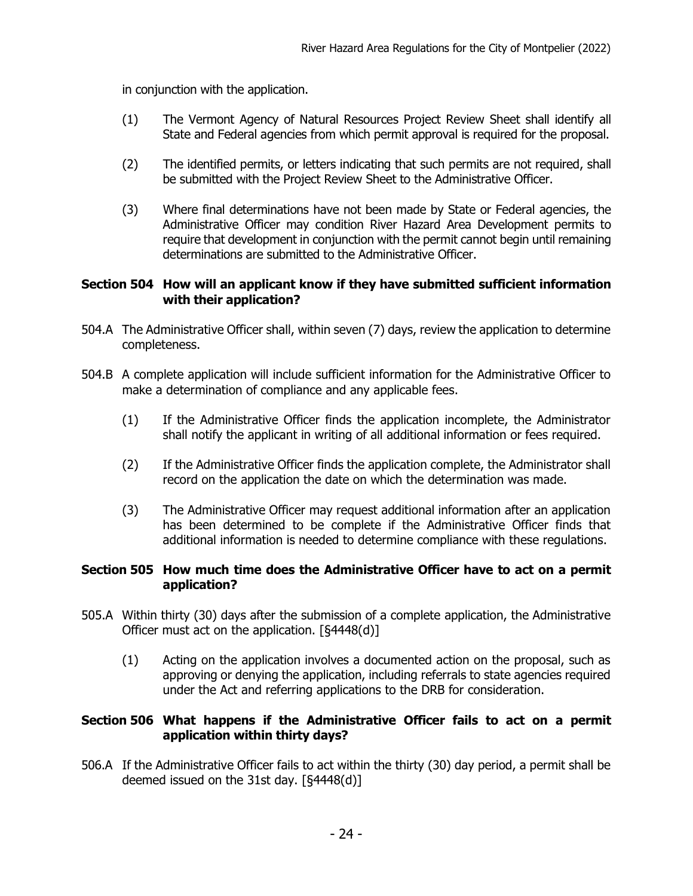in conjunction with the application.

(1) The Vermont Agency of Natural Resources Project Review Sheet shall identify all State and Federal agencies from which permit approval is required for the proposal.

(2) The identified permits, or letters indicating that such permits are not required, shall be submitted with the Project Review Sheet to the Administrative Officer.

(3) Where final determinations have not been made by State or Federal agencies, the Administrative Officer may condition River Hazard Area Development permits to require that development in conjunction with the permit cannot begin until remaining determinations are submitted to the Administrative Officer.

### Section 504 How will an applicant know if they have submitted sufficient information with their application?

504.A The Administrative Officer shall, within seven (7) days, review the application to determine completeness.

504.B A complete application will include sufficient information for the Administrative Officer to make a determination of compliance and any applicable fees.

(1) If the Administrative Officer finds the application incomplete, the Administrator shall notify the applicant in writing of all additional information or fees required.

(2) If the Administrative Officer finds the application complete, the Administrator shall record on the application the date on which the determination was made.

(3) The Administrative Officer may request additional information after an application has been determined to be complete if the Administrative Officer finds that additional information is needed to determine compliance with these regulations.

### Section 505 How much time does the Administrative Officer have to act on a permit application?

505.A Within thirty (30) days after the submission of a complete application, the Administrative Officer must act on the application. [§4448(d)]

(1) Acting on the application involves a documented action on the proposal, such as approving or denying the application, including referrals to state agencies required under the Act and referring applications to the DRB for consideration.

### Section 506 What happens if the Administrative Officer fails to act on a permit application within thirty days?

506.A If the Administrative Officer fails to act within the thirty (30) day period, a permit shall be deemed issued on the 31st day. [§4448(d)]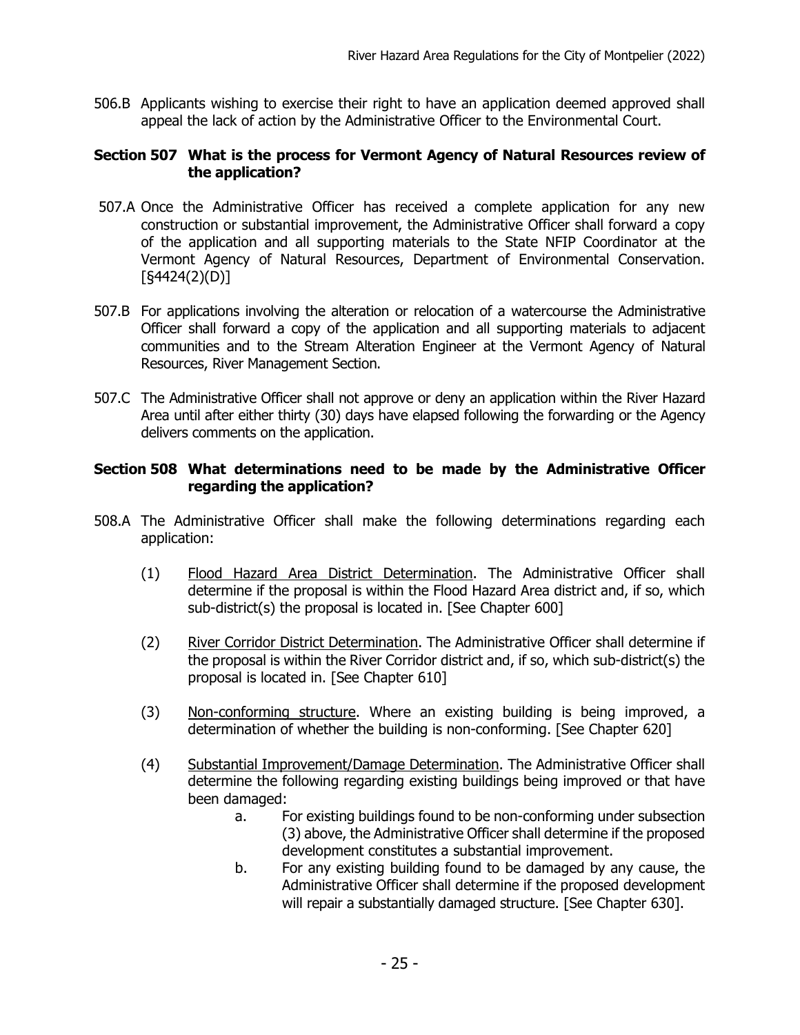506.B Applicants wishing to exercise their right to have an application deemed approved shall appeal the lack of action by the Administrative Officer to the Environmental Court.

### Section 507 What is the process for Vermont Agency of Natural Resources review of the application?

507.A Once the Administrative Officer has received a complete application for any new construction or substantial improvement, the Administrative Officer shall forward a copy of the application and all supporting materials to the State NFIP Coordinator at the Vermont Agency of Natural Resources, Department of Environmental Conservation. [§4424(2)(D)]

507.B For applications involving the alteration or relocation of a watercourse the Administrative Officer shall forward a copy of the application and all supporting materials to adjacent communities and to the Stream Alteration Engineer at the Vermont Agency of Natural Resources, River Management Section.

507.C The Administrative Officer shall not approve or deny an application within the River Hazard Area until after either thirty (30) days have elapsed following the forwarding or the Agency delivers comments on the application.

### Section 508 What determinations need to be made by the Administrative Officer regarding the application?

508.A The Administrative Officer shall make the following determinations regarding each application:

(1) Flood Hazard Area District Determination. The Administrative Officer shall determine if the proposal is within the Flood Hazard Area district and, if so, which sub-district(s) the proposal is located in. [See Chapter 600]

(2) River Corridor District Determination. The Administrative Officer shall determine if the proposal is within the River Corridor district and, if so, which sub-district(s) the proposal is located in. [See Chapter 610]

(3) Non-conforming structure. Where an existing building is being improved, a determination of whether the building is non-conforming. [See Chapter 620]

(4) Substantial Improvement/Damage Determination. The Administrative Officer shall determine the following regarding existing buildings being improved or that have been damaged:

   a. For existing buildings found to be non-conforming under subsection (3) above, the Administrative Officer shall determine if the proposed development constitutes a substantial improvement.

   b. For any existing building found to be damaged by any cause, the Administrative Officer shall determine if the proposed development will repair a substantially damaged structure. [See Chapter 630].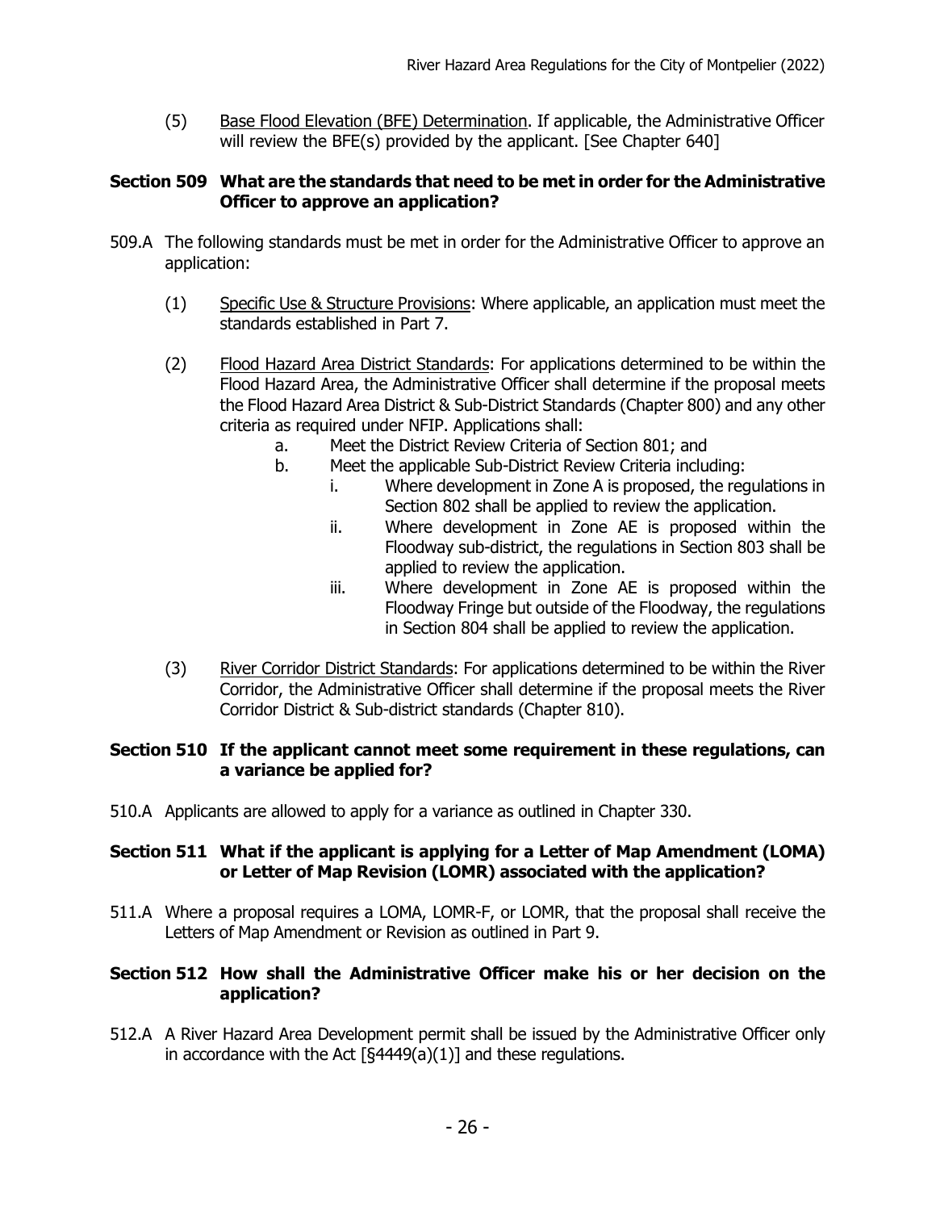(5) Base Flood Elevation (BFE) Determination. If applicable, the Administrative Officer will review the BFE(s) provided by the applicant. [See Chapter 640]

### Section 509 What are the standards that need to be met in order for the Administrative Officer to approve an application?

509.A The following standards must be met in order for the Administrative Officer to approve an application:

(1) Specific Use & Structure Provisions: Where applicable, an application must meet the standards established in Part 7.

(2) Flood Hazard Area District Standards: For applications determined to be within the Flood Hazard Area, the Administrative Officer shall determine if the proposal meets the Flood Hazard Area District & Sub-District Standards (Chapter 800) and any other criteria as required under NFIP. Applications shall:

   a. Meet the District Review Criteria of Section 801; and
   b. Meet the applicable Sub-District Review Criteria including:
      i. Where development in Zone A is proposed, the regulations in Section 802 shall be applied to review the application.
      ii. Where development in Zone AE is proposed within the Floodway sub-district, the regulations in Section 803 shall be applied to review the application.
      iii. Where development in Zone AE is proposed within the Floodway Fringe but outside of the Floodway, the regulations in Section 804 shall be applied to review the application.

(3) River Corridor District Standards: For applications determined to be within the River Corridor, the Administrative Officer shall determine if the proposal meets the River Corridor District & Sub-district standards (Chapter 810).

### Section 510 If the applicant cannot meet some requirement in these regulations, can a variance be applied for?

510.A Applicants are allowed to apply for a variance as outlined in Chapter 330.

### Section 511 What if the applicant is applying for a Letter of Map Amendment (LOMA) or Letter of Map Revision (LOMR) associated with the application?

511.A Where a proposal requires a LOMA, LOMR-F, or LOMR, that the proposal shall receive the Letters of Map Amendment or Revision as outlined in Part 9.

### Section 512 How shall the Administrative Officer make his or her decision on the application?

512.A A River Hazard Area Development permit shall be issued by the Administrative Officer only in accordance with the Act [§4449(a)(1)] and these regulations.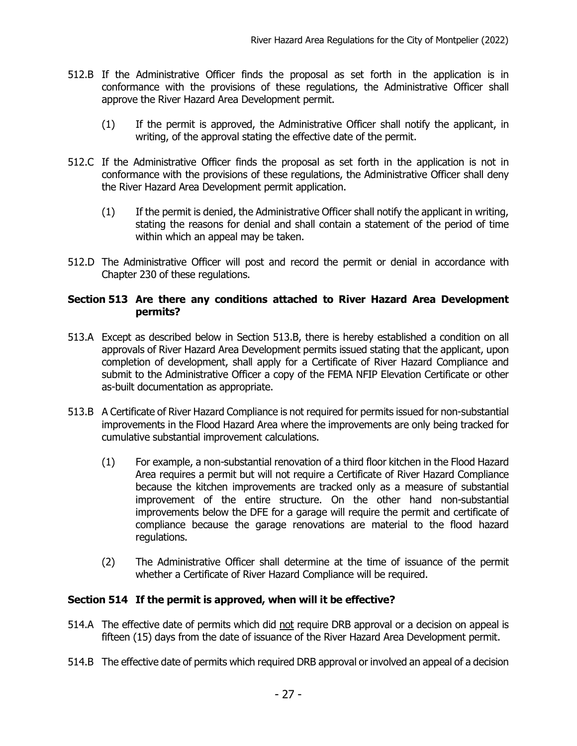512.B If the Administrative Officer finds the proposal as set forth in the application is in conformance with the provisions of these regulations, the Administrative Officer shall approve the River Hazard Area Development permit.

(1) If the permit is approved, the Administrative Officer shall notify the applicant, in writing, of the approval stating the effective date of the permit.

512.C If the Administrative Officer finds the proposal as set forth in the application is not in conformance with the provisions of these regulations, the Administrative Officer shall deny the River Hazard Area Development permit application.

(1) If the permit is denied, the Administrative Officer shall notify the applicant in writing, stating the reasons for denial and shall contain a statement of the period of time within which an appeal may be taken.

512.D The Administrative Officer will post and record the permit or denial in accordance with Chapter 230 of these regulations.

### Section 513 Are there any conditions attached to River Hazard Area Development permits?

513.A Except as described below in Section 513.B, there is hereby established a condition on all approvals of River Hazard Area Development permits issued stating that the applicant, upon completion of development, shall apply for a Certificate of River Hazard Compliance and submit to the Administrative Officer a copy of the FEMA NFIP Elevation Certificate or other as-built documentation as appropriate.

513.B A Certificate of River Hazard Compliance is not required for permits issued for non-substantial improvements in the Flood Hazard Area where the improvements are only being tracked for cumulative substantial improvement calculations.

(1) For example, a non-substantial renovation of a third floor kitchen in the Flood Hazard Area requires a permit but will not require a Certificate of River Hazard Compliance because the kitchen improvements are tracked only as a measure of substantial improvement of the entire structure. On the other hand non-substantial improvements below the DFE for a garage will require the permit and certificate of compliance because the garage renovations are material to the flood hazard regulations.

(2) The Administrative Officer shall determine at the time of issuance of the permit whether a Certificate of River Hazard Compliance will be required.

### Section 514 If the permit is approved, when will it be effective?

514.A The effective date of permits which did not require DRB approval or a decision on appeal is fifteen (15) days from the date of issuance of the River Hazard Area Development permit.

514.B The effective date of permits which required DRB approval or involved an appeal of a decision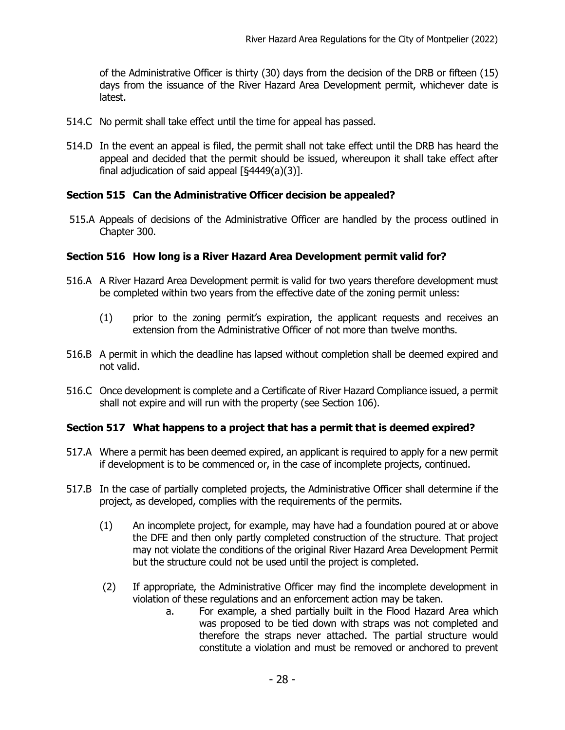of the Administrative Officer is thirty (30) days from the decision of the DRB or fifteen (15) days from the issuance of the River Hazard Area Development permit, whichever date is latest.

514.C No permit shall take effect until the time for appeal has passed.

514.D In the event an appeal is filed, the permit shall not take effect until the DRB has heard the appeal and decided that the permit should be issued, whereupon it shall take effect after final adjudication of said appeal [§4449(a)(3)].

### Section 515 Can the Administrative Officer decision be appealed?

515.A Appeals of decisions of the Administrative Officer are handled by the process outlined in Chapter 300.

### Section 516 How long is a River Hazard Area Development permit valid for?

516.A A River Hazard Area Development permit is valid for two years therefore development must be completed within two years from the effective date of the zoning permit unless:

(1) prior to the zoning permit's expiration, the applicant requests and receives an extension from the Administrative Officer of not more than twelve months.

516.B A permit in which the deadline has lapsed without completion shall be deemed expired and not valid.

516.C Once development is complete and a Certificate of River Hazard Compliance issued, a permit shall not expire and will run with the property (see Section 106).

### Section 517 What happens to a project that has a permit that is deemed expired?

517.A Where a permit has been deemed expired, an applicant is required to apply for a new permit if development is to be commenced or, in the case of incomplete projects, continued.

517.B In the case of partially completed projects, the Administrative Officer shall determine if the project, as developed, complies with the requirements of the permits.

(1) An incomplete project, for example, may have had a foundation poured at or above the DFE and then only partly completed construction of the structure. That project may not violate the conditions of the original River Hazard Area Development Permit but the structure could not be used until the project is completed.

(2) If appropriate, the Administrative Officer may find the incomplete development in violation of these regulations and an enforcement action may be taken.

a. For example, a shed partially built in the Flood Hazard Area which was proposed to be tied down with straps was not completed and therefore the straps never attached. The partial structure would constitute a violation and must be removed or anchored to prevent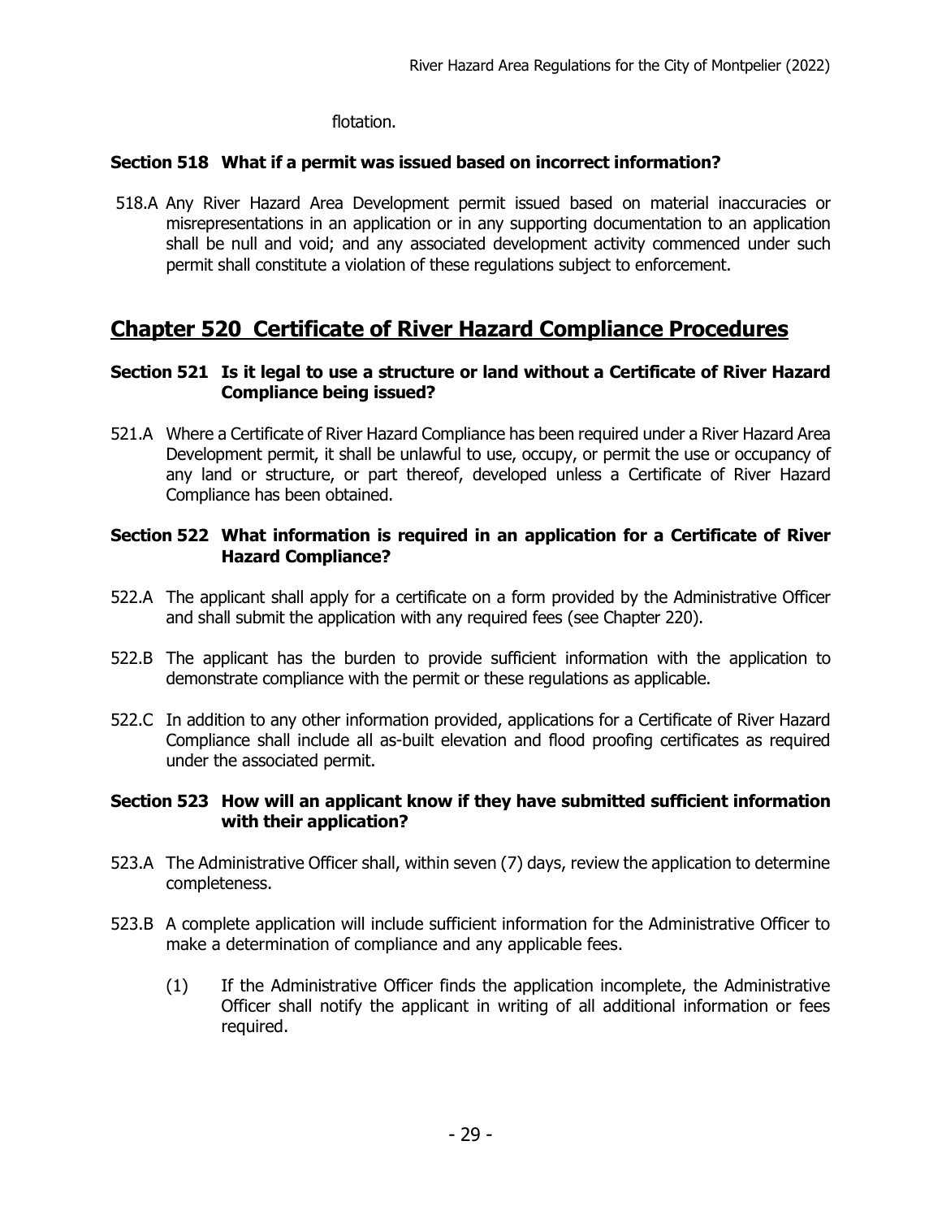flotation.

### Section 518 What if a permit was issued based on incorrect information?

518.A Any River Hazard Area Development permit issued based on material inaccuracies or misrepresentations in an application or in any supporting documentation to an application shall be null and void; and any associated development activity commenced under such permit shall constitute a violation of these regulations subject to enforcement.

## Chapter 520 Certificate of River Hazard Compliance Procedures

### Section 521 Is it legal to use a structure or land without a Certificate of River Hazard Compliance being issued?

521.A Where a Certificate of River Hazard Compliance has been required under a River Hazard Area Development permit, it shall be unlawful to use, occupy, or permit the use or occupancy of any land or structure, or part thereof, developed unless a Certificate of River Hazard Compliance has been obtained.

### Section 522 What information is required in an application for a Certificate of River Hazard Compliance?

522.A The applicant shall apply for a certificate on a form provided by the Administrative Officer and shall submit the application with any required fees (see Chapter 220).

522.B The applicant has the burden to provide sufficient information with the application to demonstrate compliance with the permit or these regulations as applicable.

522.C In addition to any other information provided, applications for a Certificate of River Hazard Compliance shall include all as-built elevation and flood proofing certificates as required under the associated permit.

### Section 523 How will an applicant know if they have submitted sufficient information with their application?

523.A The Administrative Officer shall, within seven (7) days, review the application to determine completeness.

523.B A complete application will include sufficient information for the Administrative Officer to make a determination of compliance and any applicable fees.

(1) If the Administrative Officer finds the application incomplete, the Administrative Officer shall notify the applicant in writing of all additional information or fees required.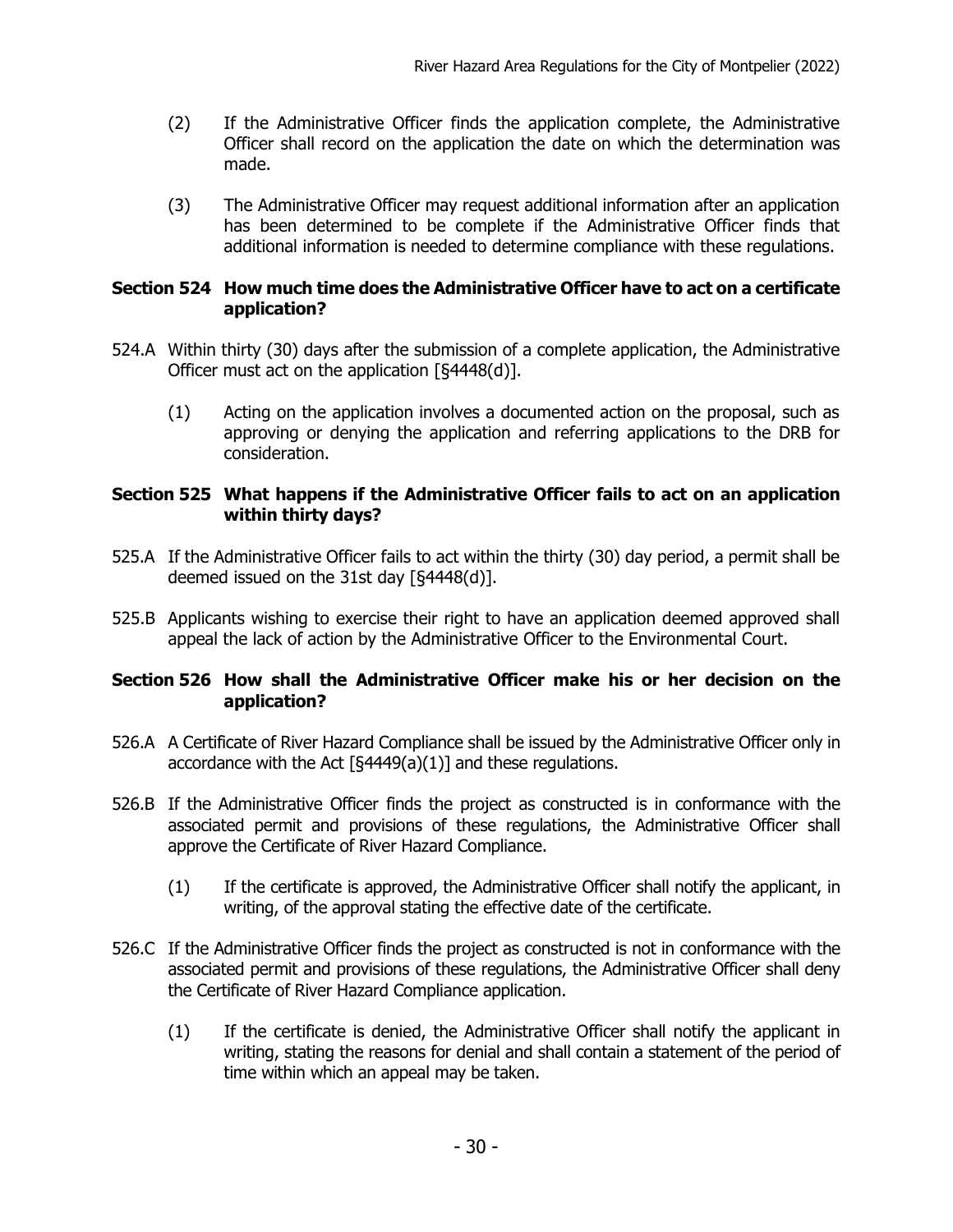(2) If the Administrative Officer finds the application complete, the Administrative Officer shall record on the application the date on which the determination was made.

(3) The Administrative Officer may request additional information after an application has been determined to be complete if the Administrative Officer finds that additional information is needed to determine compliance with these regulations.

### Section 524 How much time does the Administrative Officer have to act on a certificate application?

524.A Within thirty (30) days after the submission of a complete application, the Administrative Officer must act on the application [§4448(d)].

(1) Acting on the application involves a documented action on the proposal, such as approving or denying the application and referring applications to the DRB for consideration.

### Section 525 What happens if the Administrative Officer fails to act on an application within thirty days?

525.A If the Administrative Officer fails to act within the thirty (30) day period, a permit shall be deemed issued on the 31st day [§4448(d)].

525.B Applicants wishing to exercise their right to have an application deemed approved shall appeal the lack of action by the Administrative Officer to the Environmental Court.

### Section 526 How shall the Administrative Officer make his or her decision on the application?

526.A A Certificate of River Hazard Compliance shall be issued by the Administrative Officer only in accordance with the Act [§4449(a)(1)] and these regulations.

526.B If the Administrative Officer finds the project as constructed is in conformance with the associated permit and provisions of these regulations, the Administrative Officer shall approve the Certificate of River Hazard Compliance.

(1) If the certificate is approved, the Administrative Officer shall notify the applicant, in writing, of the approval stating the effective date of the certificate.

526.C If the Administrative Officer finds the project as constructed is not in conformance with the associated permit and provisions of these regulations, the Administrative Officer shall deny the Certificate of River Hazard Compliance application.

(1) If the certificate is denied, the Administrative Officer shall notify the applicant in writing, stating the reasons for denial and shall contain a statement of the period of time within which an appeal may be taken.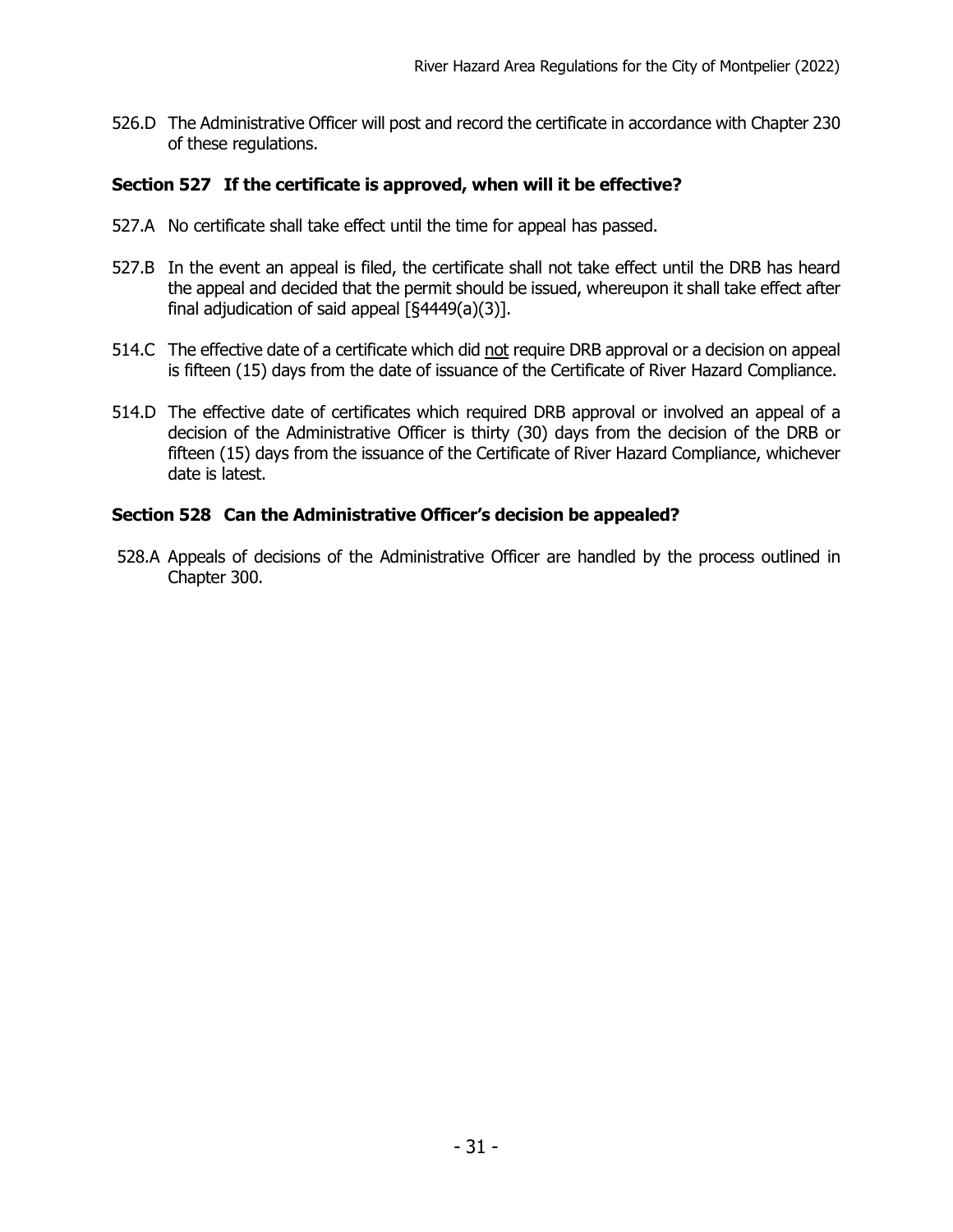526.D The Administrative Officer will post and record the certificate in accordance with Chapter 230 of these regulations.

### Section 527 If the certificate is approved, when will it be effective?

527.A No certificate shall take effect until the time for appeal has passed.

527.B In the event an appeal is filed, the certificate shall not take effect until the DRB has heard the appeal and decided that the permit should be issued, whereupon it shall take effect after final adjudication of said appeal [§4449(a)(3)].

514.C The effective date of a certificate which did <u>not</u> require DRB approval or a decision on appeal is fifteen (15) days from the date of issuance of the Certificate of River Hazard Compliance.

514.D The effective date of certificates which required DRB approval or involved an appeal of a decision of the Administrative Officer is thirty (30) days from the decision of the DRB or fifteen (15) days from the issuance of the Certificate of River Hazard Compliance, whichever date is latest.

### Section 528 Can the Administrative Officer's decision be appealed?

528.A Appeals of decisions of the Administrative Officer are handled by the process outlined in Chapter 300.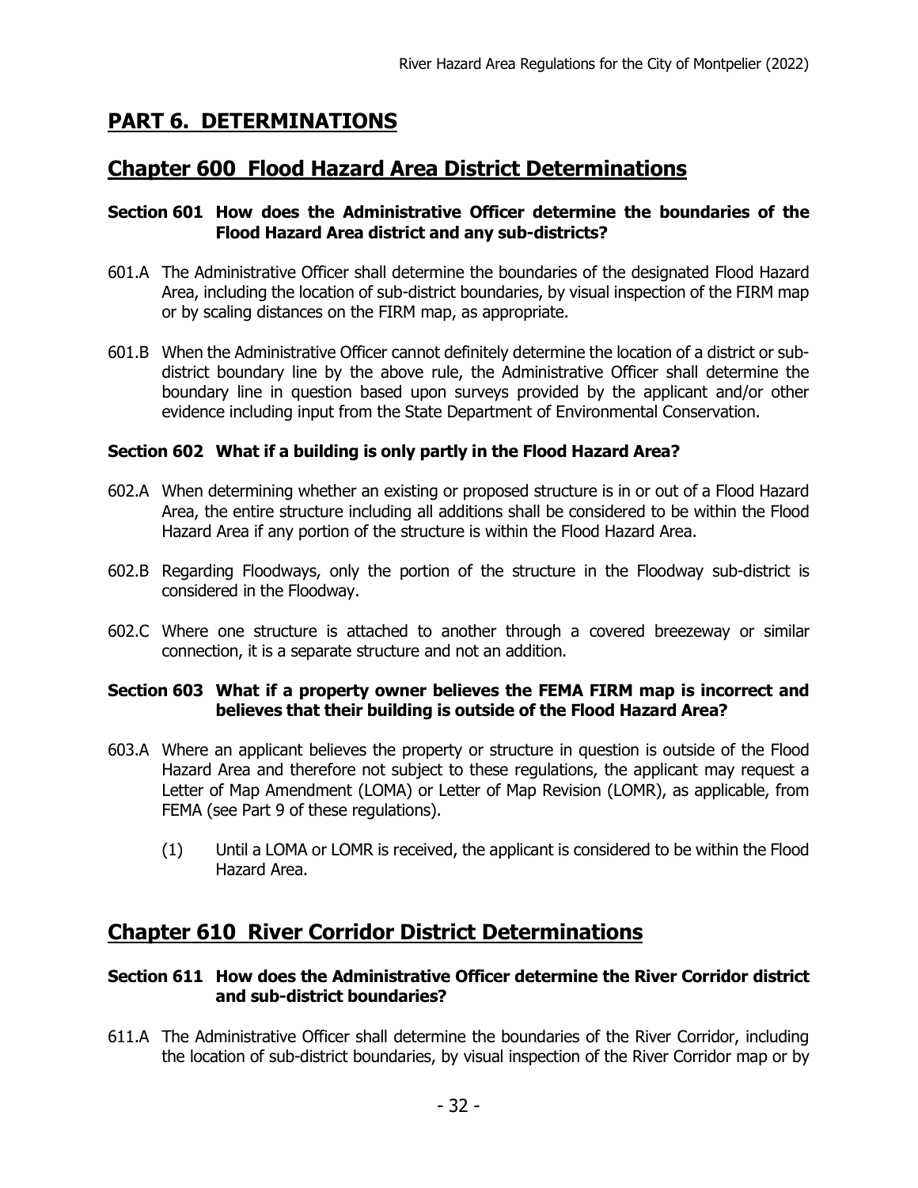# PART 6. DETERMINATIONS

## Chapter 600 Flood Hazard Area District Determinations

### Section 601 How does the Administrative Officer determine the boundaries of the Flood Hazard Area district and any sub-districts?

601.A The Administrative Officer shall determine the boundaries of the designated Flood Hazard Area, including the location of sub-district boundaries, by visual inspection of the FIRM map or by scaling distances on the FIRM map, as appropriate.

601.B When the Administrative Officer cannot definitely determine the location of a district or sub-district boundary line by the above rule, the Administrative Officer shall determine the boundary line in question based upon surveys provided by the applicant and/or other evidence including input from the State Department of Environmental Conservation.

### Section 602 What if a building is only partly in the Flood Hazard Area?

602.A When determining whether an existing or proposed structure is in or out of a Flood Hazard Area, the entire structure including all additions shall be considered to be within the Flood Hazard Area if any portion of the structure is within the Flood Hazard Area.

602.B Regarding Floodways, only the portion of the structure in the Floodway sub-district is considered in the Floodway.

602.C Where one structure is attached to another through a covered breezeway or similar connection, it is a separate structure and not an addition.

### Section 603 What if a property owner believes the FEMA FIRM map is incorrect and believes that their building is outside of the Flood Hazard Area?

603.A Where an applicant believes the property or structure in question is outside of the Flood Hazard Area and therefore not subject to these regulations, the applicant may request a Letter of Map Amendment (LOMA) or Letter of Map Revision (LOMR), as applicable, from FEMA (see Part 9 of these regulations).

(1) Until a LOMA or LOMR is received, the applicant is considered to be within the Flood Hazard Area.

## Chapter 610 River Corridor District Determinations

### Section 611 How does the Administrative Officer determine the River Corridor district and sub-district boundaries?

611.A The Administrative Officer shall determine the boundaries of the River Corridor, including the location of sub-district boundaries, by visual inspection of the River Corridor map or by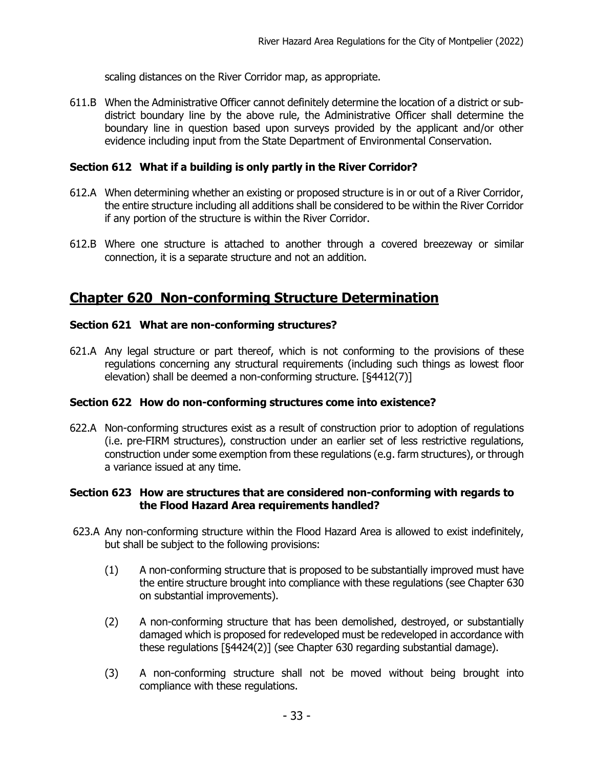scaling distances on the River Corridor map, as appropriate.

611.B When the Administrative Officer cannot definitely determine the location of a district or sub-district boundary line by the above rule, the Administrative Officer shall determine the boundary line in question based upon surveys provided by the applicant and/or other evidence including input from the State Department of Environmental Conservation.

### Section 612 What if a building is only partly in the River Corridor?

612.A When determining whether an existing or proposed structure is in or out of a River Corridor, the entire structure including all additions shall be considered to be within the River Corridor if any portion of the structure is within the River Corridor.

612.B Where one structure is attached to another through a covered breezeway or similar connection, it is a separate structure and not an addition.

## Chapter 620 Non-conforming Structure Determination

### Section 621 What are non-conforming structures?

621.A Any legal structure or part thereof, which is not conforming to the provisions of these regulations concerning any structural requirements (including such things as lowest floor elevation) shall be deemed a non-conforming structure. [§4412(7)]

### Section 622 How do non-conforming structures come into existence?

622.A Non-conforming structures exist as a result of construction prior to adoption of regulations (i.e. pre-FIRM structures), construction under an earlier set of less restrictive regulations, construction under some exemption from these regulations (e.g. farm structures), or through a variance issued at any time.

### Section 623 How are structures that are considered non-conforming with regards to the Flood Hazard Area requirements handled?

623.A Any non-conforming structure within the Flood Hazard Area is allowed to exist indefinitely, but shall be subject to the following provisions:

(1) A non-conforming structure that is proposed to be substantially improved must have the entire structure brought into compliance with these regulations (see Chapter 630 on substantial improvements).

(2) A non-conforming structure that has been demolished, destroyed, or substantially damaged which is proposed for redeveloped must be redeveloped in accordance with these regulations [§4424(2)] (see Chapter 630 regarding substantial damage).

(3) A non-conforming structure shall not be moved without being brought into compliance with these regulations.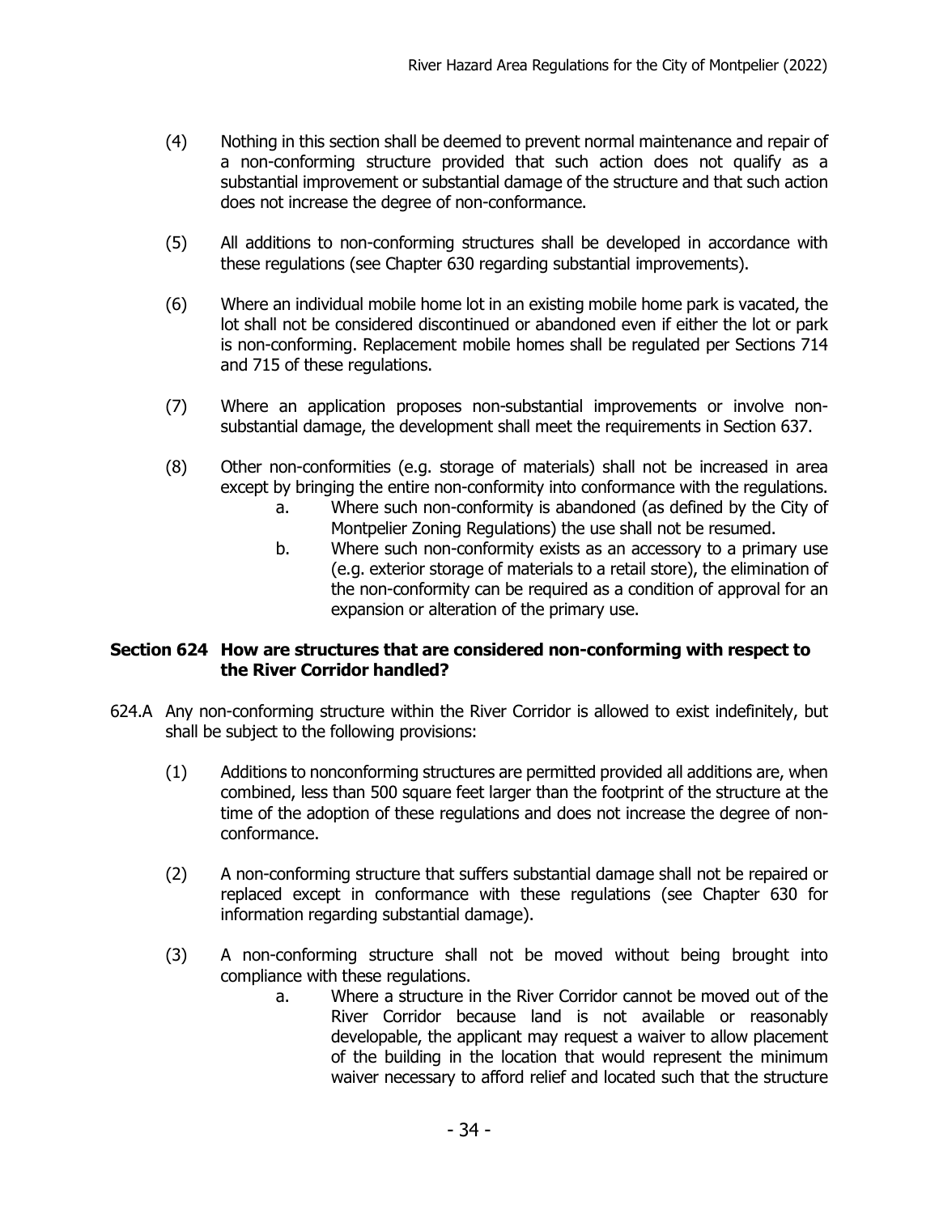(4) Nothing in this section shall be deemed to prevent normal maintenance and repair of a non-conforming structure provided that such action does not qualify as a substantial improvement or substantial damage of the structure and that such action does not increase the degree of non-conformance.

(5) All additions to non-conforming structures shall be developed in accordance with these regulations (see Chapter 630 regarding substantial improvements).

(6) Where an individual mobile home lot in an existing mobile home park is vacated, the lot shall not be considered discontinued or abandoned even if either the lot or park is non-conforming. Replacement mobile homes shall be regulated per Sections 714 and 715 of these regulations.

(7) Where an application proposes non-substantial improvements or involve non-substantial damage, the development shall meet the requirements in Section 637.

(8) Other non-conformities (e.g. storage of materials) shall not be increased in area except by bringing the entire non-conformity into conformance with the regulations.

   a. Where such non-conformity is abandoned (as defined by the City of Montpelier Zoning Regulations) the use shall not be resumed.

   b. Where such non-conformity exists as an accessory to a primary use (e.g. exterior storage of materials to a retail store), the elimination of the non-conformity can be required as a condition of approval for an expansion or alteration of the primary use.

### Section 624 How are structures that are considered non-conforming with respect to the River Corridor handled?

624.A Any non-conforming structure within the River Corridor is allowed to exist indefinitely, but shall be subject to the following provisions:

(1) Additions to nonconforming structures are permitted provided all additions are, when combined, less than 500 square feet larger than the footprint of the structure at the time of the adoption of these regulations and does not increase the degree of non-conformance.

(2) A non-conforming structure that suffers substantial damage shall not be repaired or replaced except in conformance with these regulations (see Chapter 630 for information regarding substantial damage).

(3) A non-conforming structure shall not be moved without being brought into compliance with these regulations.

   a. Where a structure in the River Corridor cannot be moved out of the River Corridor because land is not available or reasonably developable, the applicant may request a waiver to allow placement of the building in the location that would represent the minimum waiver necessary to afford relief and located such that the structure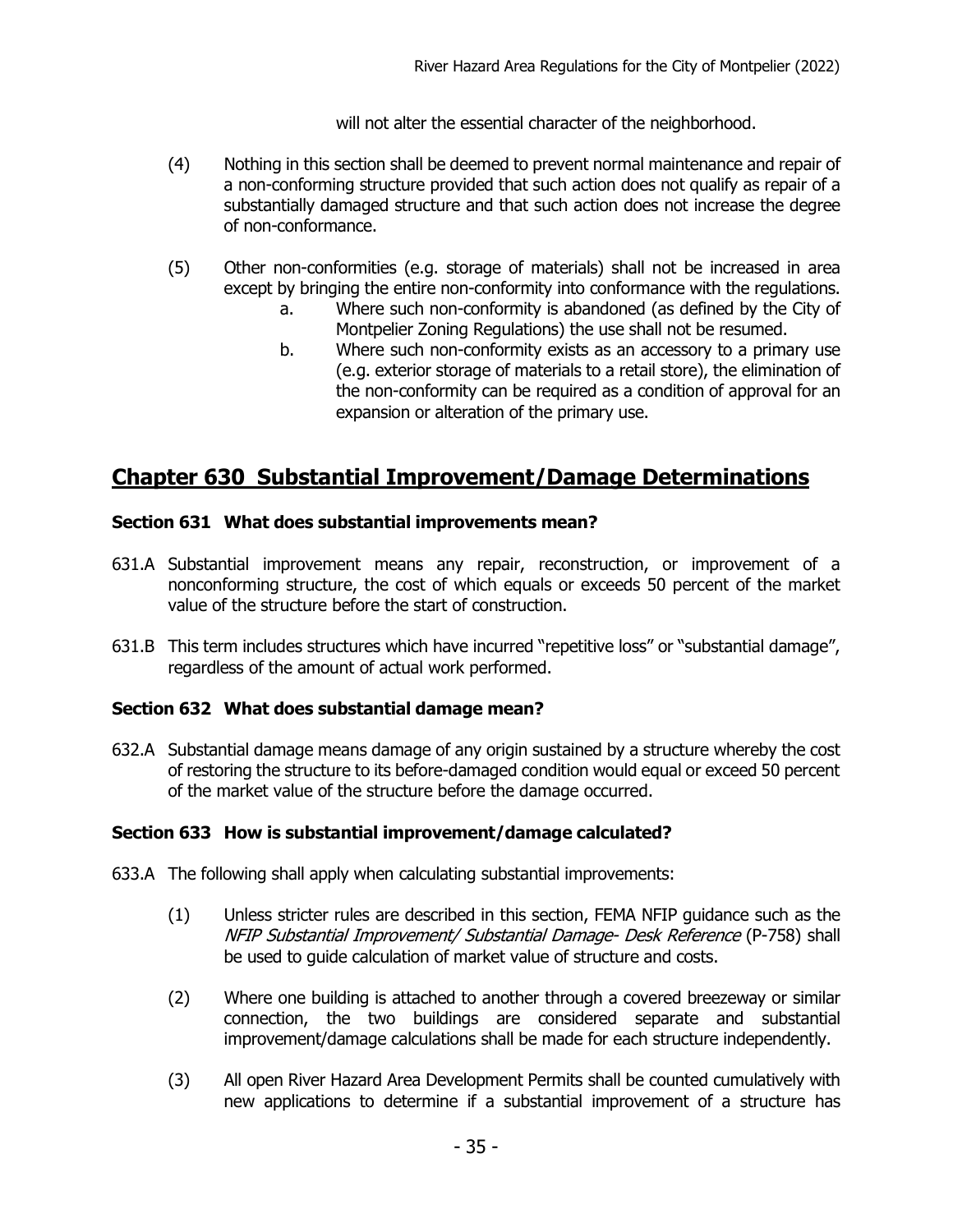will not alter the essential character of the neighborhood.

(4) Nothing in this section shall be deemed to prevent normal maintenance and repair of a non-conforming structure provided that such action does not qualify as repair of a substantially damaged structure and that such action does not increase the degree of non-conformance.

(5) Other non-conformities (e.g. storage of materials) shall not be increased in area except by bringing the entire non-conformity into conformance with the regulations.

  a. Where such non-conformity is abandoned (as defined by the City of Montpelier Zoning Regulations) the use shall not be resumed.

  b. Where such non-conformity exists as an accessory to a primary use (e.g. exterior storage of materials to a retail store), the elimination of the non-conformity can be required as a condition of approval for an expansion or alteration of the primary use.

## Chapter 630 Substantial Improvement/Damage Determinations

### Section 631 What does substantial improvements mean?

631.A Substantial improvement means any repair, reconstruction, or improvement of a nonconforming structure, the cost of which equals or exceeds 50 percent of the market value of the structure before the start of construction.

631.B This term includes structures which have incurred "repetitive loss" or "substantial damage", regardless of the amount of actual work performed.

### Section 632 What does substantial damage mean?

632.A Substantial damage means damage of any origin sustained by a structure whereby the cost of restoring the structure to its before-damaged condition would equal or exceed 50 percent of the market value of the structure before the damage occurred.

### Section 633 How is substantial improvement/damage calculated?

633.A The following shall apply when calculating substantial improvements:

(1) Unless stricter rules are described in this section, FEMA NFIP guidance such as the *NFIP Substantial Improvement/ Substantial Damage- Desk Reference* (P-758) shall be used to guide calculation of market value of structure and costs.

(2) Where one building is attached to another through a covered breezeway or similar connection, the two buildings are considered separate and substantial improvement/damage calculations shall be made for each structure independently.

(3) All open River Hazard Area Development Permits shall be counted cumulatively with new applications to determine if a substantial improvement of a structure has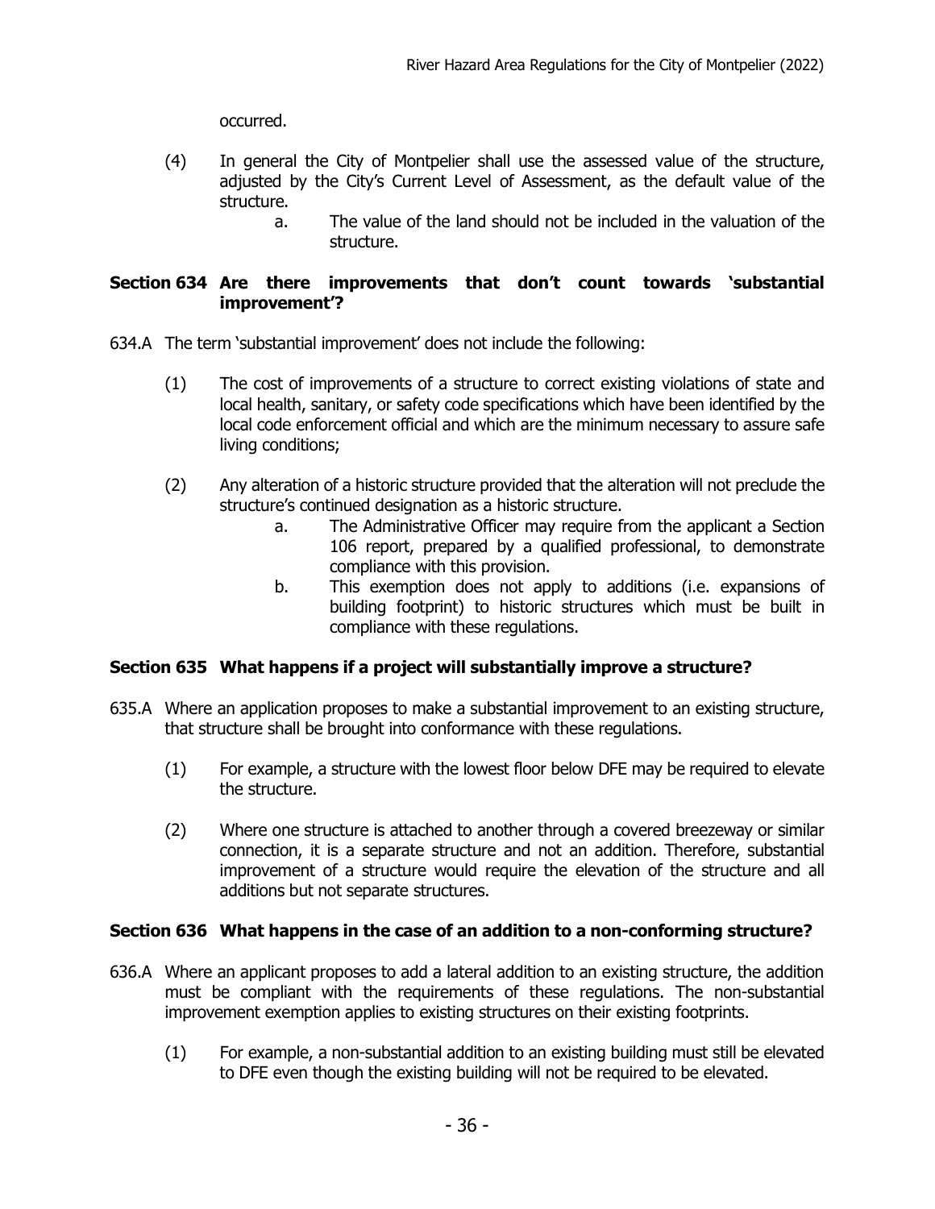occurred.

(4) In general the City of Montpelier shall use the assessed value of the structure, adjusted by the City's Current Level of Assessment, as the default value of the structure.

  a. The value of the land should not be included in the valuation of the structure.

### Section 634 Are there improvements that don't count towards 'substantial improvement'?

634.A The term 'substantial improvement' does not include the following:

(1) The cost of improvements of a structure to correct existing violations of state and local health, sanitary, or safety code specifications which have been identified by the local code enforcement official and which are the minimum necessary to assure safe living conditions;

(2) Any alteration of a historic structure provided that the alteration will not preclude the structure's continued designation as a historic structure.

  a. The Administrative Officer may require from the applicant a Section 106 report, prepared by a qualified professional, to demonstrate compliance with this provision.

  b. This exemption does not apply to additions (i.e. expansions of building footprint) to historic structures which must be built in compliance with these regulations.

### Section 635 What happens if a project will substantially improve a structure?

635.A Where an application proposes to make a substantial improvement to an existing structure, that structure shall be brought into conformance with these regulations.

(1) For example, a structure with the lowest floor below DFE may be required to elevate the structure.

(2) Where one structure is attached to another through a covered breezeway or similar connection, it is a separate structure and not an addition. Therefore, substantial improvement of a structure would require the elevation of the structure and all additions but not separate structures.

### Section 636 What happens in the case of an addition to a non-conforming structure?

636.A Where an applicant proposes to add a lateral addition to an existing structure, the addition must be compliant with the requirements of these regulations. The non-substantial improvement exemption applies to existing structures on their existing footprints.

(1) For example, a non-substantial addition to an existing building must still be elevated to DFE even though the existing building will not be required to be elevated.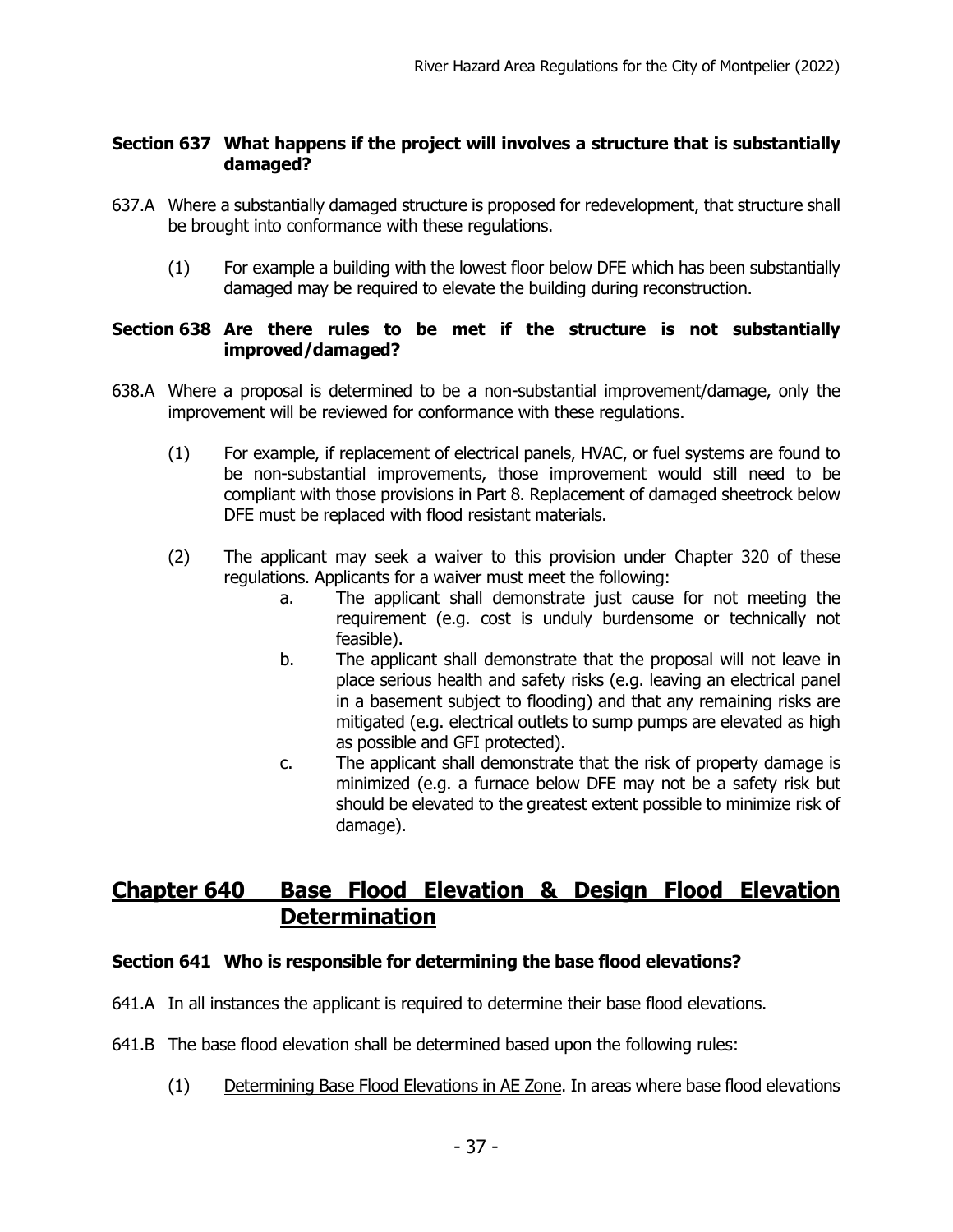### Section 637 What happens if the project will involves a structure that is substantially damaged?

637.A Where a substantially damaged structure is proposed for redevelopment, that structure shall be brought into conformance with these regulations.

(1) For example a building with the lowest floor below DFE which has been substantially damaged may be required to elevate the building during reconstruction.

### Section 638 Are there rules to be met if the structure is not substantially improved/damaged?

638.A Where a proposal is determined to be a non-substantial improvement/damage, only the improvement will be reviewed for conformance with these regulations.

(1) For example, if replacement of electrical panels, HVAC, or fuel systems are found to be non-substantial improvements, those improvement would still need to be compliant with those provisions in Part 8. Replacement of damaged sheetrock below DFE must be replaced with flood resistant materials.

(2) The applicant may seek a waiver to this provision under Chapter 320 of these regulations. Applicants for a waiver must meet the following:

a. The applicant shall demonstrate just cause for not meeting the requirement (e.g. cost is unduly burdensome or technically not feasible).

b. The applicant shall demonstrate that the proposal will not leave in place serious health and safety risks (e.g. leaving an electrical panel in a basement subject to flooding) and that any remaining risks are mitigated (e.g. electrical outlets to sump pumps are elevated as high as possible and GFI protected).

c. The applicant shall demonstrate that the risk of property damage is minimized (e.g. a furnace below DFE may not be a safety risk but should be elevated to the greatest extent possible to minimize risk of damage).

## Chapter 640 Base Flood Elevation & Design Flood Elevation Determination

### Section 641 Who is responsible for determining the base flood elevations?

641.A In all instances the applicant is required to determine their base flood elevations.

641.B The base flood elevation shall be determined based upon the following rules:

(1) Determining Base Flood Elevations in AE Zone. In areas where base flood elevations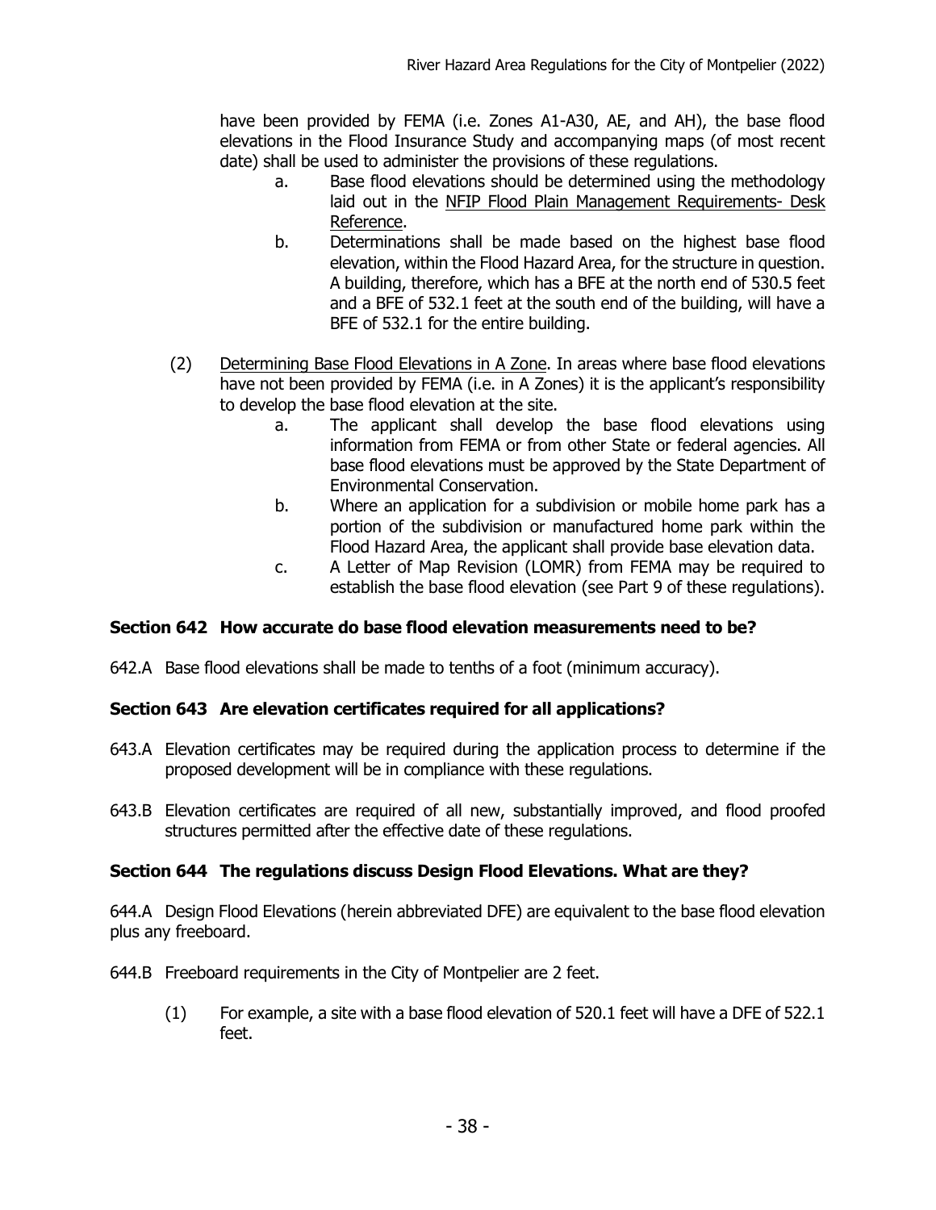have been provided by FEMA (i.e. Zones A1-A30, AE, and AH), the base flood elevations in the Flood Insurance Study and accompanying maps (of most recent date) shall be used to administer the provisions of these regulations.

a. Base flood elevations should be determined using the methodology laid out in the NFIP Flood Plain Management Requirements- Desk Reference.

b. Determinations shall be made based on the highest base flood elevation, within the Flood Hazard Area, for the structure in question. A building, therefore, which has a BFE at the north end of 530.5 feet and a BFE of 532.1 feet at the south end of the building, will have a BFE of 532.1 for the entire building.

(2) Determining Base Flood Elevations in A Zone. In areas where base flood elevations have not been provided by FEMA (i.e. in A Zones) it is the applicant's responsibility to develop the base flood elevation at the site.

a. The applicant shall develop the base flood elevations using information from FEMA or from other State or federal agencies. All base flood elevations must be approved by the State Department of Environmental Conservation.

b. Where an application for a subdivision or mobile home park has a portion of the subdivision or manufactured home park within the Flood Hazard Area, the applicant shall provide base elevation data.

c. A Letter of Map Revision (LOMR) from FEMA may be required to establish the base flood elevation (see Part 9 of these regulations).

### Section 642 How accurate do base flood elevation measurements need to be?

642.A Base flood elevations shall be made to tenths of a foot (minimum accuracy).

### Section 643 Are elevation certificates required for all applications?

643.A Elevation certificates may be required during the application process to determine if the proposed development will be in compliance with these regulations.

643.B Elevation certificates are required of all new, substantially improved, and flood proofed structures permitted after the effective date of these regulations.

### Section 644 The regulations discuss Design Flood Elevations. What are they?

644.A Design Flood Elevations (herein abbreviated DFE) are equivalent to the base flood elevation plus any freeboard.

644.B Freeboard requirements in the City of Montpelier are 2 feet.

(1) For example, a site with a base flood elevation of 520.1 feet will have a DFE of 522.1 feet.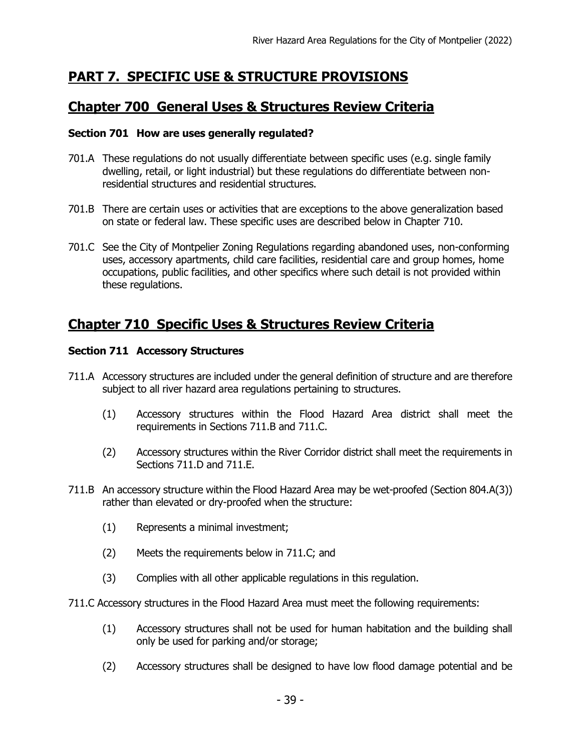# PART 7. SPECIFIC USE & STRUCTURE PROVISIONS

## Chapter 700 General Uses & Structures Review Criteria

### Section 701 How are uses generally regulated?

701.A These regulations do not usually differentiate between specific uses (e.g. single family dwelling, retail, or light industrial) but these regulations do differentiate between non-residential structures and residential structures.

701.B There are certain uses or activities that are exceptions to the above generalization based on state or federal law. These specific uses are described below in Chapter 710.

701.C See the City of Montpelier Zoning Regulations regarding abandoned uses, non-conforming uses, accessory apartments, child care facilities, residential care and group homes, home occupations, public facilities, and other specifics where such detail is not provided within these regulations.

## Chapter 710 Specific Uses & Structures Review Criteria

### Section 711 Accessory Structures

711.A Accessory structures are included under the general definition of structure and are therefore subject to all river hazard area regulations pertaining to structures.

(1) Accessory structures within the Flood Hazard Area district shall meet the requirements in Sections 711.B and 711.C.

(2) Accessory structures within the River Corridor district shall meet the requirements in Sections 711.D and 711.E.

711.B An accessory structure within the Flood Hazard Area may be wet-proofed (Section 804.A(3)) rather than elevated or dry-proofed when the structure:

(1) Represents a minimal investment;

(2) Meets the requirements below in 711.C; and

(3) Complies with all other applicable regulations in this regulation.

711.C Accessory structures in the Flood Hazard Area must meet the following requirements:

(1) Accessory structures shall not be used for human habitation and the building shall only be used for parking and/or storage;

(2) Accessory structures shall be designed to have low flood damage potential and be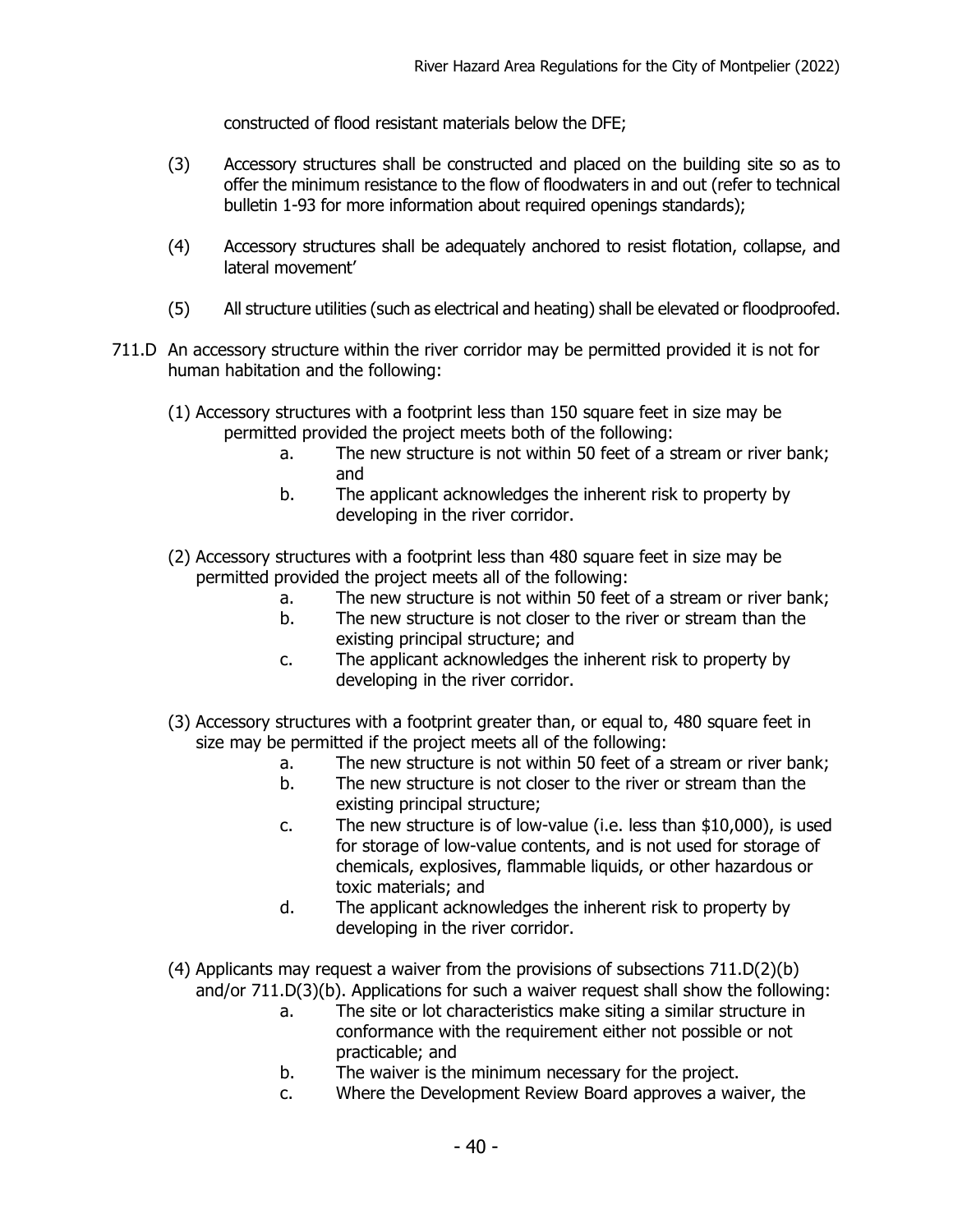constructed of flood resistant materials below the DFE;

(3) Accessory structures shall be constructed and placed on the building site so as to offer the minimum resistance to the flow of floodwaters in and out (refer to technical bulletin 1-93 for more information about required openings standards);

(4) Accessory structures shall be adequately anchored to resist flotation, collapse, and lateral movement'

(5) All structure utilities (such as electrical and heating) shall be elevated or floodproofed.

711.D An accessory structure within the river corridor may be permitted provided it is not for human habitation and the following:

(1) Accessory structures with a footprint less than 150 square feet in size may be permitted provided the project meets both of the following:

   a. The new structure is not within 50 feet of a stream or river bank; and
   b. The applicant acknowledges the inherent risk to property by developing in the river corridor.

(2) Accessory structures with a footprint less than 480 square feet in size may be permitted provided the project meets all of the following:

   a. The new structure is not within 50 feet of a stream or river bank;
   b. The new structure is not closer to the river or stream than the existing principal structure; and
   c. The applicant acknowledges the inherent risk to property by developing in the river corridor.

(3) Accessory structures with a footprint greater than, or equal to, 480 square feet in size may be permitted if the project meets all of the following:

   a. The new structure is not within 50 feet of a stream or river bank;
   b. The new structure is not closer to the river or stream than the existing principal structure;
   c. The new structure is of low-value (i.e. less than $10,000), is used for storage of low-value contents, and is not used for storage of chemicals, explosives, flammable liquids, or other hazardous or toxic materials; and
   d. The applicant acknowledges the inherent risk to property by developing in the river corridor.

(4) Applicants may request a waiver from the provisions of subsections 711.D(2)(b) and/or 711.D(3)(b). Applications for such a waiver request shall show the following:

   a. The site or lot characteristics make siting a similar structure in conformance with the requirement either not possible or not practicable; and
   b. The waiver is the minimum necessary for the project.
   c. Where the Development Review Board approves a waiver, the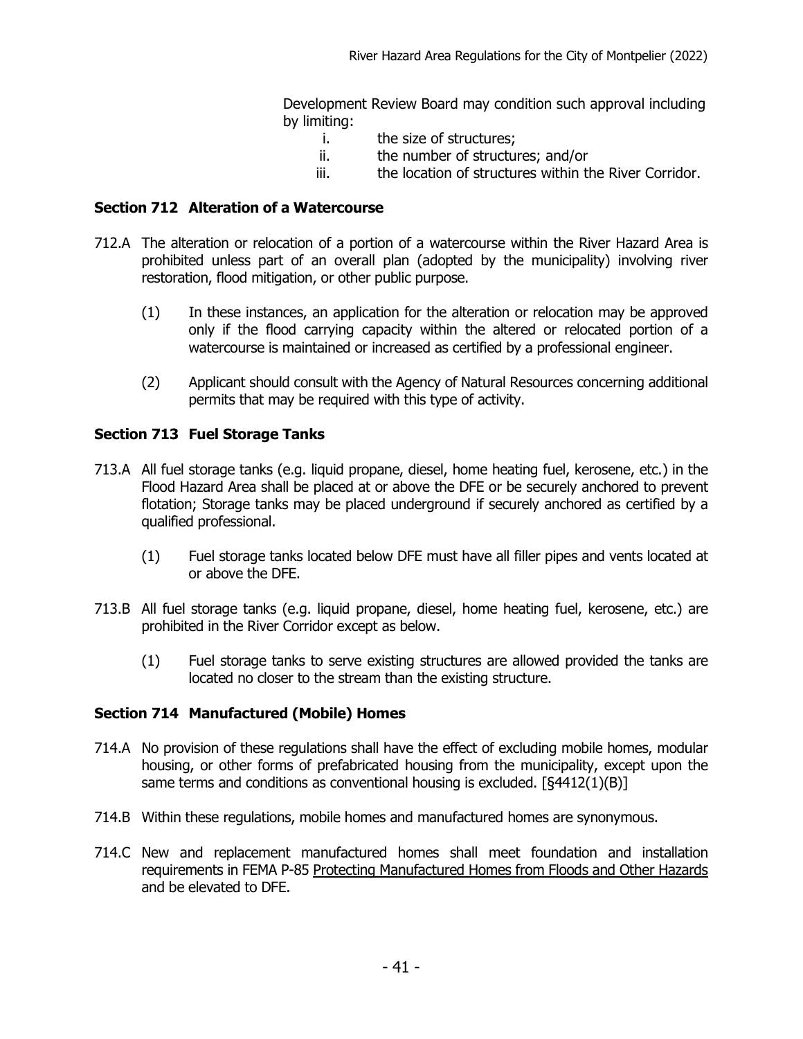Development Review Board may condition such approval including by limiting:

i. the size of structures;
ii. the number of structures; and/or
iii. the location of structures within the River Corridor.

### Section 712 Alteration of a Watercourse

712.A The alteration or relocation of a portion of a watercourse within the River Hazard Area is prohibited unless part of an overall plan (adopted by the municipality) involving river restoration, flood mitigation, or other public purpose.

(1) In these instances, an application for the alteration or relocation may be approved only if the flood carrying capacity within the altered or relocated portion of a watercourse is maintained or increased as certified by a professional engineer.

(2) Applicant should consult with the Agency of Natural Resources concerning additional permits that may be required with this type of activity.

### Section 713 Fuel Storage Tanks

713.A All fuel storage tanks (e.g. liquid propane, diesel, home heating fuel, kerosene, etc.) in the Flood Hazard Area shall be placed at or above the DFE or be securely anchored to prevent flotation; Storage tanks may be placed underground if securely anchored as certified by a qualified professional.

(1) Fuel storage tanks located below DFE must have all filler pipes and vents located at or above the DFE.

713.B All fuel storage tanks (e.g. liquid propane, diesel, home heating fuel, kerosene, etc.) are prohibited in the River Corridor except as below.

(1) Fuel storage tanks to serve existing structures are allowed provided the tanks are located no closer to the stream than the existing structure.

### Section 714 Manufactured (Mobile) Homes

714.A No provision of these regulations shall have the effect of excluding mobile homes, modular housing, or other forms of prefabricated housing from the municipality, except upon the same terms and conditions as conventional housing is excluded. [§4412(1)(B)]

714.B Within these regulations, mobile homes and manufactured homes are synonymous.

714.C New and replacement manufactured homes shall meet foundation and installation requirements in FEMA P-85 Protecting Manufactured Homes from Floods and Other Hazards and be elevated to DFE.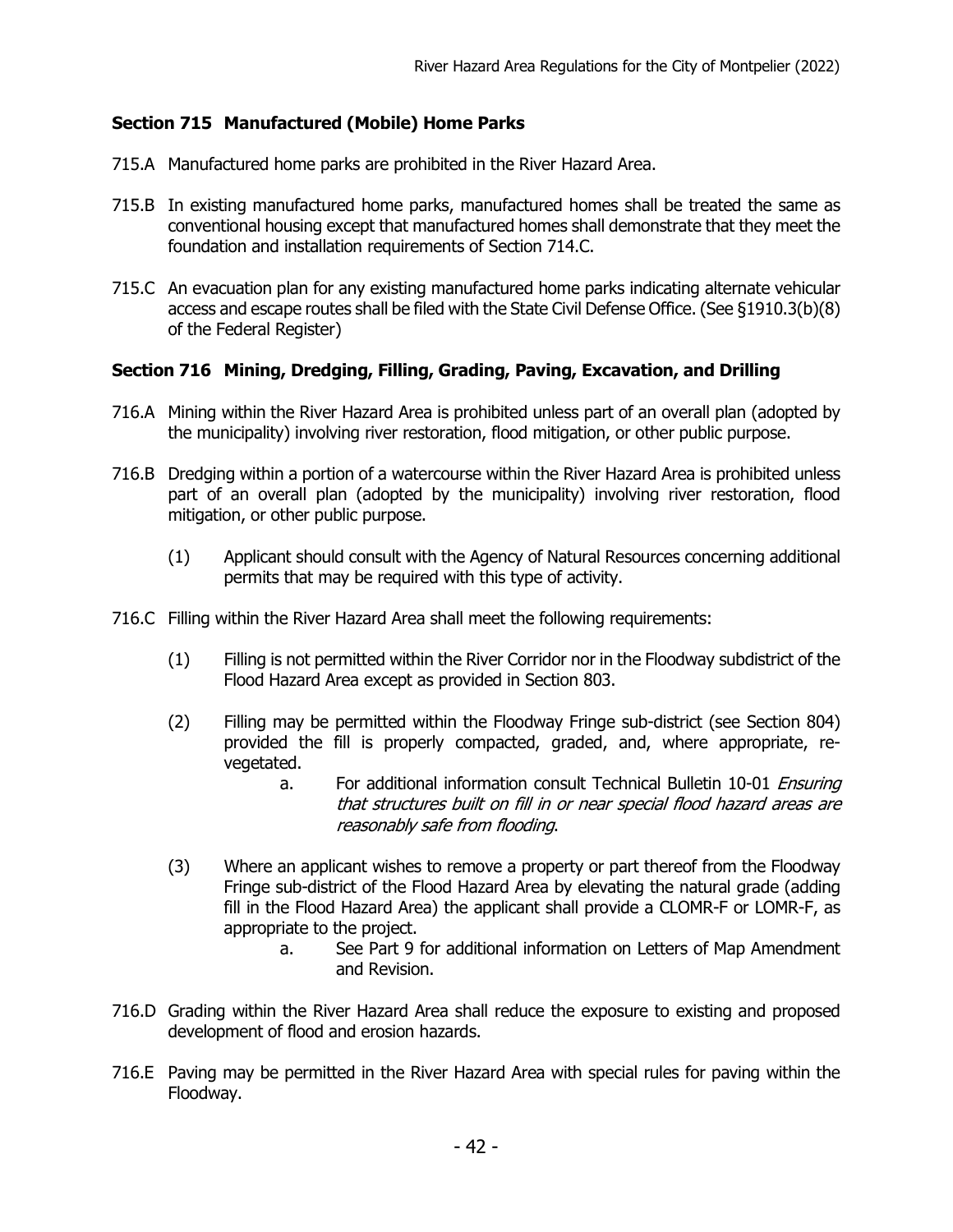## Section 715 Manufactured (Mobile) Home Parks

715.A Manufactured home parks are prohibited in the River Hazard Area.

715.B In existing manufactured home parks, manufactured homes shall be treated the same as conventional housing except that manufactured homes shall demonstrate that they meet the foundation and installation requirements of Section 714.C.

715.C An evacuation plan for any existing manufactured home parks indicating alternate vehicular access and escape routes shall be filed with the State Civil Defense Office. (See §1910.3(b)(8) of the Federal Register)

## Section 716 Mining, Dredging, Filling, Grading, Paving, Excavation, and Drilling

716.A Mining within the River Hazard Area is prohibited unless part of an overall plan (adopted by the municipality) involving river restoration, flood mitigation, or other public purpose.

716.B Dredging within a portion of a watercourse within the River Hazard Area is prohibited unless part of an overall plan (adopted by the municipality) involving river restoration, flood mitigation, or other public purpose.

(1) Applicant should consult with the Agency of Natural Resources concerning additional permits that may be required with this type of activity.

716.C Filling within the River Hazard Area shall meet the following requirements:

(1) Filling is not permitted within the River Corridor nor in the Floodway subdistrict of the Flood Hazard Area except as provided in Section 803.

(2) Filling may be permitted within the Floodway Fringe sub-district (see Section 804) provided the fill is properly compacted, graded, and, where appropriate, re-vegetated.

a. For additional information consult Technical Bulletin 10-01 *Ensuring that structures built on fill in or near special flood hazard areas are reasonably safe from flooding*.

(3) Where an applicant wishes to remove a property or part thereof from the Floodway Fringe sub-district of the Flood Hazard Area by elevating the natural grade (adding fill in the Flood Hazard Area) the applicant shall provide a CLOMR-F or LOMR-F, as appropriate to the project.

a. See Part 9 for additional information on Letters of Map Amendment and Revision.

716.D Grading within the River Hazard Area shall reduce the exposure to existing and proposed development of flood and erosion hazards.

716.E Paving may be permitted in the River Hazard Area with special rules for paving within the Floodway.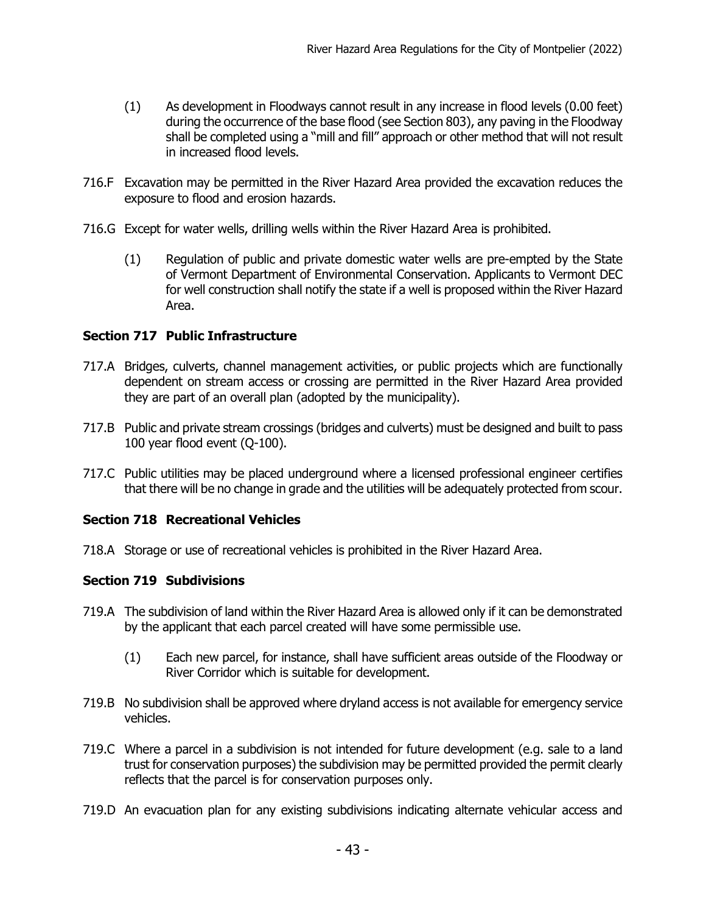(1) As development in Floodways cannot result in any increase in flood levels (0.00 feet) during the occurrence of the base flood (see Section 803), any paving in the Floodway shall be completed using a "mill and fill" approach or other method that will not result in increased flood levels.

716.F Excavation may be permitted in the River Hazard Area provided the excavation reduces the exposure to flood and erosion hazards.

716.G Except for water wells, drilling wells within the River Hazard Area is prohibited.

(1) Regulation of public and private domestic water wells are pre-empted by the State of Vermont Department of Environmental Conservation. Applicants to Vermont DEC for well construction shall notify the state if a well is proposed within the River Hazard Area.

### Section 717 Public Infrastructure

717.A Bridges, culverts, channel management activities, or public projects which are functionally dependent on stream access or crossing are permitted in the River Hazard Area provided they are part of an overall plan (adopted by the municipality).

717.B Public and private stream crossings (bridges and culverts) must be designed and built to pass 100 year flood event (Q-100).

717.C Public utilities may be placed underground where a licensed professional engineer certifies that there will be no change in grade and the utilities will be adequately protected from scour.

### Section 718 Recreational Vehicles

718.A Storage or use of recreational vehicles is prohibited in the River Hazard Area.

### Section 719 Subdivisions

719.A The subdivision of land within the River Hazard Area is allowed only if it can be demonstrated by the applicant that each parcel created will have some permissible use.

(1) Each new parcel, for instance, shall have sufficient areas outside of the Floodway or River Corridor which is suitable for development.

719.B No subdivision shall be approved where dryland access is not available for emergency service vehicles.

719.C Where a parcel in a subdivision is not intended for future development (e.g. sale to a land trust for conservation purposes) the subdivision may be permitted provided the permit clearly reflects that the parcel is for conservation purposes only.

719.D An evacuation plan for any existing subdivisions indicating alternate vehicular access and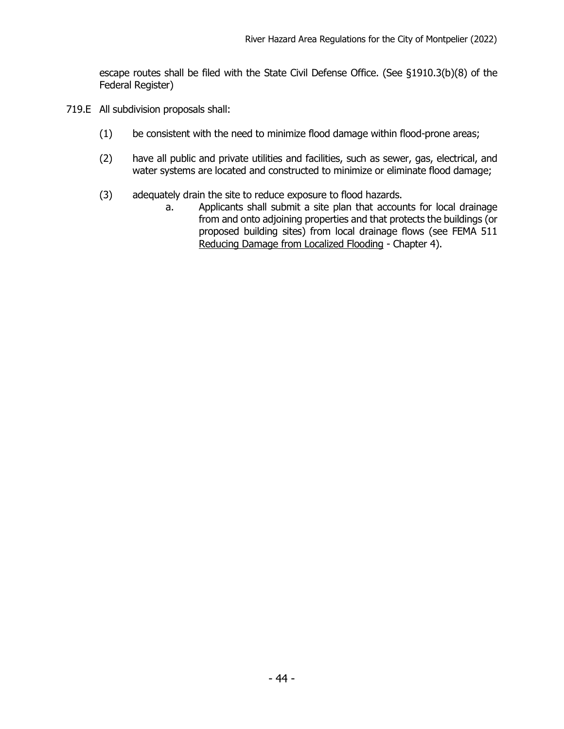escape routes shall be filed with the State Civil Defense Office. (See §1910.3(b)(8) of the Federal Register)

719.E All subdivision proposals shall:

(1) be consistent with the need to minimize flood damage within flood-prone areas;

(2) have all public and private utilities and facilities, such as sewer, gas, electrical, and water systems are located and constructed to minimize or eliminate flood damage;

(3) adequately drain the site to reduce exposure to flood hazards.

   a. Applicants shall submit a site plan that accounts for local drainage from and onto adjoining properties and that protects the buildings (or proposed building sites) from local drainage flows (see FEMA 511 Reducing Damage from Localized Flooding - Chapter 4).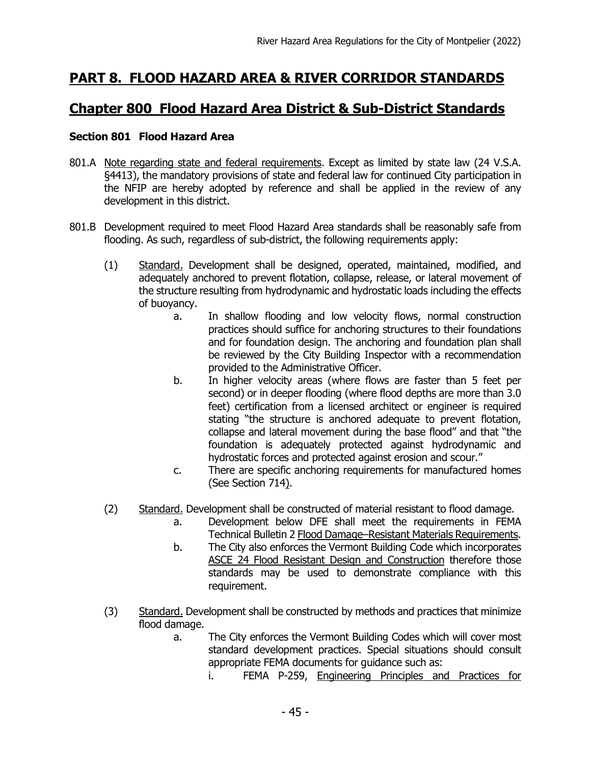# PART 8. FLOOD HAZARD AREA & RIVER CORRIDOR STANDARDS

## Chapter 800 Flood Hazard Area District & Sub-District Standards

### Section 801 Flood Hazard Area

801.A Note regarding state and federal requirements. Except as limited by state law (24 V.S.A. §4413), the mandatory provisions of state and federal law for continued City participation in the NFIP are hereby adopted by reference and shall be applied in the review of any development in this district.

801.B Development required to meet Flood Hazard Area standards shall be reasonably safe from flooding. As such, regardless of sub-district, the following requirements apply:

(1) Standard. Development shall be designed, operated, maintained, modified, and adequately anchored to prevent flotation, collapse, release, or lateral movement of the structure resulting from hydrodynamic and hydrostatic loads including the effects of buoyancy.

a. In shallow flooding and low velocity flows, normal construction practices should suffice for anchoring structures to their foundations and for foundation design. The anchoring and foundation plan shall be reviewed by the City Building Inspector with a recommendation provided to the Administrative Officer.

b. In higher velocity areas (where flows are faster than 5 feet per second) or in deeper flooding (where flood depths are more than 3.0 feet) certification from a licensed architect or engineer is required stating "the structure is anchored adequate to prevent flotation, collapse and lateral movement during the base flood" and that "the foundation is adequately protected against hydrodynamic and hydrostatic forces and protected against erosion and scour."

c. There are specific anchoring requirements for manufactured homes (See Section 714).

(2) Standard. Development shall be constructed of material resistant to flood damage.

a. Development below DFE shall meet the requirements in FEMA Technical Bulletin 2 Flood Damage–Resistant Materials Requirements.

b. The City also enforces the Vermont Building Code which incorporates ASCE 24 Flood Resistant Design and Construction therefore those standards may be used to demonstrate compliance with this requirement.

(3) Standard. Development shall be constructed by methods and practices that minimize flood damage.

a. The City enforces the Vermont Building Codes which will cover most standard development practices. Special situations should consult appropriate FEMA documents for guidance such as:

i. FEMA P-259, Engineering Principles and Practices for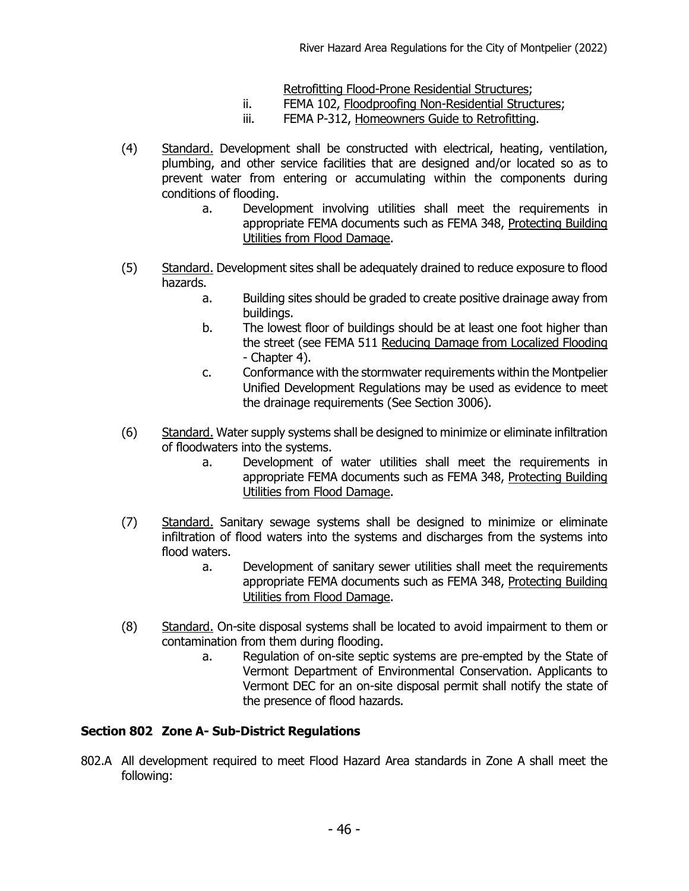Retrofitting Flood-Prone Residential Structures;

ii. FEMA 102, Floodproofing Non-Residential Structures;

iii. FEMA P-312, Homeowners Guide to Retrofitting.

(4) Standard. Development shall be constructed with electrical, heating, ventilation, plumbing, and other service facilities that are designed and/or located so as to prevent water from entering or accumulating within the components during conditions of flooding.

 a. Development involving utilities shall meet the requirements in appropriate FEMA documents such as FEMA 348, Protecting Building Utilities from Flood Damage.

(5) Standard. Development sites shall be adequately drained to reduce exposure to flood hazards.

 a. Building sites should be graded to create positive drainage away from buildings.

 b. The lowest floor of buildings should be at least one foot higher than the street (see FEMA 511 Reducing Damage from Localized Flooding - Chapter 4).

 c. Conformance with the stormwater requirements within the Montpelier Unified Development Regulations may be used as evidence to meet the drainage requirements (See Section 3006).

(6) Standard. Water supply systems shall be designed to minimize or eliminate infiltration of floodwaters into the systems.

 a. Development of water utilities shall meet the requirements in appropriate FEMA documents such as FEMA 348, Protecting Building Utilities from Flood Damage.

(7) Standard. Sanitary sewage systems shall be designed to minimize or eliminate infiltration of flood waters into the systems and discharges from the systems into flood waters.

 a. Development of sanitary sewer utilities shall meet the requirements appropriate FEMA documents such as FEMA 348, Protecting Building Utilities from Flood Damage.

(8) Standard. On-site disposal systems shall be located to avoid impairment to them or contamination from them during flooding.

 a. Regulation of on-site septic systems are pre-empted by the State of Vermont Department of Environmental Conservation. Applicants to Vermont DEC for an on-site disposal permit shall notify the state of the presence of flood hazards.

### Section 802 Zone A- Sub-District Regulations

802.A All development required to meet Flood Hazard Area standards in Zone A shall meet the following: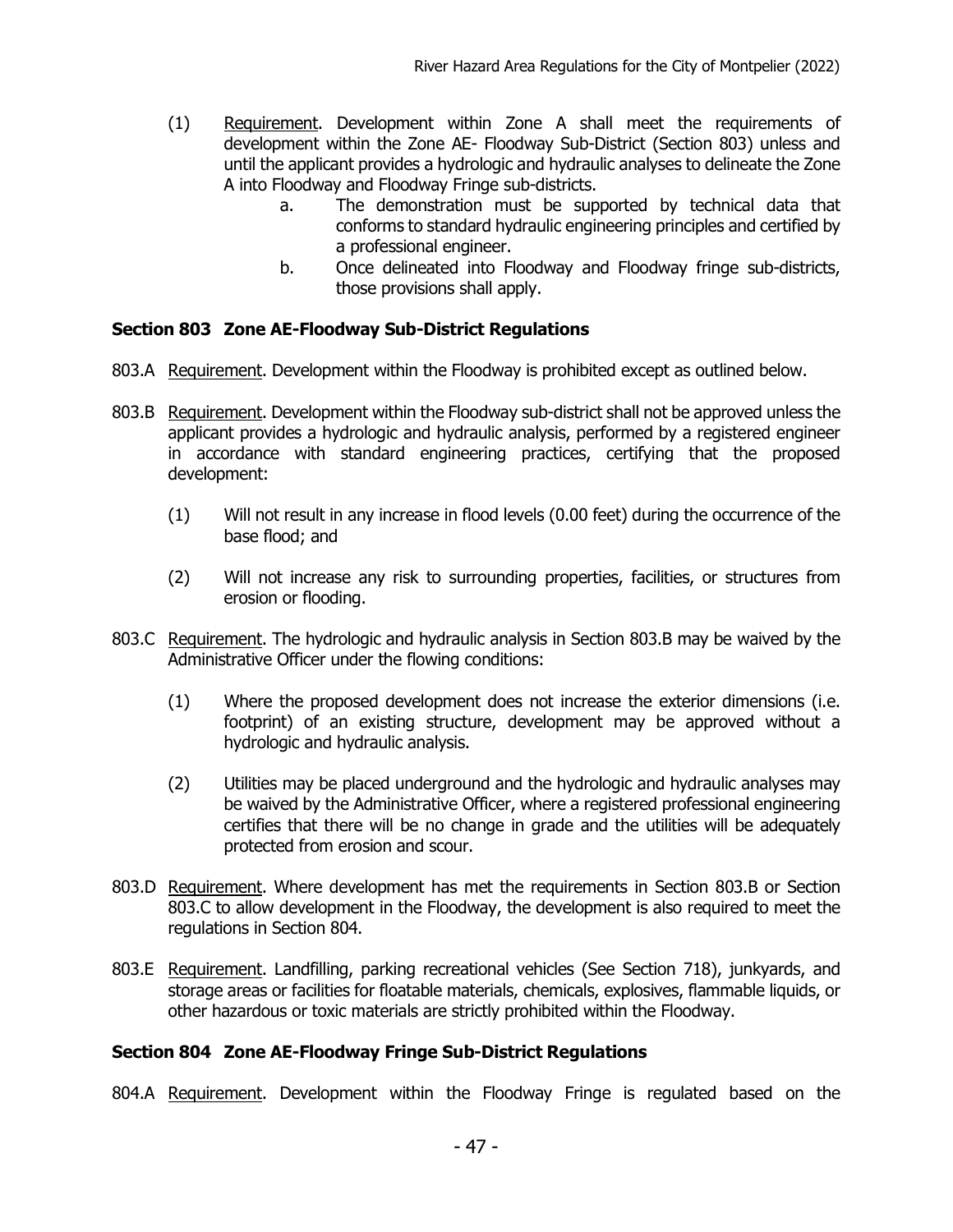(1) Requirement. Development within Zone A shall meet the requirements of development within the Zone AE- Floodway Sub-District (Section 803) unless and until the applicant provides a hydrologic and hydraulic analyses to delineate the Zone A into Floodway and Floodway Fringe sub-districts.

   a. The demonstration must be supported by technical data that conforms to standard hydraulic engineering principles and certified by a professional engineer.

   b. Once delineated into Floodway and Floodway fringe sub-districts, those provisions shall apply.

## Section 803 Zone AE-Floodway Sub-District Regulations

803.A Requirement. Development within the Floodway is prohibited except as outlined below.

803.B Requirement. Development within the Floodway sub-district shall not be approved unless the applicant provides a hydrologic and hydraulic analysis, performed by a registered engineer in accordance with standard engineering practices, certifying that the proposed development:

(1) Will not result in any increase in flood levels (0.00 feet) during the occurrence of the base flood; and

(2) Will not increase any risk to surrounding properties, facilities, or structures from erosion or flooding.

803.C Requirement. The hydrologic and hydraulic analysis in Section 803.B may be waived by the Administrative Officer under the flowing conditions:

(1) Where the proposed development does not increase the exterior dimensions (i.e. footprint) of an existing structure, development may be approved without a hydrologic and hydraulic analysis.

(2) Utilities may be placed underground and the hydrologic and hydraulic analyses may be waived by the Administrative Officer, where a registered professional engineering certifies that there will be no change in grade and the utilities will be adequately protected from erosion and scour.

803.D Requirement. Where development has met the requirements in Section 803.B or Section 803.C to allow development in the Floodway, the development is also required to meet the regulations in Section 804.

803.E Requirement. Landfilling, parking recreational vehicles (See Section 718), junkyards, and storage areas or facilities for floatable materials, chemicals, explosives, flammable liquids, or other hazardous or toxic materials are strictly prohibited within the Floodway.

## Section 804 Zone AE-Floodway Fringe Sub-District Regulations

804.A Requirement. Development within the Floodway Fringe is regulated based on the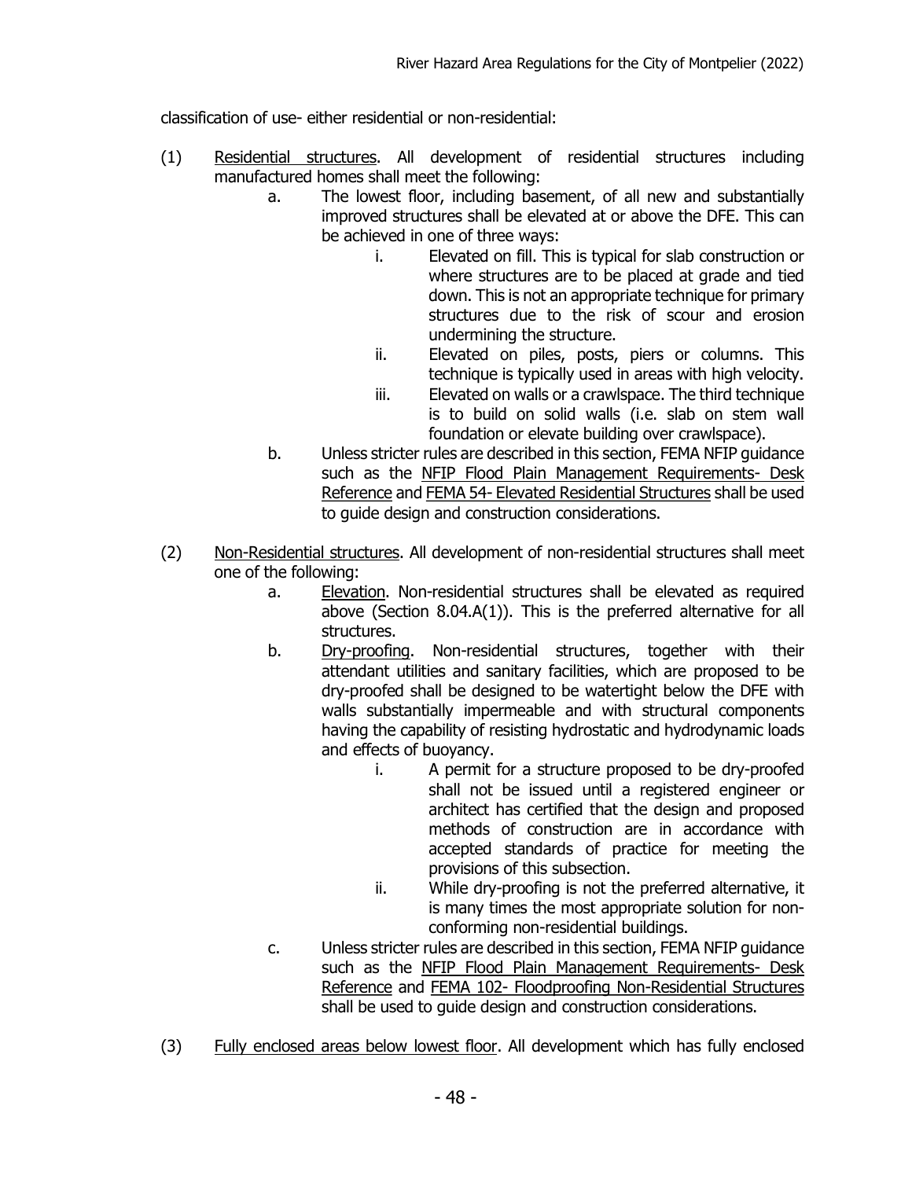classification of use- either residential or non-residential:

(1) Residential structures. All development of residential structures including manufactured homes shall meet the following:

   a. The lowest floor, including basement, of all new and substantially improved structures shall be elevated at or above the DFE. This can be achieved in one of three ways:

      i. Elevated on fill. This is typical for slab construction or where structures are to be placed at grade and tied down. This is not an appropriate technique for primary structures due to the risk of scour and erosion undermining the structure.

      ii. Elevated on piles, posts, piers or columns. This technique is typically used in areas with high velocity.

      iii. Elevated on walls or a crawlspace. The third technique is to build on solid walls (i.e. slab on stem wall foundation or elevate building over crawlspace).

   b. Unless stricter rules are described in this section, FEMA NFIP guidance such as the NFIP Flood Plain Management Requirements- Desk Reference and FEMA 54- Elevated Residential Structures shall be used to guide design and construction considerations.

(2) Non-Residential structures. All development of non-residential structures shall meet one of the following:

   a. Elevation. Non-residential structures shall be elevated as required above (Section 8.04.A(1)). This is the preferred alternative for all structures.

   b. Dry-proofing. Non-residential structures, together with their attendant utilities and sanitary facilities, which are proposed to be dry-proofed shall be designed to be watertight below the DFE with walls substantially impermeable and with structural components having the capability of resisting hydrostatic and hydrodynamic loads and effects of buoyancy.

      i. A permit for a structure proposed to be dry-proofed shall not be issued until a registered engineer or architect has certified that the design and proposed methods of construction are in accordance with accepted standards of practice for meeting the provisions of this subsection.

      ii. While dry-proofing is not the preferred alternative, it is many times the most appropriate solution for non-conforming non-residential buildings.

   c. Unless stricter rules are described in this section, FEMA NFIP guidance such as the NFIP Flood Plain Management Requirements- Desk Reference and FEMA 102- Floodproofing Non-Residential Structures shall be used to guide design and construction considerations.

(3) Fully enclosed areas below lowest floor. All development which has fully enclosed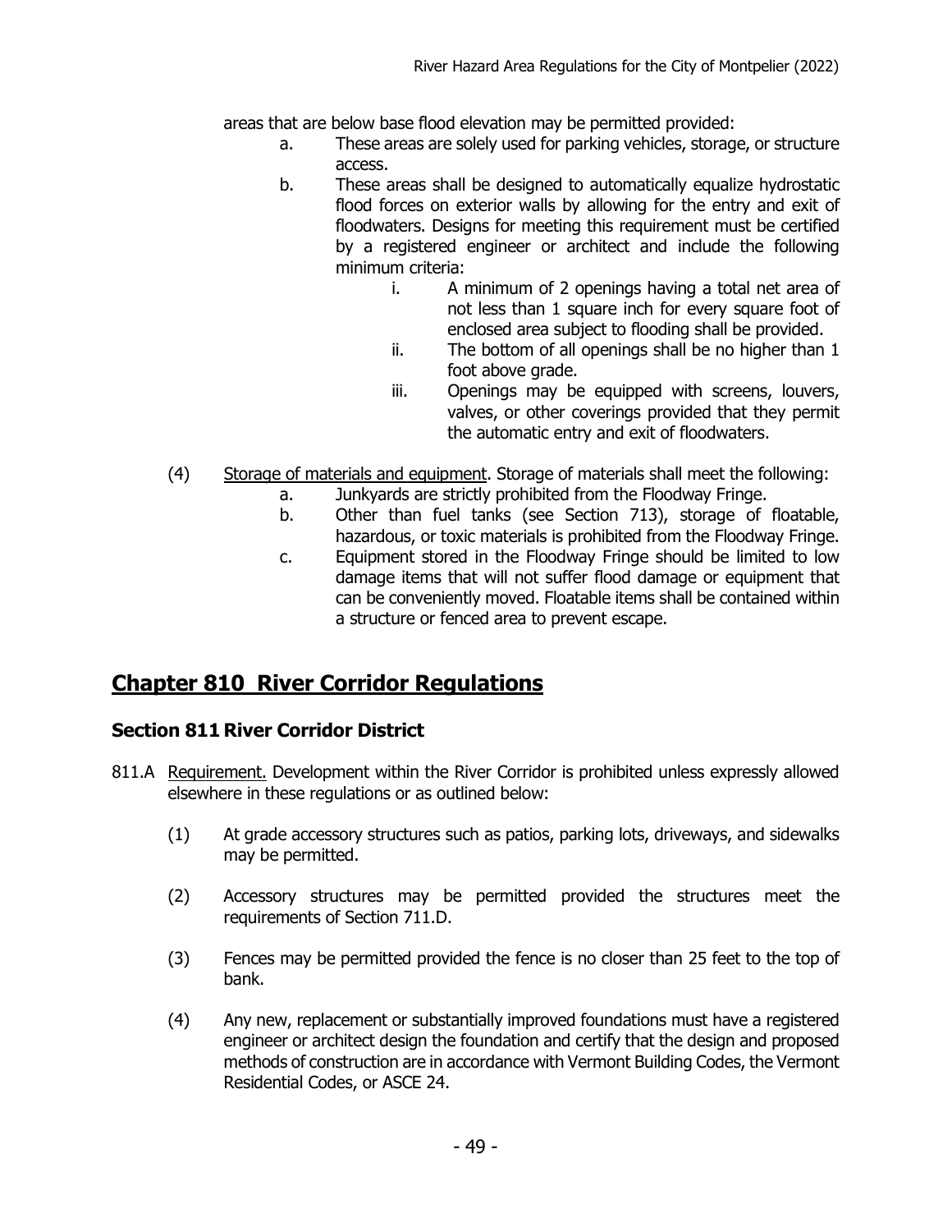areas that are below base flood elevation may be permitted provided:

a. These areas are solely used for parking vehicles, storage, or structure access.
b. These areas shall be designed to automatically equalize hydrostatic flood forces on exterior walls by allowing for the entry and exit of floodwaters. Designs for meeting this requirement must be certified by a registered engineer or architect and include the following minimum criteria:
    i. A minimum of 2 openings having a total net area of not less than 1 square inch for every square foot of enclosed area subject to flooding shall be provided.
    ii. The bottom of all openings shall be no higher than 1 foot above grade.
    iii. Openings may be equipped with screens, louvers, valves, or other coverings provided that they permit the automatic entry and exit of floodwaters.

(4) Storage of materials and equipment. Storage of materials shall meet the following:

a. Junkyards are strictly prohibited from the Floodway Fringe.
b. Other than fuel tanks (see Section 713), storage of floatable, hazardous, or toxic materials is prohibited from the Floodway Fringe.
c. Equipment stored in the Floodway Fringe should be limited to low damage items that will not suffer flood damage or equipment that can be conveniently moved. Floatable items shall be contained within a structure or fenced area to prevent escape.

# Chapter 810 River Corridor Regulations

## Section 811 River Corridor District

811.A Requirement. Development within the River Corridor is prohibited unless expressly allowed elsewhere in these regulations or as outlined below:

(1) At grade accessory structures such as patios, parking lots, driveways, and sidewalks may be permitted.

(2) Accessory structures may be permitted provided the structures meet the requirements of Section 711.D.

(3) Fences may be permitted provided the fence is no closer than 25 feet to the top of bank.

(4) Any new, replacement or substantially improved foundations must have a registered engineer or architect design the foundation and certify that the design and proposed methods of construction are in accordance with Vermont Building Codes, the Vermont Residential Codes, or ASCE 24.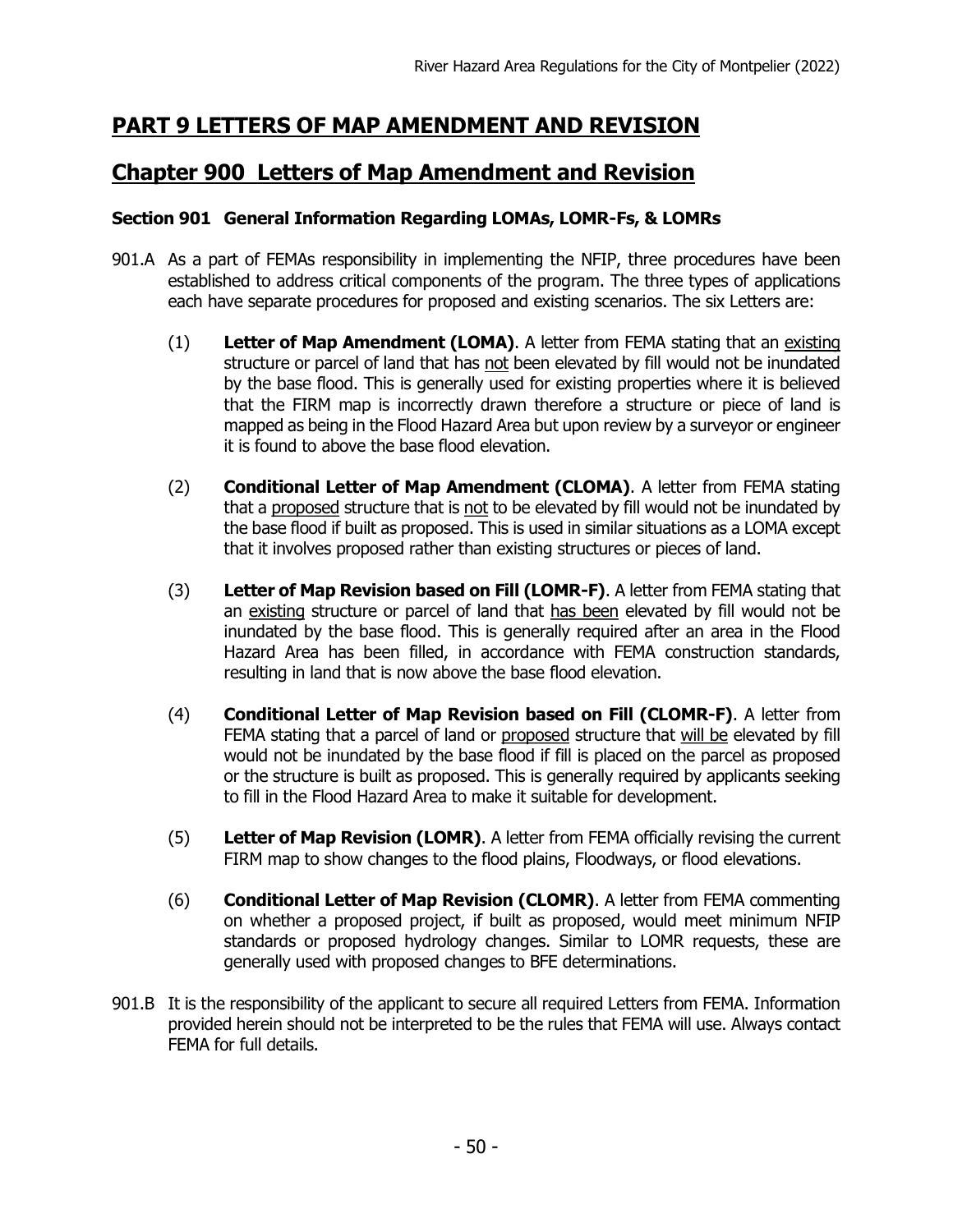# PART 9 LETTERS OF MAP AMENDMENT AND REVISION

# Chapter 900 Letters of Map Amendment and Revision

### Section 901 General Information Regarding LOMAs, LOMR-Fs, & LOMRs

901.A As a part of FEMAs responsibility in implementing the NFIP, three procedures have been established to address critical components of the program. The three types of applications each have separate procedures for proposed and existing scenarios. The six Letters are:

(1) **Letter of Map Amendment (LOMA)**. A letter from FEMA stating that an existing structure or parcel of land that has not been elevated by fill would not be inundated by the base flood. This is generally used for existing properties where it is believed that the FIRM map is incorrectly drawn therefore a structure or piece of land is mapped as being in the Flood Hazard Area but upon review by a surveyor or engineer it is found to above the base flood elevation.

(2) **Conditional Letter of Map Amendment (CLOMA)**. A letter from FEMA stating that a proposed structure that is not to be elevated by fill would not be inundated by the base flood if built as proposed. This is used in similar situations as a LOMA except that it involves proposed rather than existing structures or pieces of land.

(3) **Letter of Map Revision based on Fill (LOMR-F)**. A letter from FEMA stating that an existing structure or parcel of land that has been elevated by fill would not be inundated by the base flood. This is generally required after an area in the Flood Hazard Area has been filled, in accordance with FEMA construction standards, resulting in land that is now above the base flood elevation.

(4) **Conditional Letter of Map Revision based on Fill (CLOMR-F)**. A letter from FEMA stating that a parcel of land or proposed structure that will be elevated by fill would not be inundated by the base flood if fill is placed on the parcel as proposed or the structure is built as proposed. This is generally required by applicants seeking to fill in the Flood Hazard Area to make it suitable for development.

(5) **Letter of Map Revision (LOMR)**. A letter from FEMA officially revising the current FIRM map to show changes to the flood plains, Floodways, or flood elevations.

(6) **Conditional Letter of Map Revision (CLOMR)**. A letter from FEMA commenting on whether a proposed project, if built as proposed, would meet minimum NFIP standards or proposed hydrology changes. Similar to LOMR requests, these are generally used with proposed changes to BFE determinations.

901.B It is the responsibility of the applicant to secure all required Letters from FEMA. Information provided herein should not be interpreted to be the rules that FEMA will use. Always contact FEMA for full details.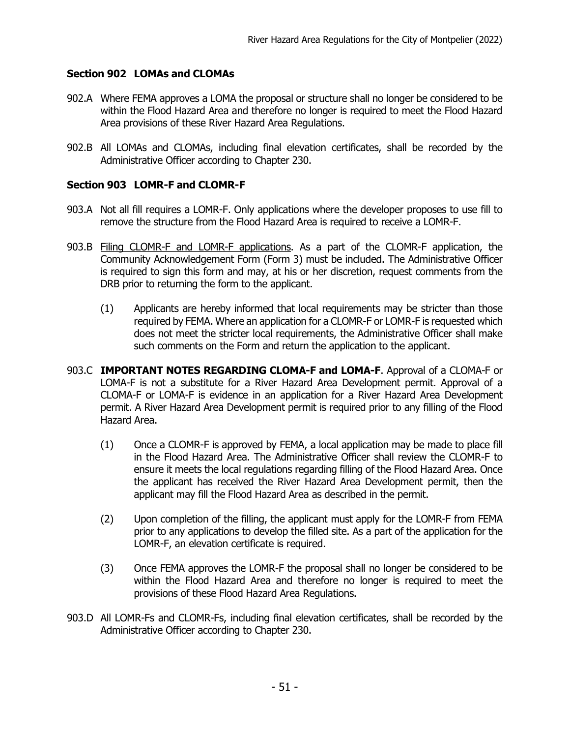### Section 902 LOMAs and CLOMAs

902.A Where FEMA approves a LOMA the proposal or structure shall no longer be considered to be within the Flood Hazard Area and therefore no longer is required to meet the Flood Hazard Area provisions of these River Hazard Area Regulations.

902.B All LOMAs and CLOMAs, including final elevation certificates, shall be recorded by the Administrative Officer according to Chapter 230.

### Section 903 LOMR-F and CLOMR-F

903.A Not all fill requires a LOMR-F. Only applications where the developer proposes to use fill to remove the structure from the Flood Hazard Area is required to receive a LOMR-F.

903.B Filing CLOMR-F and LOMR-F applications. As a part of the CLOMR-F application, the Community Acknowledgement Form (Form 3) must be included. The Administrative Officer is required to sign this form and may, at his or her discretion, request comments from the DRB prior to returning the form to the applicant.

(1) Applicants are hereby informed that local requirements may be stricter than those required by FEMA. Where an application for a CLOMR-F or LOMR-F is requested which does not meet the stricter local requirements, the Administrative Officer shall make such comments on the Form and return the application to the applicant.

903.C **IMPORTANT NOTES REGARDING CLOMA-F and LOMA-F**. Approval of a CLOMA-F or LOMA-F is not a substitute for a River Hazard Area Development permit. Approval of a CLOMA-F or LOMA-F is evidence in an application for a River Hazard Area Development permit. A River Hazard Area Development permit is required prior to any filling of the Flood Hazard Area.

(1) Once a CLOMR-F is approved by FEMA, a local application may be made to place fill in the Flood Hazard Area. The Administrative Officer shall review the CLOMR-F to ensure it meets the local regulations regarding filling of the Flood Hazard Area. Once the applicant has received the River Hazard Area Development permit, then the applicant may fill the Flood Hazard Area as described in the permit.

(2) Upon completion of the filling, the applicant must apply for the LOMR-F from FEMA prior to any applications to develop the filled site. As a part of the application for the LOMR-F, an elevation certificate is required.

(3) Once FEMA approves the LOMR-F the proposal shall no longer be considered to be within the Flood Hazard Area and therefore no longer is required to meet the provisions of these Flood Hazard Area Regulations.

903.D All LOMR-Fs and CLOMR-Fs, including final elevation certificates, shall be recorded by the Administrative Officer according to Chapter 230.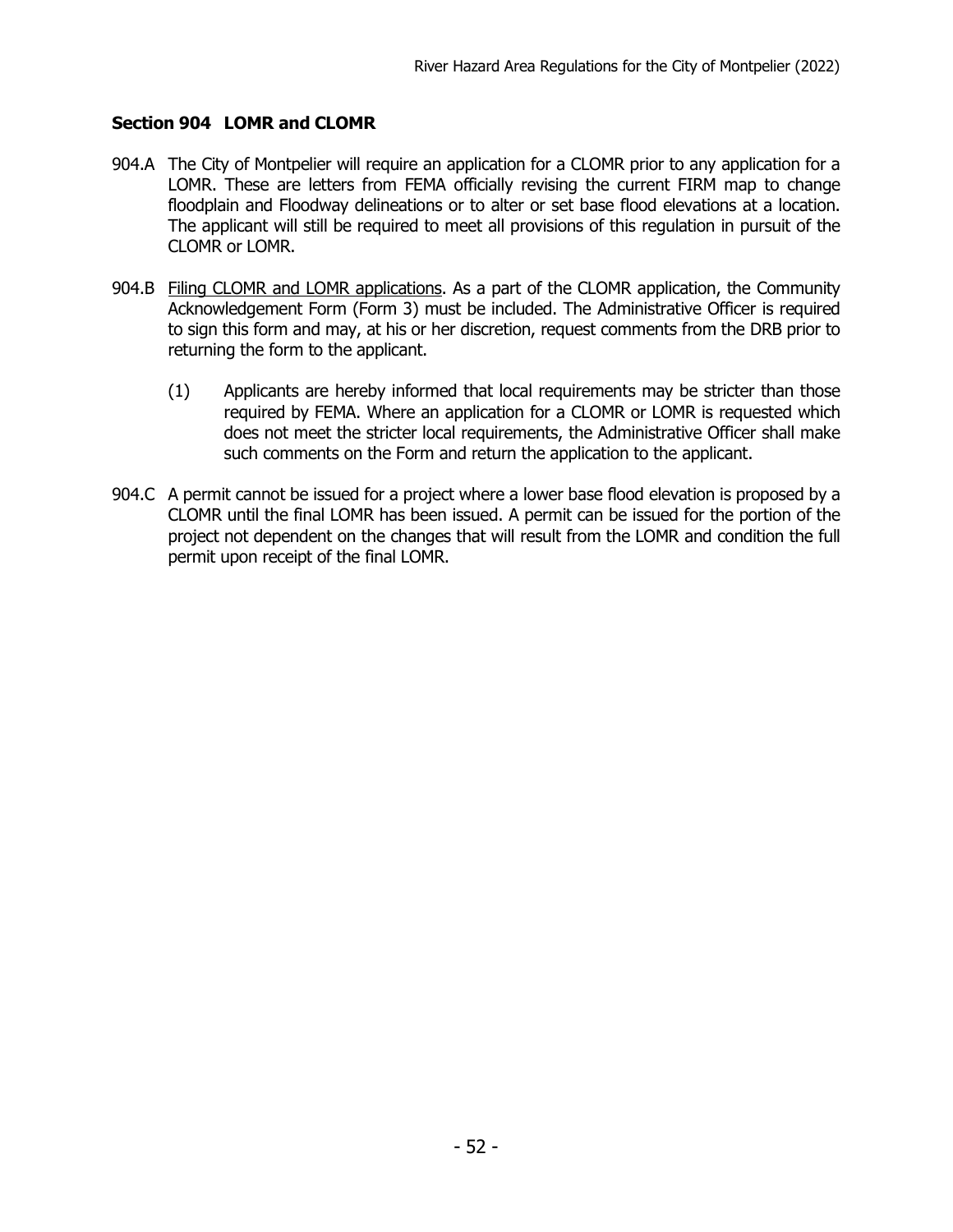## Section 904 LOMR and CLOMR

904.A The City of Montpelier will require an application for a CLOMR prior to any application for a LOMR. These are letters from FEMA officially revising the current FIRM map to change floodplain and Floodway delineations or to alter or set base flood elevations at a location. The applicant will still be required to meet all provisions of this regulation in pursuit of the CLOMR or LOMR.

904.B Filing CLOMR and LOMR applications. As a part of the CLOMR application, the Community Acknowledgement Form (Form 3) must be included. The Administrative Officer is required to sign this form and may, at his or her discretion, request comments from the DRB prior to returning the form to the applicant.

(1) Applicants are hereby informed that local requirements may be stricter than those required by FEMA. Where an application for a CLOMR or LOMR is requested which does not meet the stricter local requirements, the Administrative Officer shall make such comments on the Form and return the application to the applicant.

904.C A permit cannot be issued for a project where a lower base flood elevation is proposed by a CLOMR until the final LOMR has been issued. A permit can be issued for the portion of the project not dependent on the changes that will result from the LOMR and condition the full permit upon receipt of the final LOMR.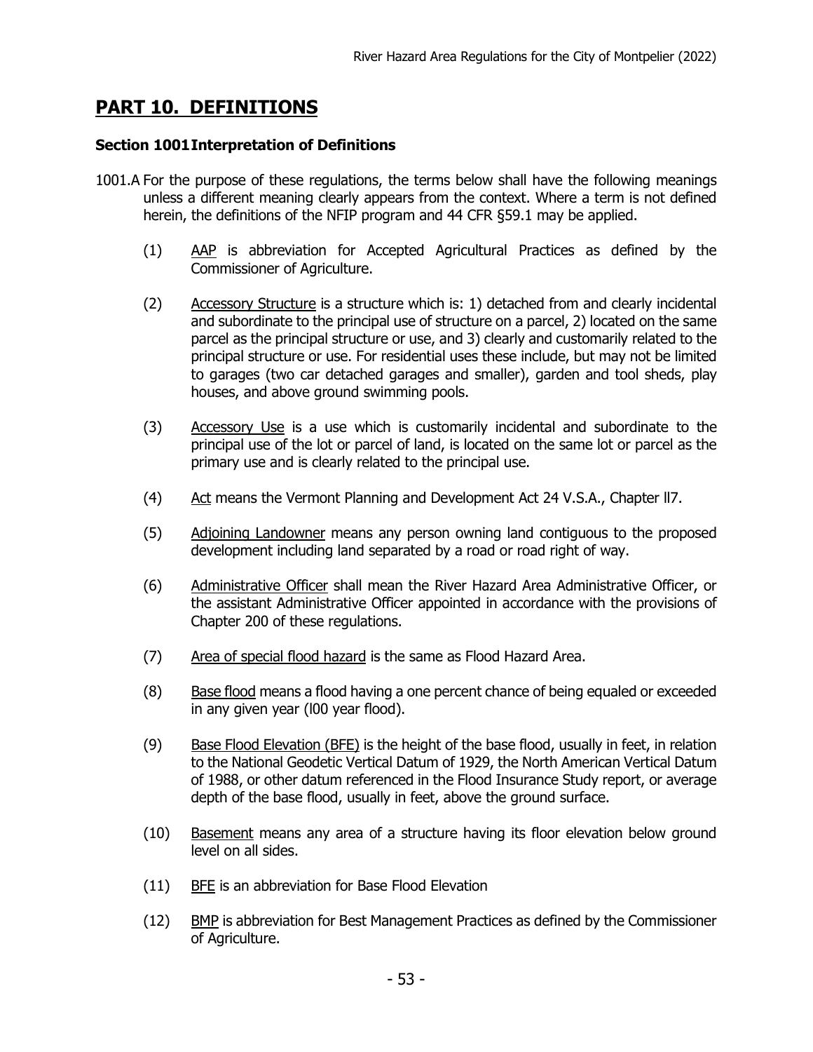# PART 10. DEFINITIONS

### Section 1001 Interpretation of Definitions

1001.A For the purpose of these regulations, the terms below shall have the following meanings unless a different meaning clearly appears from the context. Where a term is not defined herein, the definitions of the NFIP program and 44 CFR §59.1 may be applied.

(1) AAP is abbreviation for Accepted Agricultural Practices as defined by the Commissioner of Agriculture.

(2) Accessory Structure is a structure which is: 1) detached from and clearly incidental and subordinate to the principal use of structure on a parcel, 2) located on the same parcel as the principal structure or use, and 3) clearly and customarily related to the principal structure or use. For residential uses these include, but may not be limited to garages (two car detached garages and smaller), garden and tool sheds, play houses, and above ground swimming pools.

(3) Accessory Use is a use which is customarily incidental and subordinate to the principal use of the lot or parcel of land, is located on the same lot or parcel as the primary use and is clearly related to the principal use.

(4) Act means the Vermont Planning and Development Act 24 V.S.A., Chapter ll7.

(5) Adjoining Landowner means any person owning land contiguous to the proposed development including land separated by a road or road right of way.

(6) Administrative Officer shall mean the River Hazard Area Administrative Officer, or the assistant Administrative Officer appointed in accordance with the provisions of Chapter 200 of these regulations.

(7) Area of special flood hazard is the same as Flood Hazard Area.

(8) Base flood means a flood having a one percent chance of being equaled or exceeded in any given year (l00 year flood).

(9) Base Flood Elevation (BFE) is the height of the base flood, usually in feet, in relation to the National Geodetic Vertical Datum of 1929, the North American Vertical Datum of 1988, or other datum referenced in the Flood Insurance Study report, or average depth of the base flood, usually in feet, above the ground surface.

(10) Basement means any area of a structure having its floor elevation below ground level on all sides.

(11) BFE is an abbreviation for Base Flood Elevation

(12) BMP is abbreviation for Best Management Practices as defined by the Commissioner of Agriculture.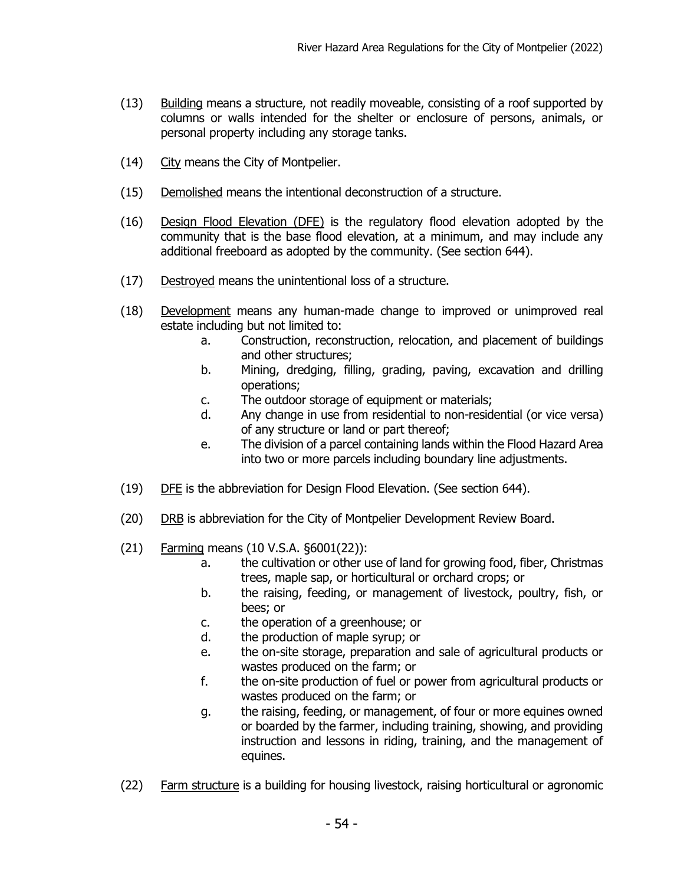(13) Building means a structure, not readily moveable, consisting of a roof supported by columns or walls intended for the shelter or enclosure of persons, animals, or personal property including any storage tanks.

(14) City means the City of Montpelier.

(15) Demolished means the intentional deconstruction of a structure.

(16) Design Flood Elevation (DFE) is the regulatory flood elevation adopted by the community that is the base flood elevation, at a minimum, and may include any additional freeboard as adopted by the community. (See section 644).

(17) Destroyed means the unintentional loss of a structure.

(18) Development means any human-made change to improved or unimproved real estate including but not limited to:
   - a. Construction, reconstruction, relocation, and placement of buildings and other structures;
   - b. Mining, dredging, filling, grading, paving, excavation and drilling operations;
   - c. The outdoor storage of equipment or materials;
   - d. Any change in use from residential to non-residential (or vice versa) of any structure or land or part thereof;
   - e. The division of a parcel containing lands within the Flood Hazard Area into two or more parcels including boundary line adjustments.

(19) DFE is the abbreviation for Design Flood Elevation. (See section 644).

(20) DRB is abbreviation for the City of Montpelier Development Review Board.

(21) Farming means (10 V.S.A. §6001(22)):
   - a. the cultivation or other use of land for growing food, fiber, Christmas trees, maple sap, or horticultural or orchard crops; or
   - b. the raising, feeding, or management of livestock, poultry, fish, or bees; or
   - c. the operation of a greenhouse; or
   - d. the production of maple syrup; or
   - e. the on-site storage, preparation and sale of agricultural products or wastes produced on the farm; or
   - f. the on-site production of fuel or power from agricultural products or wastes produced on the farm; or
   - g. the raising, feeding, or management, of four or more equines owned or boarded by the farmer, including training, showing, and providing instruction and lessons in riding, training, and the management of equines.

(22) Farm structure is a building for housing livestock, raising horticultural or agronomic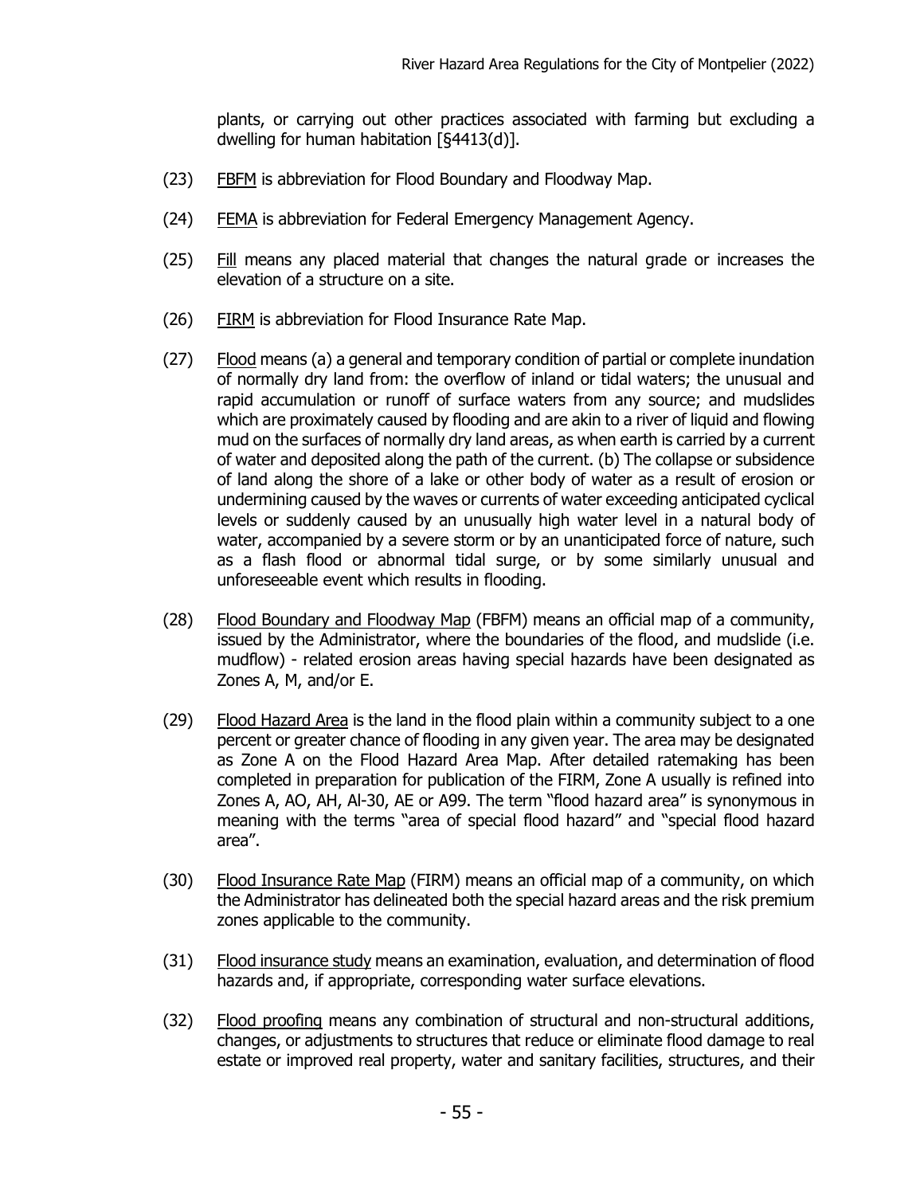plants, or carrying out other practices associated with farming but excluding a dwelling for human habitation [§4413(d)].

(23) FBFM is abbreviation for Flood Boundary and Floodway Map.

(24) FEMA is abbreviation for Federal Emergency Management Agency.

(25) Fill means any placed material that changes the natural grade or increases the elevation of a structure on a site.

(26) FIRM is abbreviation for Flood Insurance Rate Map.

(27) Flood means (a) a general and temporary condition of partial or complete inundation of normally dry land from: the overflow of inland or tidal waters; the unusual and rapid accumulation or runoff of surface waters from any source; and mudslides which are proximately caused by flooding and are akin to a river of liquid and flowing mud on the surfaces of normally dry land areas, as when earth is carried by a current of water and deposited along the path of the current. (b) The collapse or subsidence of land along the shore of a lake or other body of water as a result of erosion or undermining caused by the waves or currents of water exceeding anticipated cyclical levels or suddenly caused by an unusually high water level in a natural body of water, accompanied by a severe storm or by an unanticipated force of nature, such as a flash flood or abnormal tidal surge, or by some similarly unusual and unforeseeable event which results in flooding.

(28) Flood Boundary and Floodway Map (FBFM) means an official map of a community, issued by the Administrator, where the boundaries of the flood, and mudslide (i.e. mudflow) - related erosion areas having special hazards have been designated as Zones A, M, and/or E.

(29) Flood Hazard Area is the land in the flood plain within a community subject to a one percent or greater chance of flooding in any given year. The area may be designated as Zone A on the Flood Hazard Area Map. After detailed ratemaking has been completed in preparation for publication of the FIRM, Zone A usually is refined into Zones A, AO, AH, Al-30, AE or A99. The term "flood hazard area" is synonymous in meaning with the terms "area of special flood hazard" and "special flood hazard area".

(30) Flood Insurance Rate Map (FIRM) means an official map of a community, on which the Administrator has delineated both the special hazard areas and the risk premium zones applicable to the community.

(31) Flood insurance study means an examination, evaluation, and determination of flood hazards and, if appropriate, corresponding water surface elevations.

(32) Flood proofing means any combination of structural and non-structural additions, changes, or adjustments to structures that reduce or eliminate flood damage to real estate or improved real property, water and sanitary facilities, structures, and their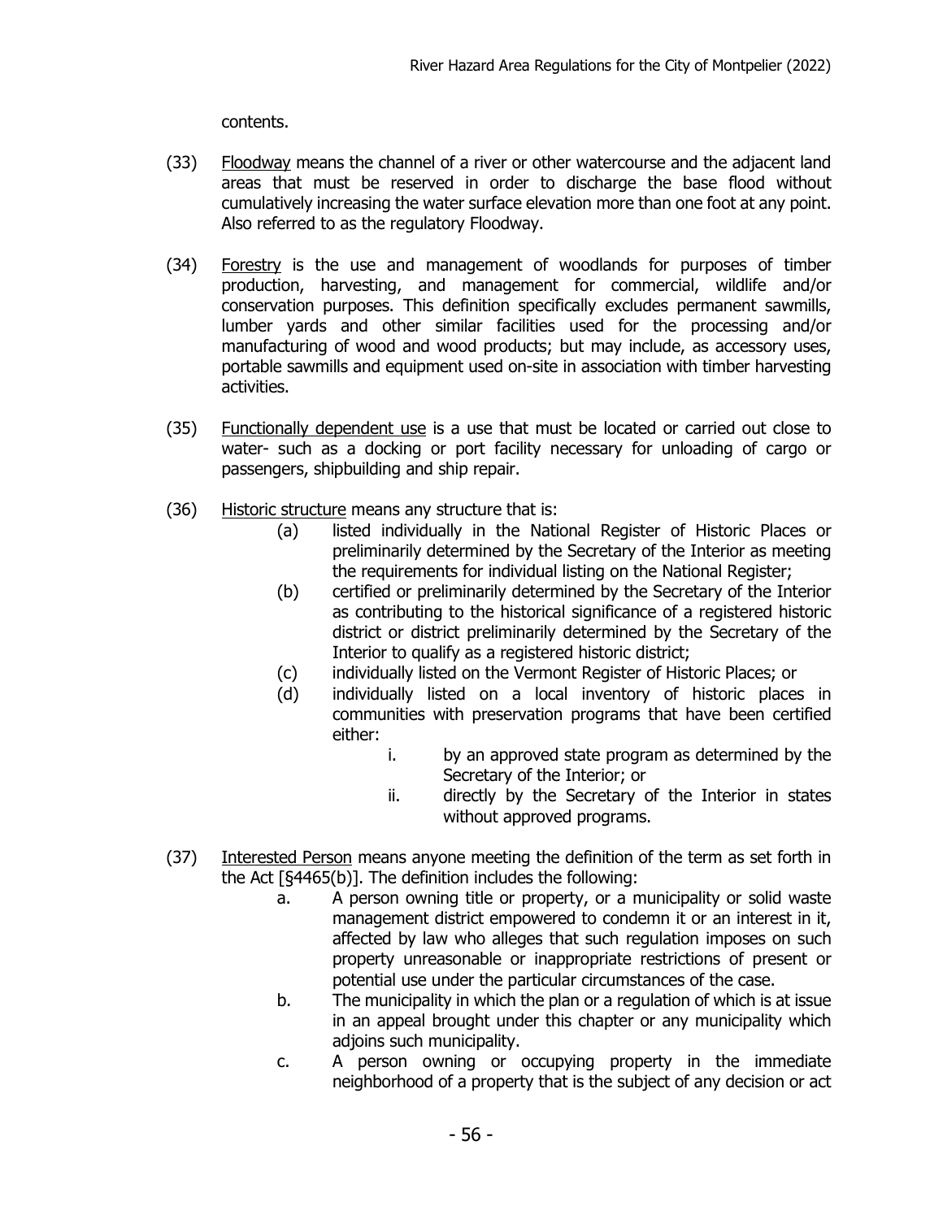contents.

(33) <u>Floodway</u> means the channel of a river or other watercourse and the adjacent land areas that must be reserved in order to discharge the base flood without cumulatively increasing the water surface elevation more than one foot at any point. Also referred to as the regulatory Floodway.

(34) <u>Forestry</u> is the use and management of woodlands for purposes of timber production, harvesting, and management for commercial, wildlife and/or conservation purposes. This definition specifically excludes permanent sawmills, lumber yards and other similar facilities used for the processing and/or manufacturing of wood and wood products; but may include, as accessory uses, portable sawmills and equipment used on-site in association with timber harvesting activities.

(35) <u>Functionally dependent use</u> is a use that must be located or carried out close to water- such as a docking or port facility necessary for unloading of cargo or passengers, shipbuilding and ship repair.

(36) <u>Historic structure</u> means any structure that is:

   (a) listed individually in the National Register of Historic Places or preliminarily determined by the Secretary of the Interior as meeting the requirements for individual listing on the National Register;

   (b) certified or preliminarily determined by the Secretary of the Interior as contributing to the historical significance of a registered historic district or district preliminarily determined by the Secretary of the Interior to qualify as a registered historic district;

   (c) individually listed on the Vermont Register of Historic Places; or

   (d) individually listed on a local inventory of historic places in communities with preservation programs that have been certified either:

      i. by an approved state program as determined by the Secretary of the Interior; or

      ii. directly by the Secretary of the Interior in states without approved programs.

(37) <u>Interested Person</u> means anyone meeting the definition of the term as set forth in the Act [§4465(b)]. The definition includes the following:

   a. A person owning title or property, or a municipality or solid waste management district empowered to condemn it or an interest in it, affected by law who alleges that such regulation imposes on such property unreasonable or inappropriate restrictions of present or potential use under the particular circumstances of the case.

   b. The municipality in which the plan or a regulation of which is at issue in an appeal brought under this chapter or any municipality which adjoins such municipality.

   c. A person owning or occupying property in the immediate neighborhood of a property that is the subject of any decision or act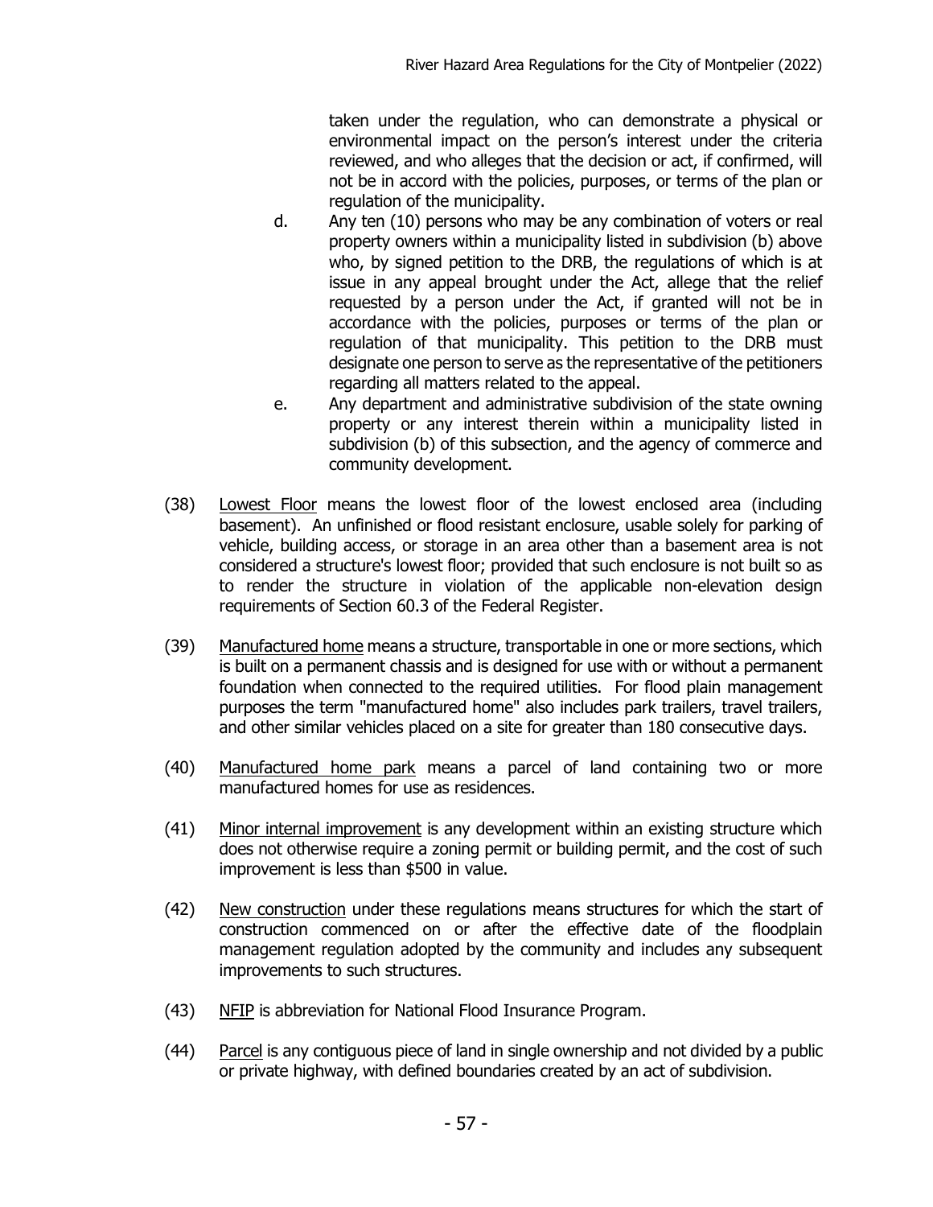taken under the regulation, who can demonstrate a physical or environmental impact on the person's interest under the criteria reviewed, and who alleges that the decision or act, if confirmed, will not be in accord with the policies, purposes, or terms of the plan or regulation of the municipality.

d. Any ten (10) persons who may be any combination of voters or real property owners within a municipality listed in subdivision (b) above who, by signed petition to the DRB, the regulations of which is at issue in any appeal brought under the Act, allege that the relief requested by a person under the Act, if granted will not be in accordance with the policies, purposes or terms of the plan or regulation of that municipality. This petition to the DRB must designate one person to serve as the representative of the petitioners regarding all matters related to the appeal.

e. Any department and administrative subdivision of the state owning property or any interest therein within a municipality listed in subdivision (b) of this subsection, and the agency of commerce and community development.

(38) Lowest Floor means the lowest floor of the lowest enclosed area (including basement). An unfinished or flood resistant enclosure, usable solely for parking of vehicle, building access, or storage in an area other than a basement area is not considered a structure's lowest floor; provided that such enclosure is not built so as to render the structure in violation of the applicable non-elevation design requirements of Section 60.3 of the Federal Register.

(39) Manufactured home means a structure, transportable in one or more sections, which is built on a permanent chassis and is designed for use with or without a permanent foundation when connected to the required utilities. For flood plain management purposes the term "manufactured home" also includes park trailers, travel trailers, and other similar vehicles placed on a site for greater than 180 consecutive days.

(40) Manufactured home park means a parcel of land containing two or more manufactured homes for use as residences.

(41) Minor internal improvement is any development within an existing structure which does not otherwise require a zoning permit or building permit, and the cost of such improvement is less than $500 in value.

(42) New construction under these regulations means structures for which the start of construction commenced on or after the effective date of the floodplain management regulation adopted by the community and includes any subsequent improvements to such structures.

(43) NFIP is abbreviation for National Flood Insurance Program.

(44) Parcel is any contiguous piece of land in single ownership and not divided by a public or private highway, with defined boundaries created by an act of subdivision.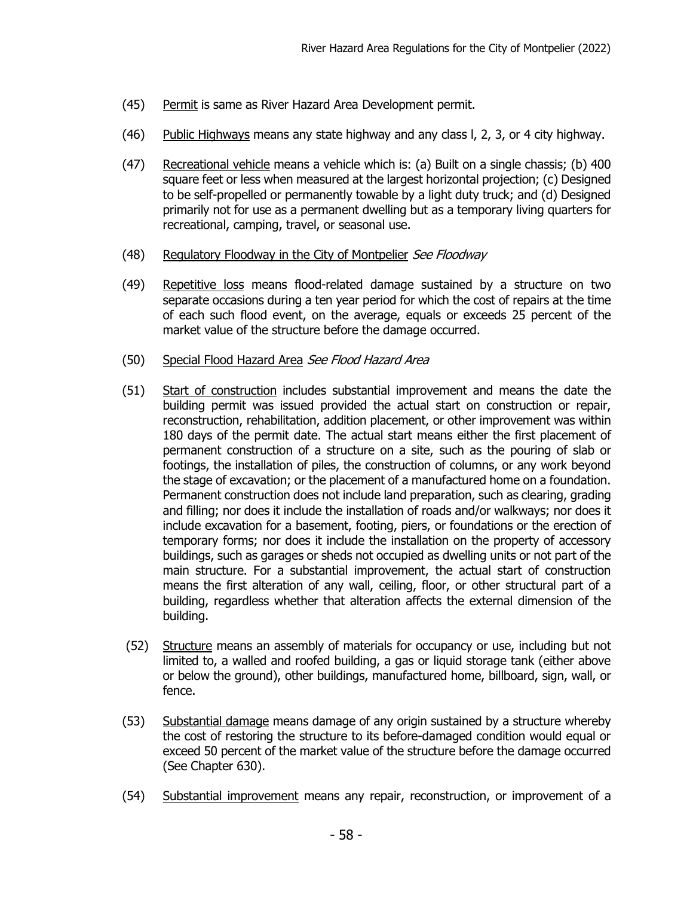(45) Permit is same as River Hazard Area Development permit.

(46) Public Highways means any state highway and any class l, 2, 3, or 4 city highway.

(47) Recreational vehicle means a vehicle which is: (a) Built on a single chassis; (b) 400 square feet or less when measured at the largest horizontal projection; (c) Designed to be self-propelled or permanently towable by a light duty truck; and (d) Designed primarily not for use as a permanent dwelling but as a temporary living quarters for recreational, camping, travel, or seasonal use.

(48) Regulatory Floodway in the City of Montpelier *See Floodway*

(49) Repetitive loss means flood-related damage sustained by a structure on two separate occasions during a ten year period for which the cost of repairs at the time of each such flood event, on the average, equals or exceeds 25 percent of the market value of the structure before the damage occurred.

(50) Special Flood Hazard Area *See Flood Hazard Area*

(51) Start of construction includes substantial improvement and means the date the building permit was issued provided the actual start on construction or repair, reconstruction, rehabilitation, addition placement, or other improvement was within 180 days of the permit date. The actual start means either the first placement of permanent construction of a structure on a site, such as the pouring of slab or footings, the installation of piles, the construction of columns, or any work beyond the stage of excavation; or the placement of a manufactured home on a foundation. Permanent construction does not include land preparation, such as clearing, grading and filling; nor does it include the installation of roads and/or walkways; nor does it include excavation for a basement, footing, piers, or foundations or the erection of temporary forms; nor does it include the installation on the property of accessory buildings, such as garages or sheds not occupied as dwelling units or not part of the main structure. For a substantial improvement, the actual start of construction means the first alteration of any wall, ceiling, floor, or other structural part of a building, regardless whether that alteration affects the external dimension of the building.

(52) Structure means an assembly of materials for occupancy or use, including but not limited to, a walled and roofed building, a gas or liquid storage tank (either above or below the ground), other buildings, manufactured home, billboard, sign, wall, or fence.

(53) Substantial damage means damage of any origin sustained by a structure whereby the cost of restoring the structure to its before-damaged condition would equal or exceed 50 percent of the market value of the structure before the damage occurred (See Chapter 630).

(54) Substantial improvement means any repair, reconstruction, or improvement of a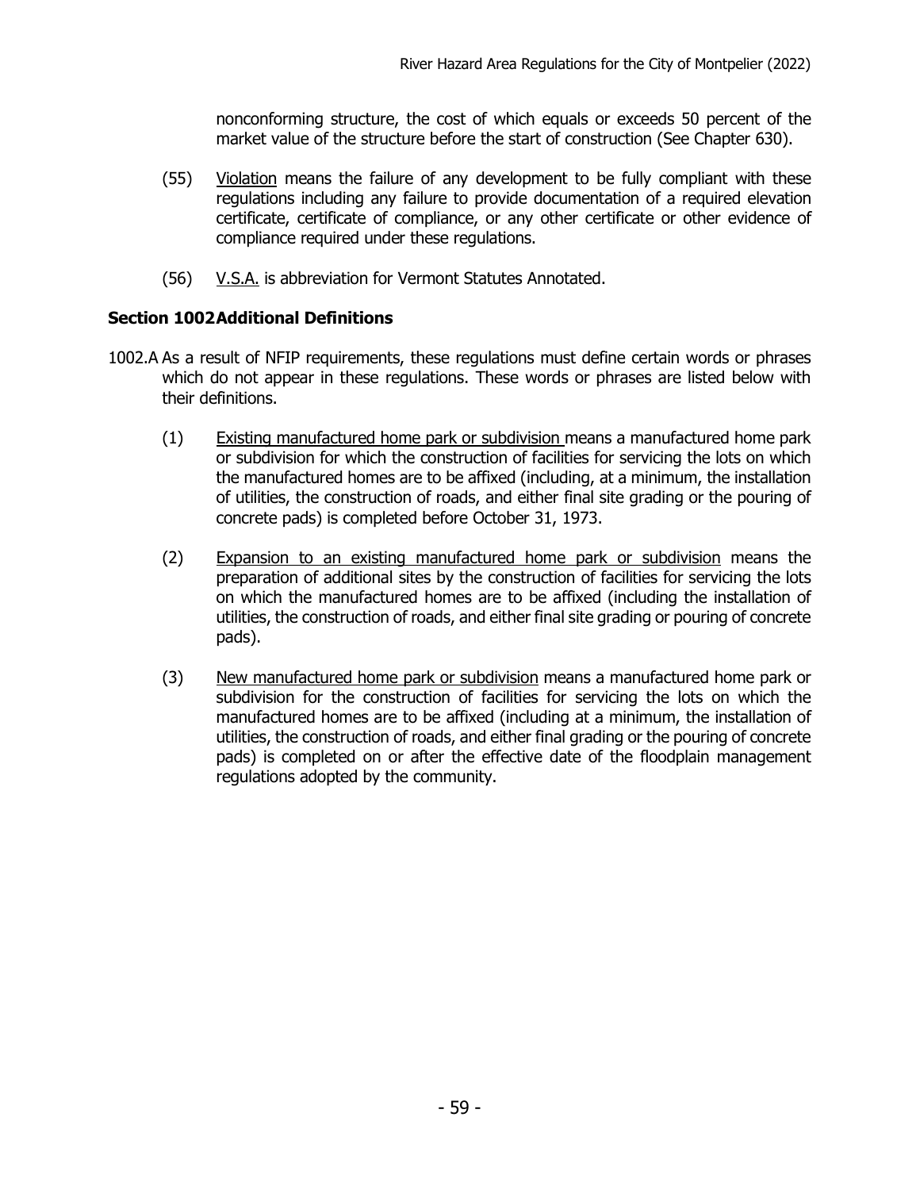nonconforming structure, the cost of which equals or exceeds 50 percent of the market value of the structure before the start of construction (See Chapter 630).

(55) Violation means the failure of any development to be fully compliant with these regulations including any failure to provide documentation of a required elevation certificate, certificate of compliance, or any other certificate or other evidence of compliance required under these regulations.

(56) V.S.A. is abbreviation for Vermont Statutes Annotated.

### Section 1002 Additional Definitions

1002.A As a result of NFIP requirements, these regulations must define certain words or phrases which do not appear in these regulations. These words or phrases are listed below with their definitions.

(1) Existing manufactured home park or subdivision means a manufactured home park or subdivision for which the construction of facilities for servicing the lots on which the manufactured homes are to be affixed (including, at a minimum, the installation of utilities, the construction of roads, and either final site grading or the pouring of concrete pads) is completed before October 31, 1973.

(2) Expansion to an existing manufactured home park or subdivision means the preparation of additional sites by the construction of facilities for servicing the lots on which the manufactured homes are to be affixed (including the installation of utilities, the construction of roads, and either final site grading or pouring of concrete pads).

(3) New manufactured home park or subdivision means a manufactured home park or subdivision for the construction of facilities for servicing the lots on which the manufactured homes are to be affixed (including at a minimum, the installation of utilities, the construction of roads, and either final grading or the pouring of concrete pads) is completed on or after the effective date of the floodplain management regulations adopted by the community.